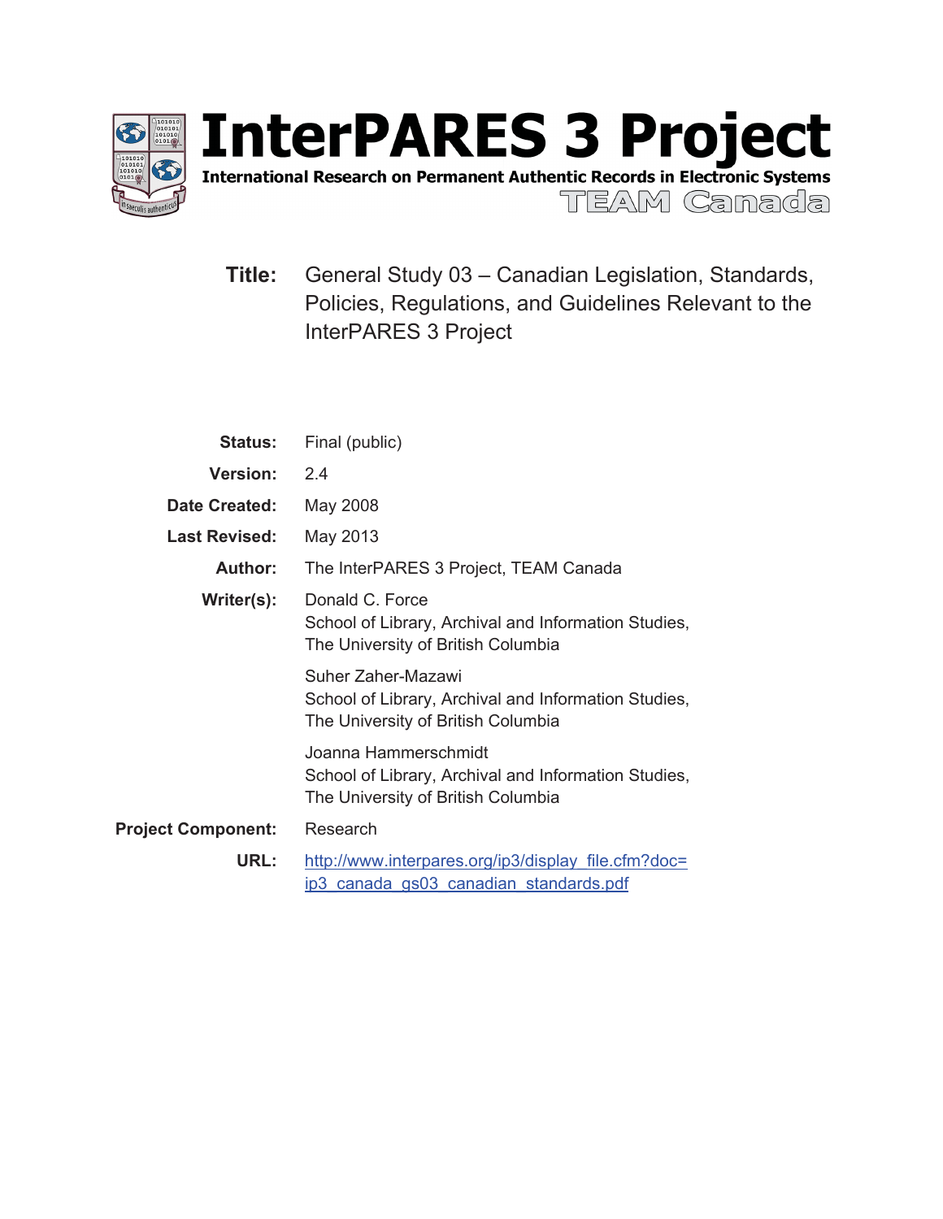# InterPARES 3 Project

**International Research on Permanent Authentic Records in Electronic Systems**

TEAM Canada

**Title:** General Study 03 – Canadian Legislation, Standards, Policies, Regulations, and Guidelines Relevant to the InterPARES 3 Project

**Status:** Final (public)

**Version:** 2.4

**Date Created:** May 2008

**Last Revised:** May 2013

**Author:** The InterPARES 3 Project, TEAM Canada

**Writer(s):** Donald C. Force
School of Library, Archival and Information Studies,
The University of British Columbia

Suher Zaher-Mazawi
School of Library, Archival and Information Studies,
The University of British Columbia

Joanna Hammerschmidt
School of Library, Archival and Information Studies,
The University of British Columbia

**Project Component:** Research

**URL:** http://www.interpares.org/ip3/display_file.cfm?doc=ip3_canada_gs03_canadian_standards.pdf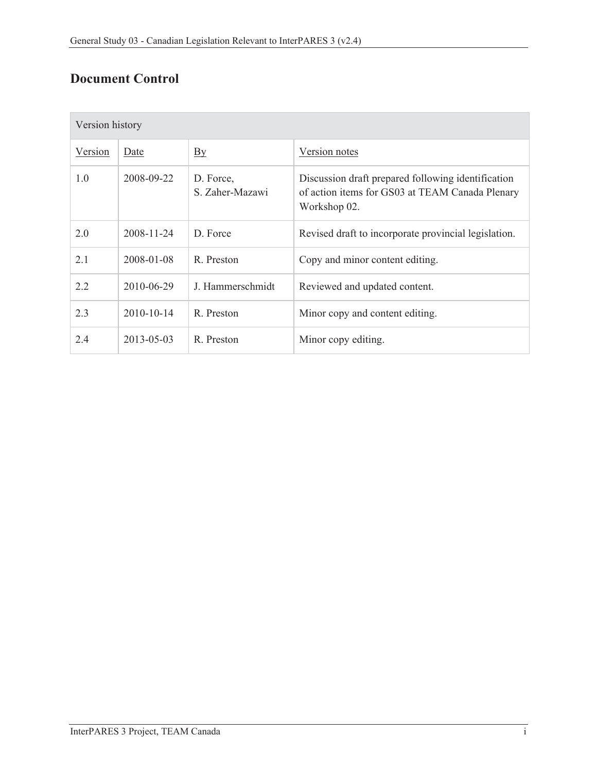## Document Control

| Version history | | | |
|---|---|---|---|
| Version | Date | By | Version notes |
| 1.0 | 2008-09-22 | D. Force, S. Zaher-Mazawi | Discussion draft prepared following identification of action items for GS03 at TEAM Canada Plenary Workshop 02. |
| 2.0 | 2008-11-24 | D. Force | Revised draft to incorporate provincial legislation. |
| 2.1 | 2008-01-08 | R. Preston | Copy and minor content editing. |
| 2.2 | 2010-06-29 | J. Hammerschmidt | Reviewed and updated content. |
| 2.3 | 2010-10-14 | R. Preston | Minor copy and content editing. |
| 2.4 | 2013-05-03 | R. Preston | Minor copy editing. |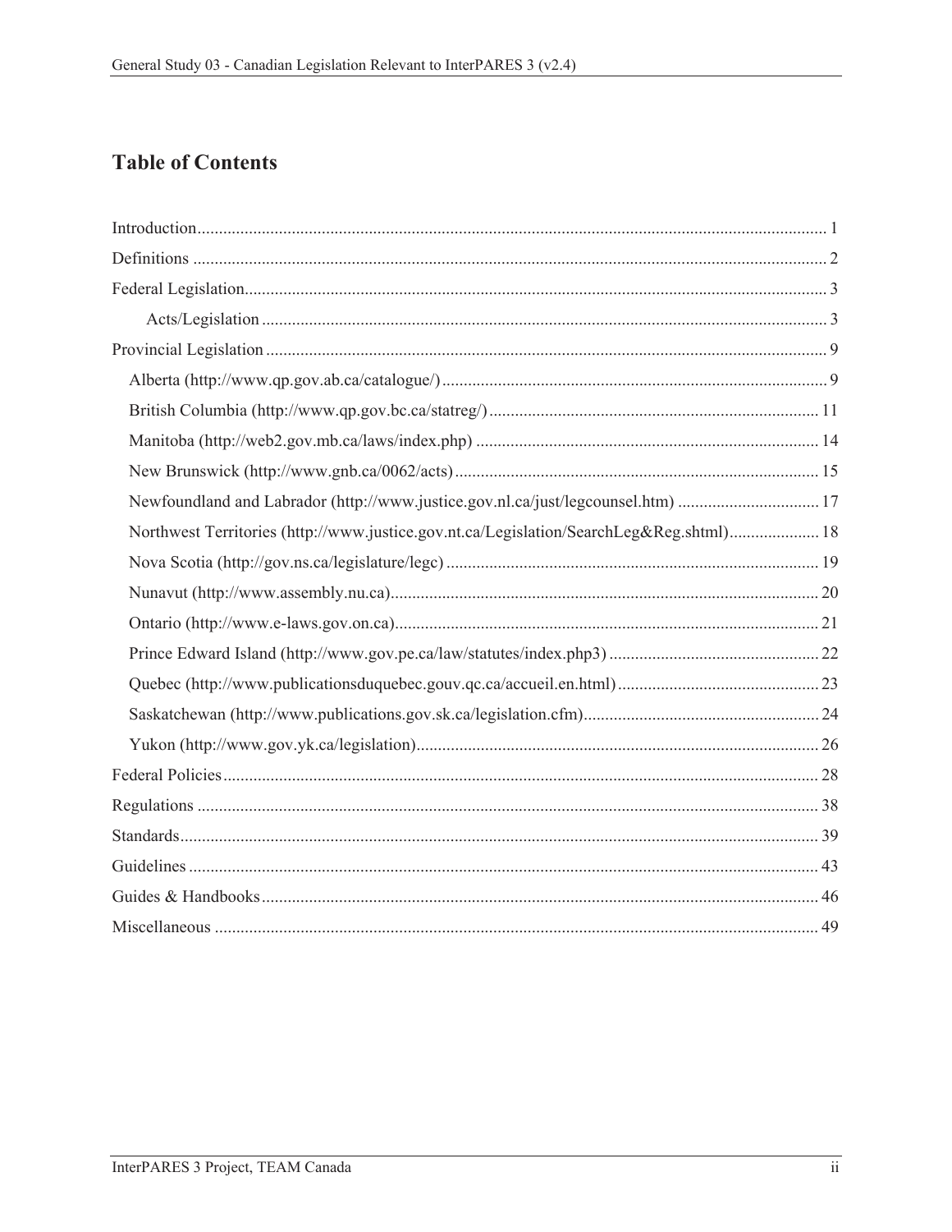# Table of Contents

Introduction ........................................................................................................................................ 1
Definitions ......................................................................................................................................... 2
Federal Legislation............................................................................................................................. 3
    Acts/Legislation ............................................................................................................................ 3
Provincial Legislation ........................................................................................................................ 9
    Alberta (http://www.qp.gov.ab.ca/catalogue/) ............................................................................... 9
    British Columbia (http://www.qp.gov.bc.ca/statreg/) ................................................................... 11
    Manitoba (http://web2.gov.mb.ca/laws/index.php) ...................................................................... 14
    New Brunswick (http://www.gnb.ca/0062/acts) ........................................................................... 15
    Newfoundland and Labrador (http://www.justice.gov.nl.ca/just/legcounsel.htm) ........................ 17
    Northwest Territories (http://www.justice.gov.nt.ca/Legislation/SearchLeg&Reg.shtml)................ 18
    Nova Scotia (http://gov.ns.ca/legislature/legc) ............................................................................. 19
    Nunavut (http://www.assembly.nu.ca).......................................................................................... 20
    Ontario (http://www.e-laws.gov.on.ca)......................................................................................... 21
    Prince Edward Island (http://www.gov.pe.ca/law/statutes/index.php3) ....................................... 22
    Quebec (http://www.publicationsduquebec.gouv.qc.ca/accueil.en.html) ...................................... 23
    Saskatchewan (http://www.publications.gov.sk.ca/legislation.cfm)............................................. 24
    Yukon (http://www.gov.yk.ca/legislation).................................................................................... 26
Federal Policies ................................................................................................................................. 28
Regulations ....................................................................................................................................... 38
Standards........................................................................................................................................... 39
Guidelines ......................................................................................................................................... 43
Guides & Handbooks ........................................................................................................................ 46
Miscellaneous ................................................................................................................................... 49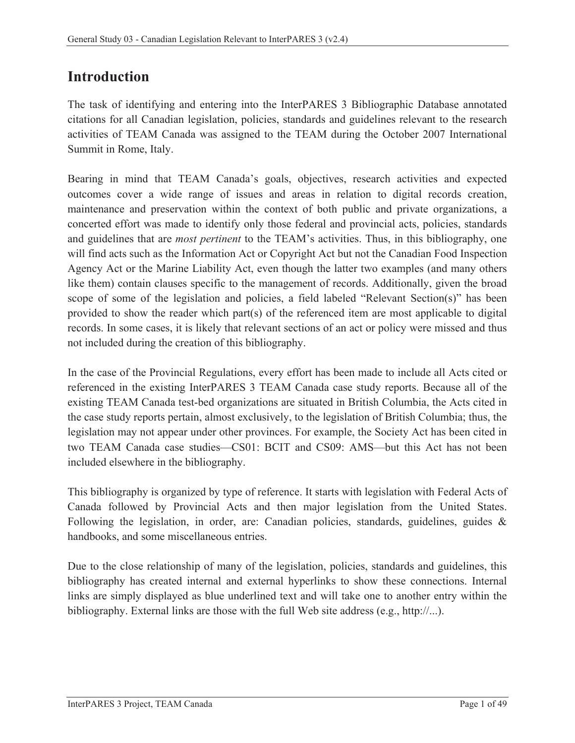# Introduction

The task of identifying and entering into the InterPARES 3 Bibliographic Database annotated citations for all Canadian legislation, policies, standards and guidelines relevant to the research activities of TEAM Canada was assigned to the TEAM during the October 2007 International Summit in Rome, Italy.

Bearing in mind that TEAM Canada's goals, objectives, research activities and expected outcomes cover a wide range of issues and areas in relation to digital records creation, maintenance and preservation within the context of both public and private organizations, a concerted effort was made to identify only those federal and provincial acts, policies, standards and guidelines that are *most pertinent* to the TEAM's activities. Thus, in this bibliography, one will find acts such as the Information Act or Copyright Act but not the Canadian Food Inspection Agency Act or the Marine Liability Act, even though the latter two examples (and many others like them) contain clauses specific to the management of records. Additionally, given the broad scope of some of the legislation and policies, a field labeled "Relevant Section(s)" has been provided to show the reader which part(s) of the referenced item are most applicable to digital records. In some cases, it is likely that relevant sections of an act or policy were missed and thus not included during the creation of this bibliography.

In the case of the Provincial Regulations, every effort has been made to include all Acts cited or referenced in the existing InterPARES 3 TEAM Canada case study reports. Because all of the existing TEAM Canada test-bed organizations are situated in British Columbia, the Acts cited in the case study reports pertain, almost exclusively, to the legislation of British Columbia; thus, the legislation may not appear under other provinces. For example, the Society Act has been cited in two TEAM Canada case studies—CS01: BCIT and CS09: AMS—but this Act has not been included elsewhere in the bibliography.

This bibliography is organized by type of reference. It starts with legislation with Federal Acts of Canada followed by Provincial Acts and then major legislation from the United States. Following the legislation, in order, are: Canadian policies, standards, guidelines, guides & handbooks, and some miscellaneous entries.

Due to the close relationship of many of the legislation, policies, standards and guidelines, this bibliography has created internal and external hyperlinks to show these connections. Internal links are simply displayed as blue underlined text and will take one to another entry within the bibliography. External links are those with the full Web site address (e.g., http://...).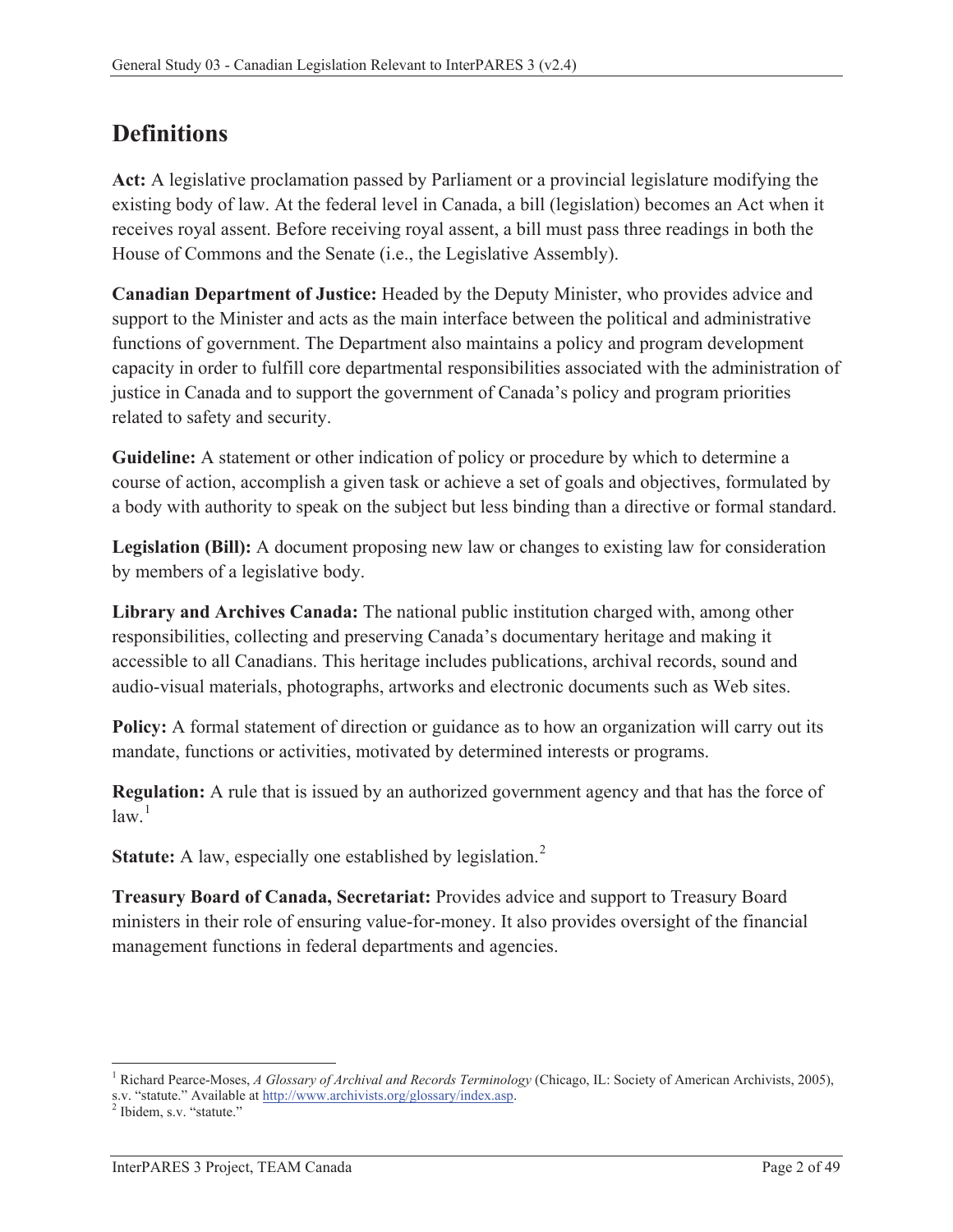# Definitions

**Act:** A legislative proclamation passed by Parliament or a provincial legislature modifying the existing body of law. At the federal level in Canada, a bill (legislation) becomes an Act when it receives royal assent. Before receiving royal assent, a bill must pass three readings in both the House of Commons and the Senate (i.e., the Legislative Assembly).

**Canadian Department of Justice:** Headed by the Deputy Minister, who provides advice and support to the Minister and acts as the main interface between the political and administrative functions of government. The Department also maintains a policy and program development capacity in order to fulfill core departmental responsibilities associated with the administration of justice in Canada and to support the government of Canada's policy and program priorities related to safety and security.

**Guideline:** A statement or other indication of policy or procedure by which to determine a course of action, accomplish a given task or achieve a set of goals and objectives, formulated by a body with authority to speak on the subject but less binding than a directive or formal standard.

**Legislation (Bill):** A document proposing new law or changes to existing law for consideration by members of a legislative body.

**Library and Archives Canada:** The national public institution charged with, among other responsibilities, collecting and preserving Canada's documentary heritage and making it accessible to all Canadians. This heritage includes publications, archival records, sound and audio-visual materials, photographs, artworks and electronic documents such as Web sites.

**Policy:** A formal statement of direction or guidance as to how an organization will carry out its mandate, functions or activities, motivated by determined interests or programs.

**Regulation:** A rule that is issued by an authorized government agency and that has the force of law.[1]

**Statute:** A law, especially one established by legislation.[2]

**Treasury Board of Canada, Secretariat:** Provides advice and support to Treasury Board ministers in their role of ensuring value-for-money. It also provides oversight of the financial management functions in federal departments and agencies.

---

[1] Richard Pearce-Moses, *A Glossary of Archival and Records Terminology* (Chicago, IL: Society of American Archivists, 2005), s.v. "statute." Available at http://www.archivists.org/glossary/index.asp.

[2] Ibidem, s.v. "statute."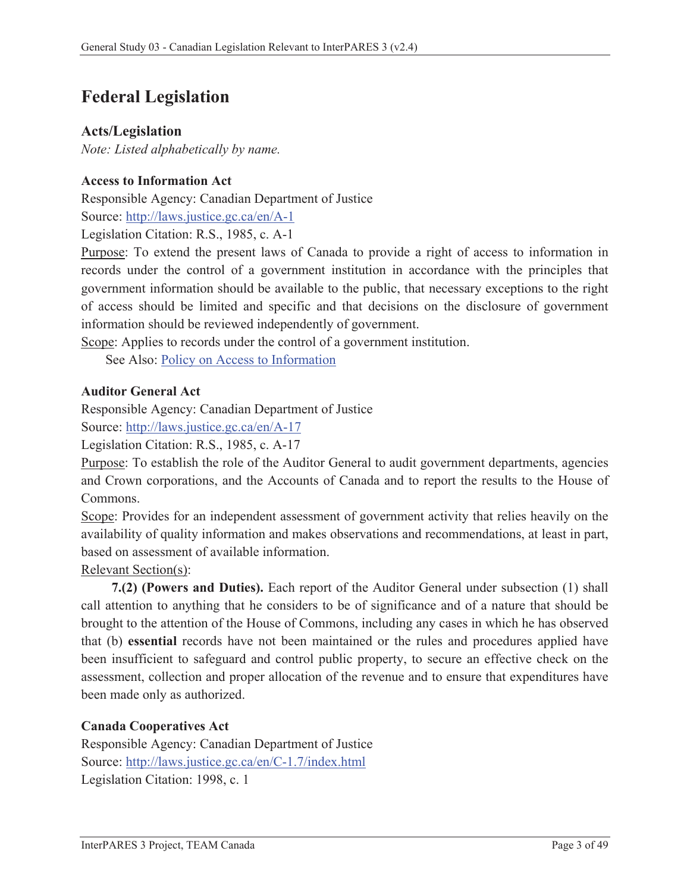# Federal Legislation

## Acts/Legislation

*Note: Listed alphabetically by name.*

**Access to Information Act**

Responsible Agency: Canadian Department of Justice

Source: [http://laws.justice.gc.ca/en/A-1](http://laws.justice.gc.ca/en/A-1)

Legislation Citation: R.S., 1985, c. A-1

Purpose: To extend the present laws of Canada to provide a right of access to information in records under the control of a government institution in accordance with the principles that government information should be available to the public, that necessary exceptions to the right of access should be limited and specific and that decisions on the disclosure of government information should be reviewed independently of government.

Scope: Applies to records under the control of a government institution.

See Also: Policy on Access to Information

**Auditor General Act**

Responsible Agency: Canadian Department of Justice

Source: [http://laws.justice.gc.ca/en/A-17](http://laws.justice.gc.ca/en/A-17)

Legislation Citation: R.S., 1985, c. A-17

Purpose: To establish the role of the Auditor General to audit government departments, agencies and Crown corporations, and the Accounts of Canada and to report the results to the House of Commons.

Scope: Provides for an independent assessment of government activity that relies heavily on the availability of quality information and makes observations and recommendations, at least in part, based on assessment of available information.

Relevant Section(s):

**7.(2) (Powers and Duties).** Each report of the Auditor General under subsection (1) shall call attention to anything that he considers to be of significance and of a nature that should be brought to the attention of the House of Commons, including any cases in which he has observed that (b) **essential** records have not been maintained or the rules and procedures applied have been insufficient to safeguard and control public property, to secure an effective check on the assessment, collection and proper allocation of the revenue and to ensure that expenditures have been made only as authorized.

**Canada Cooperatives Act**

Responsible Agency: Canadian Department of Justice

Source: [http://laws.justice.gc.ca/en/C-1.7/index.html](http://laws.justice.gc.ca/en/C-1.7/index.html)

Legislation Citation: 1998, c. 1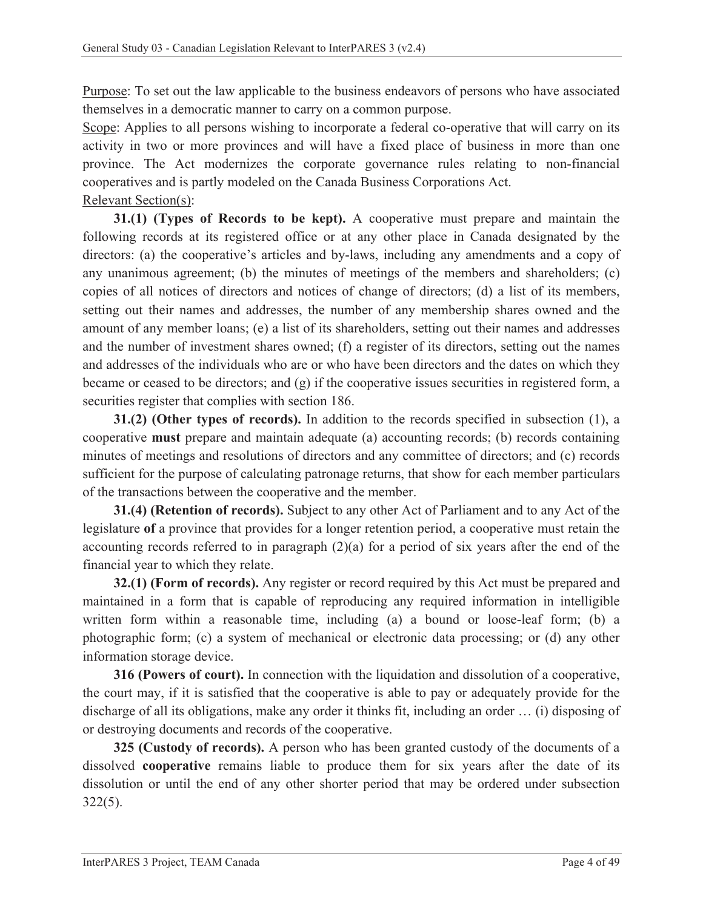<u>Purpose</u>: To set out the law applicable to the business endeavors of persons who have associated themselves in a democratic manner to carry on a common purpose.

<u>Scope</u>: Applies to all persons wishing to incorporate a federal co-operative that will carry on its activity in two or more provinces and will have a fixed place of business in more than one province. The Act modernizes the corporate governance rules relating to non-financial cooperatives and is partly modeled on the Canada Business Corporations Act.

<u>Relevant Section(s)</u>:

**31.(1) (Types of Records to be kept).** A cooperative must prepare and maintain the following records at its registered office or at any other place in Canada designated by the directors: (a) the cooperative's articles and by-laws, including any amendments and a copy of any unanimous agreement; (b) the minutes of meetings of the members and shareholders; (c) copies of all notices of directors and notices of change of directors; (d) a list of its members, setting out their names and addresses, the number of any membership shares owned and the amount of any member loans; (e) a list of its shareholders, setting out their names and addresses and the number of investment shares owned; (f) a register of its directors, setting out the names and addresses of the individuals who are or who have been directors and the dates on which they became or ceased to be directors; and (g) if the cooperative issues securities in registered form, a securities register that complies with section 186.

**31.(2) (Other types of records).** In addition to the records specified in subsection (1), a cooperative **must** prepare and maintain adequate (a) accounting records; (b) records containing minutes of meetings and resolutions of directors and any committee of directors; and (c) records sufficient for the purpose of calculating patronage returns, that show for each member particulars of the transactions between the cooperative and the member.

**31.(4) (Retention of records).** Subject to any other Act of Parliament and to any Act of the legislature **of** a province that provides for a longer retention period, a cooperative must retain the accounting records referred to in paragraph (2)(a) for a period of six years after the end of the financial year to which they relate.

**32.(1) (Form of records).** Any register or record required by this Act must be prepared and maintained in a form that is capable of reproducing any required information in intelligible written form within a reasonable time, including (a) a bound or loose-leaf form; (b) a photographic form; (c) a system of mechanical or electronic data processing; or (d) any other information storage device.

**316 (Powers of court).** In connection with the liquidation and dissolution of a cooperative, the court may, if it is satisfied that the cooperative is able to pay or adequately provide for the discharge of all its obligations, make any order it thinks fit, including an order … (i) disposing of or destroying documents and records of the cooperative.

**325 (Custody of records).** A person who has been granted custody of the documents of a dissolved **cooperative** remains liable to produce them for six years after the date of its dissolution or until the end of any other shorter period that may be ordered under subsection 322(5).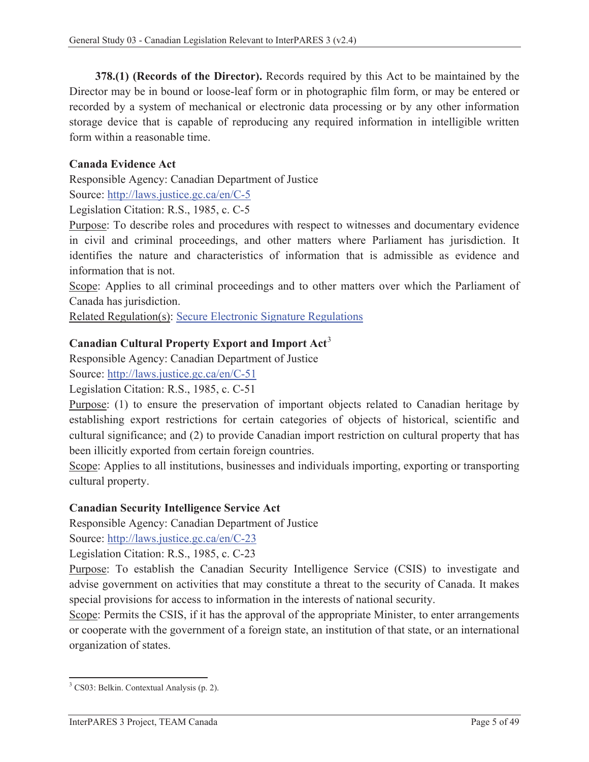**378.(1) (Records of the Director).** Records required by this Act to be maintained by the Director may be in bound or loose-leaf form or in photographic film form, or may be entered or recorded by a system of mechanical or electronic data processing or by any other information storage device that is capable of reproducing any required information in intelligible written form within a reasonable time.

**Canada Evidence Act**

Responsible Agency: Canadian Department of Justice

Source: http://laws.justice.gc.ca/en/C-5

Legislation Citation: R.S., 1985, c. C-5

Purpose: To describe roles and procedures with respect to witnesses and documentary evidence in civil and criminal proceedings, and other matters where Parliament has jurisdiction. It identifies the nature and characteristics of information that is admissible as evidence and information that is not.

Scope: Applies to all criminal proceedings and to other matters over which the Parliament of Canada has jurisdiction.

Related Regulation(s): Secure Electronic Signature Regulations

**Canadian Cultural Property Export and Import Act**[3]

Responsible Agency: Canadian Department of Justice

Source: http://laws.justice.gc.ca/en/C-51

Legislation Citation: R.S., 1985, c. C-51

Purpose: (1) to ensure the preservation of important objects related to Canadian heritage by establishing export restrictions for certain categories of objects of historical, scientific and cultural significance; and (2) to provide Canadian import restriction on cultural property that has been illicitly exported from certain foreign countries.

Scope: Applies to all institutions, businesses and individuals importing, exporting or transporting cultural property.

**Canadian Security Intelligence Service Act**

Responsible Agency: Canadian Department of Justice

Source: http://laws.justice.gc.ca/en/C-23

Legislation Citation: R.S., 1985, c. C-23

Purpose: To establish the Canadian Security Intelligence Service (CSIS) to investigate and advise government on activities that may constitute a threat to the security of Canada. It makes special provisions for access to information in the interests of national security.

Scope: Permits the CSIS, if it has the approval of the appropriate Minister, to enter arrangements or cooperate with the government of a foreign state, an institution of that state, or an international organization of states.

[3] CS03: Belkin. Contextual Analysis (p. 2).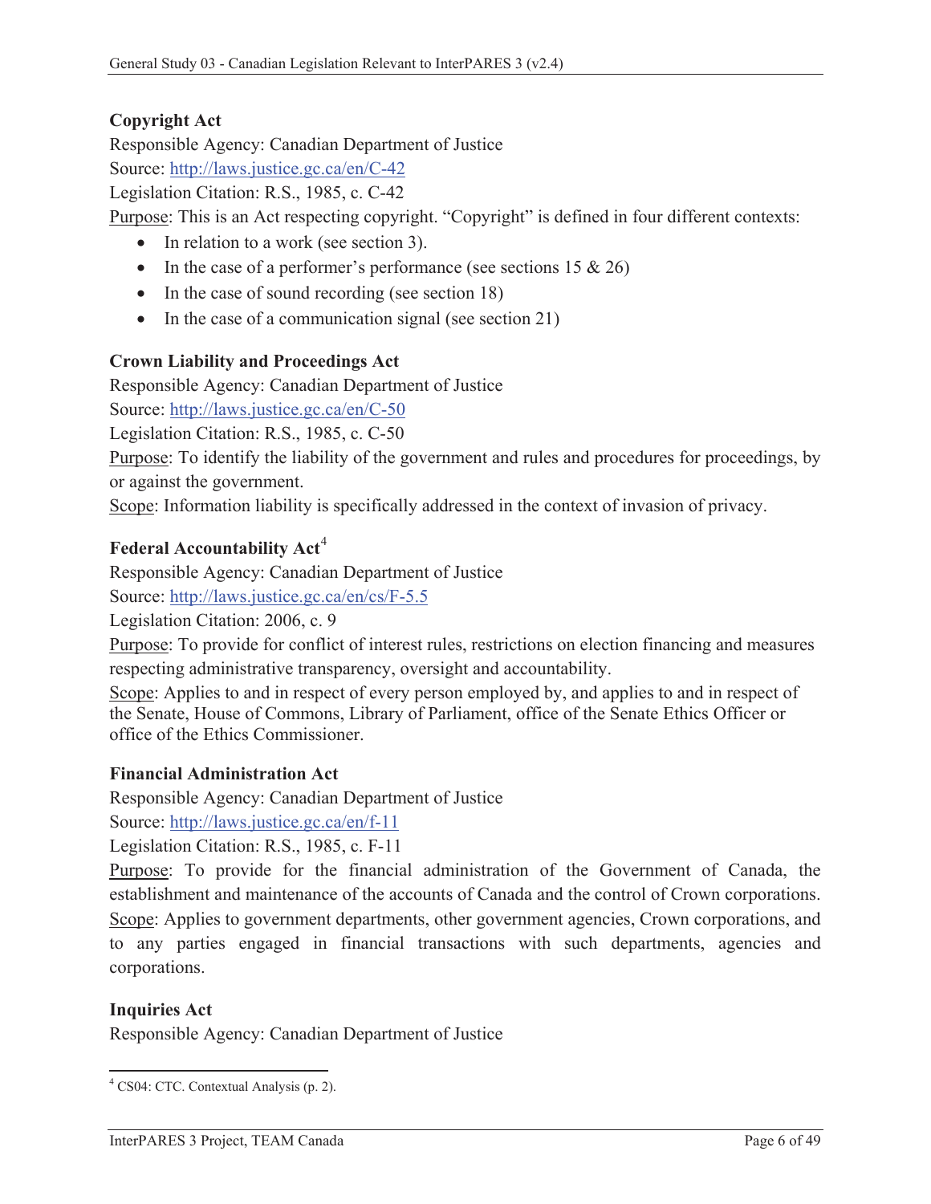**Copyright Act**

Responsible Agency: Canadian Department of Justice

Source: http://laws.justice.gc.ca/en/C-42

Legislation Citation: R.S., 1985, c. C-42

Purpose: This is an Act respecting copyright. "Copyright" is defined in four different contexts:

- In relation to a work (see section 3).
- In the case of a performer's performance (see sections 15 & 26)
- In the case of sound recording (see section 18)
- In the case of a communication signal (see section 21)

**Crown Liability and Proceedings Act**

Responsible Agency: Canadian Department of Justice

Source: http://laws.justice.gc.ca/en/C-50

Legislation Citation: R.S., 1985, c. C-50

Purpose: To identify the liability of the government and rules and procedures for proceedings, by or against the government.

Scope: Information liability is specifically addressed in the context of invasion of privacy.

**Federal Accountability Act**[4]

Responsible Agency: Canadian Department of Justice

Source: http://laws.justice.gc.ca/en/cs/F-5.5

Legislation Citation: 2006, c. 9

Purpose: To provide for conflict of interest rules, restrictions on election financing and measures respecting administrative transparency, oversight and accountability.

Scope: Applies to and in respect of every person employed by, and applies to and in respect of the Senate, House of Commons, Library of Parliament, office of the Senate Ethics Officer or office of the Ethics Commissioner.

**Financial Administration Act**

Responsible Agency: Canadian Department of Justice

Source: http://laws.justice.gc.ca/en/f-11

Legislation Citation: R.S., 1985, c. F-11

Purpose: To provide for the financial administration of the Government of Canada, the establishment and maintenance of the accounts of Canada and the control of Crown corporations.

Scope: Applies to government departments, other government agencies, Crown corporations, and to any parties engaged in financial transactions with such departments, agencies and corporations.

**Inquiries Act**

Responsible Agency: Canadian Department of Justice

[4] CS04: CTC. Contextual Analysis (p. 2).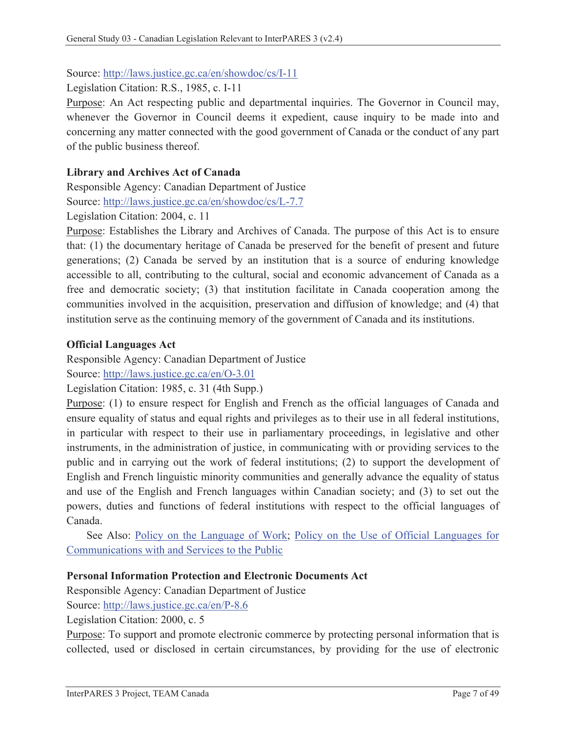Source: [http://laws.justice.gc.ca/en/showdoc/cs/I-11](http://laws.justice.gc.ca/en/showdoc/cs/I-11)

Legislation Citation: R.S., 1985, c. I-11

Purpose: An Act respecting public and departmental inquiries. The Governor in Council may, whenever the Governor in Council deems it expedient, cause inquiry to be made into and concerning any matter connected with the good government of Canada or the conduct of any part of the public business thereof.

**Library and Archives Act of Canada**

Responsible Agency: Canadian Department of Justice

Source: [http://laws.justice.gc.ca/en/showdoc/cs/L-7.7](http://laws.justice.gc.ca/en/showdoc/cs/L-7.7)

Legislation Citation: 2004, c. 11

Purpose: Establishes the Library and Archives of Canada. The purpose of this Act is to ensure that: (1) the documentary heritage of Canada be preserved for the benefit of present and future generations; (2) Canada be served by an institution that is a source of enduring knowledge accessible to all, contributing to the cultural, social and economic advancement of Canada as a free and democratic society; (3) that institution facilitate in Canada cooperation among the communities involved in the acquisition, preservation and diffusion of knowledge; and (4) that institution serve as the continuing memory of the government of Canada and its institutions.

**Official Languages Act**

Responsible Agency: Canadian Department of Justice

Source: [http://laws.justice.gc.ca/en/O-3.01](http://laws.justice.gc.ca/en/O-3.01)

Legislation Citation: 1985, c. 31 (4th Supp.)

Purpose: (1) to ensure respect for English and French as the official languages of Canada and ensure equality of status and equal rights and privileges as to their use in all federal institutions, in particular with respect to their use in parliamentary proceedings, in legislative and other instruments, in the administration of justice, in communicating with or providing services to the public and in carrying out the work of federal institutions; (2) to support the development of English and French linguistic minority communities and generally advance the equality of status and use of the English and French languages within Canadian society; and (3) to set out the powers, duties and functions of federal institutions with respect to the official languages of Canada.

See Also: Policy on the Language of Work; Policy on the Use of Official Languages for Communications with and Services to the Public

**Personal Information Protection and Electronic Documents Act**

Responsible Agency: Canadian Department of Justice

Source: [http://laws.justice.gc.ca/en/P-8.6](http://laws.justice.gc.ca/en/P-8.6)

Legislation Citation: 2000, c. 5

Purpose: To support and promote electronic commerce by protecting personal information that is collected, used or disclosed in certain circumstances, by providing for the use of electronic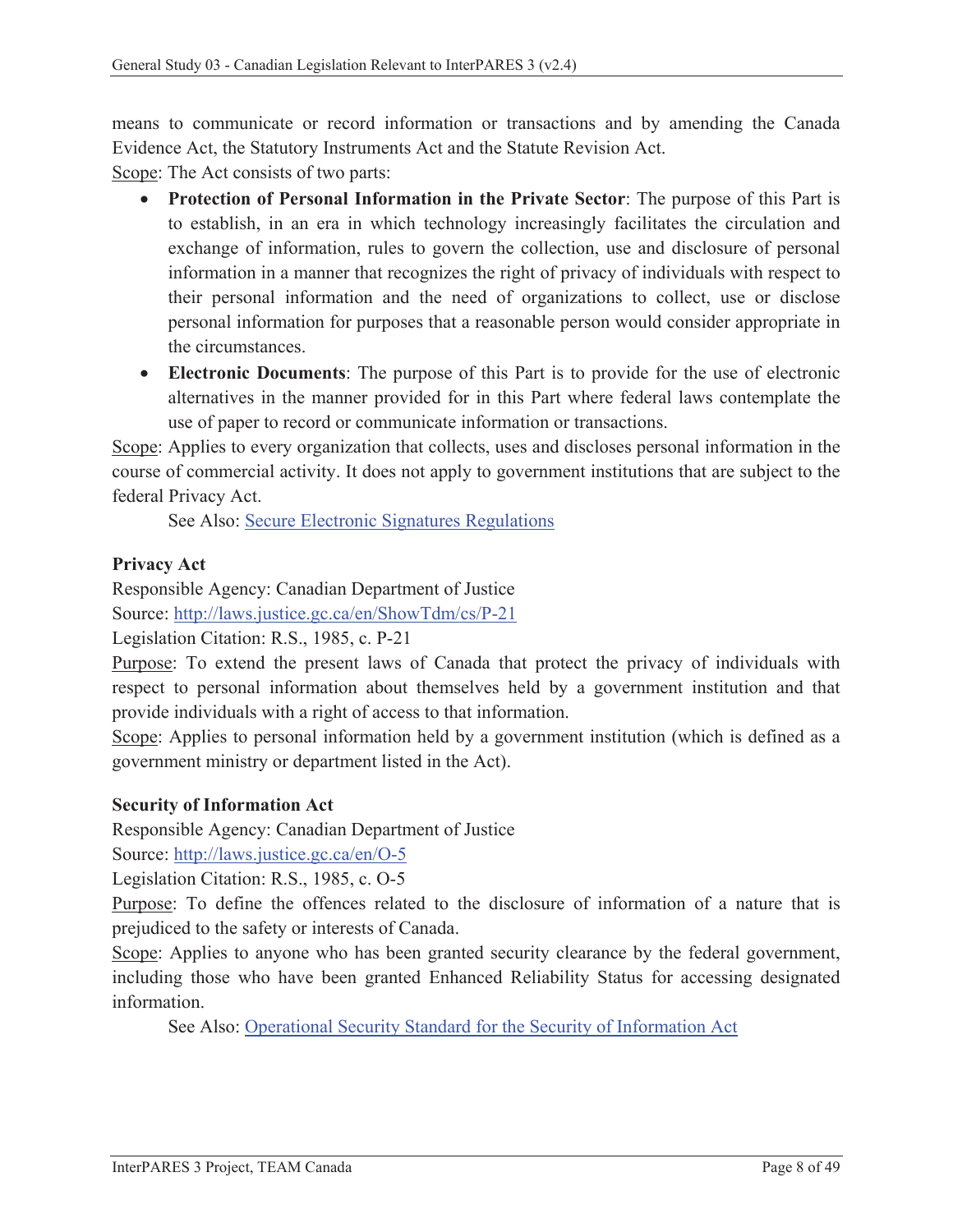means to communicate or record information or transactions and by amending the Canada Evidence Act, the Statutory Instruments Act and the Statute Revision Act.

Scope: The Act consists of two parts:

- **Protection of Personal Information in the Private Sector**: The purpose of this Part is to establish, in an era in which technology increasingly facilitates the circulation and exchange of information, rules to govern the collection, use and disclosure of personal information in a manner that recognizes the right of privacy of individuals with respect to their personal information and the need of organizations to collect, use or disclose personal information for purposes that a reasonable person would consider appropriate in the circumstances.
- **Electronic Documents**: The purpose of this Part is to provide for the use of electronic alternatives in the manner provided for in this Part where federal laws contemplate the use of paper to record or communicate information or transactions.

Scope: Applies to every organization that collects, uses and discloses personal information in the course of commercial activity. It does not apply to government institutions that are subject to the federal Privacy Act.

See Also: [Secure Electronic Signatures Regulations]()

**Privacy Act**

Responsible Agency: Canadian Department of Justice

Source: [http://laws.justice.gc.ca/en/ShowTdm/cs/P-21](http://laws.justice.gc.ca/en/ShowTdm/cs/P-21)

Legislation Citation: R.S., 1985, c. P-21

Purpose: To extend the present laws of Canada that protect the privacy of individuals with respect to personal information about themselves held by a government institution and that provide individuals with a right of access to that information.

Scope: Applies to personal information held by a government institution (which is defined as a government ministry or department listed in the Act).

**Security of Information Act**

Responsible Agency: Canadian Department of Justice

Source: [http://laws.justice.gc.ca/en/O-5](http://laws.justice.gc.ca/en/O-5)

Legislation Citation: R.S., 1985, c. O-5

Purpose: To define the offences related to the disclosure of information of a nature that is prejudiced to the safety or interests of Canada.

Scope: Applies to anyone who has been granted security clearance by the federal government, including those who have been granted Enhanced Reliability Status for accessing designated information.

See Also: [Operational Security Standard for the Security of Information Act]()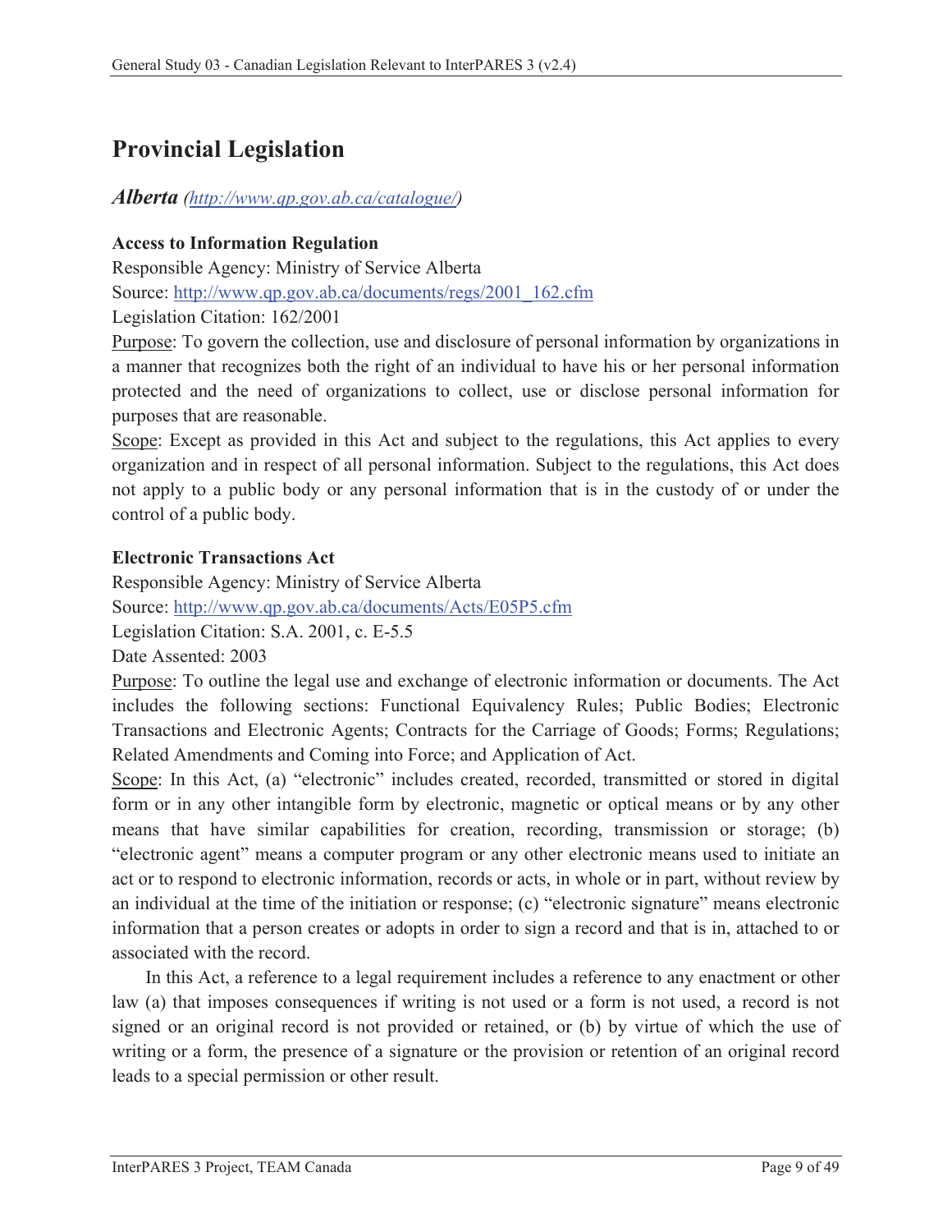# Provincial Legislation

## *Alberta* *([http://www.qp.gov.ab.ca/catalogue/](http://www.qp.gov.ab.ca/catalogue/))*

**Access to Information Regulation**

Responsible Agency: Ministry of Service Alberta

Source: [http://www.qp.gov.ab.ca/documents/regs/2001_162.cfm](http://www.qp.gov.ab.ca/documents/regs/2001_162.cfm)

Legislation Citation: 162/2001

Purpose: To govern the collection, use and disclosure of personal information by organizations in a manner that recognizes both the right of an individual to have his or her personal information protected and the need of organizations to collect, use or disclose personal information for purposes that are reasonable.

Scope: Except as provided in this Act and subject to the regulations, this Act applies to every organization and in respect of all personal information. Subject to the regulations, this Act does not apply to a public body or any personal information that is in the custody of or under the control of a public body.

**Electronic Transactions Act**

Responsible Agency: Ministry of Service Alberta

Source: [http://www.qp.gov.ab.ca/documents/Acts/E05P5.cfm](http://www.qp.gov.ab.ca/documents/Acts/E05P5.cfm)

Legislation Citation: S.A. 2001, c. E-5.5

Date Assented: 2003

Purpose: To outline the legal use and exchange of electronic information or documents. The Act includes the following sections: Functional Equivalency Rules; Public Bodies; Electronic Transactions and Electronic Agents; Contracts for the Carriage of Goods; Forms; Regulations; Related Amendments and Coming into Force; and Application of Act.

Scope: In this Act, (a) "electronic" includes created, recorded, transmitted or stored in digital form or in any other intangible form by electronic, magnetic or optical means or by any other means that have similar capabilities for creation, recording, transmission or storage; (b) "electronic agent" means a computer program or any other electronic means used to initiate an act or to respond to electronic information, records or acts, in whole or in part, without review by an individual at the time of the initiation or response; (c) "electronic signature" means electronic information that a person creates or adopts in order to sign a record and that is in, attached to or associated with the record.

In this Act, a reference to a legal requirement includes a reference to any enactment or other law (a) that imposes consequences if writing is not used or a form is not used, a record is not signed or an original record is not provided or retained, or (b) by virtue of which the use of writing or a form, the presence of a signature or the provision or retention of an original record leads to a special permission or other result.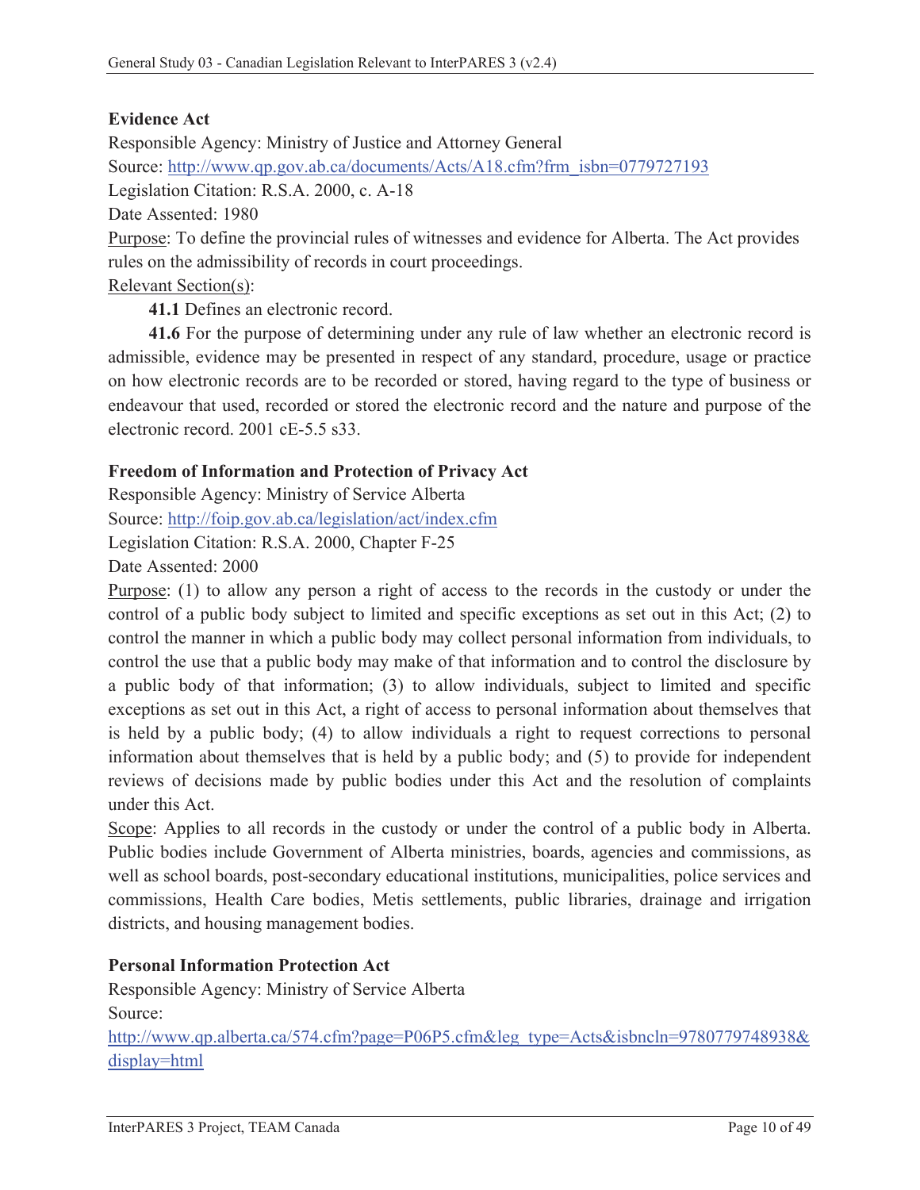**Evidence Act**

Responsible Agency: Ministry of Justice and Attorney General

Source: [http://www.qp.gov.ab.ca/documents/Acts/A18.cfm?frm_isbn=0779727193](http://www.qp.gov.ab.ca/documents/Acts/A18.cfm?frm_isbn=0779727193)

Legislation Citation: R.S.A. 2000, c. A-18

Date Assented: 1980

Purpose: To define the provincial rules of witnesses and evidence for Alberta. The Act provides rules on the admissibility of records in court proceedings.

Relevant Section(s):

**41.1** Defines an electronic record.

**41.6** For the purpose of determining under any rule of law whether an electronic record is admissible, evidence may be presented in respect of any standard, procedure, usage or practice on how electronic records are to be recorded or stored, having regard to the type of business or endeavour that used, recorded or stored the electronic record and the nature and purpose of the electronic record. 2001 cE-5.5 s33.

**Freedom of Information and Protection of Privacy Act**

Responsible Agency: Ministry of Service Alberta

Source: [http://foip.gov.ab.ca/legislation/act/index.cfm](http://foip.gov.ab.ca/legislation/act/index.cfm)

Legislation Citation: R.S.A. 2000, Chapter F-25

Date Assented: 2000

Purpose: (1) to allow any person a right of access to the records in the custody or under the control of a public body subject to limited and specific exceptions as set out in this Act; (2) to control the manner in which a public body may collect personal information from individuals, to control the use that a public body may make of that information and to control the disclosure by a public body of that information; (3) to allow individuals, subject to limited and specific exceptions as set out in this Act, a right of access to personal information about themselves that is held by a public body; (4) to allow individuals a right to request corrections to personal information about themselves that is held by a public body; and (5) to provide for independent reviews of decisions made by public bodies under this Act and the resolution of complaints under this Act.

Scope: Applies to all records in the custody or under the control of a public body in Alberta. Public bodies include Government of Alberta ministries, boards, agencies and commissions, as well as school boards, post-secondary educational institutions, municipalities, police services and commissions, Health Care bodies, Metis settlements, public libraries, drainage and irrigation districts, and housing management bodies.

**Personal Information Protection Act**

Responsible Agency: Ministry of Service Alberta

Source:

[http://www.qp.alberta.ca/574.cfm?page=P06P5.cfm&leg_type=Acts&isbncln=9780779748938&display=html](http://www.qp.alberta.ca/574.cfm?page=P06P5.cfm&leg_type=Acts&isbncln=9780779748938&display=html)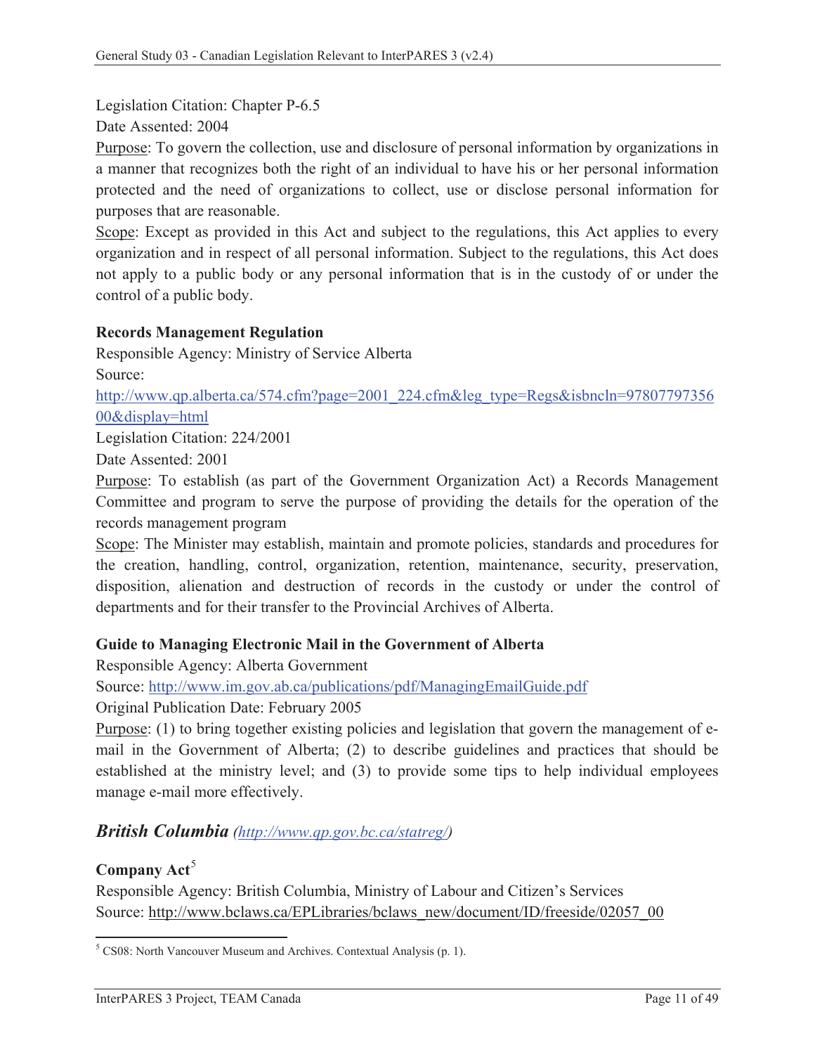Legislation Citation: Chapter P-6.5

Date Assented: 2004

Purpose: To govern the collection, use and disclosure of personal information by organizations in a manner that recognizes both the right of an individual to have his or her personal information protected and the need of organizations to collect, use or disclose personal information for purposes that are reasonable.

Scope: Except as provided in this Act and subject to the regulations, this Act applies to every organization and in respect of all personal information. Subject to the regulations, this Act does not apply to a public body or any personal information that is in the custody of or under the control of a public body.

**Records Management Regulation**

Responsible Agency: Ministry of Service Alberta

Source:
http://www.qp.alberta.ca/574.cfm?page=2001_224.cfm&leg_type=Regs&isbncln=9780779735600&display=html

Legislation Citation: 224/2001

Date Assented: 2001

Purpose: To establish (as part of the Government Organization Act) a Records Management Committee and program to serve the purpose of providing the details for the operation of the records management program

Scope: The Minister may establish, maintain and promote policies, standards and procedures for the creation, handling, control, organization, retention, maintenance, security, preservation, disposition, alienation and destruction of records in the custody or under the control of departments and for their transfer to the Provincial Archives of Alberta.

**Guide to Managing Electronic Mail in the Government of Alberta**

Responsible Agency: Alberta Government

Source: http://www.im.gov.ab.ca/publications/pdf/ManagingEmailGuide.pdf

Original Publication Date: February 2005

Purpose: (1) to bring together existing policies and legislation that govern the management of e-mail in the Government of Alberta; (2) to describe guidelines and practices that should be established at the ministry level; and (3) to provide some tips to help individual employees manage e-mail more effectively.

## *British Columbia* *(http://www.qp.gov.bc.ca/statreg/)*

**Company Act**[5]

Responsible Agency: British Columbia, Ministry of Labour and Citizen's Services

Source: http://www.bclaws.ca/EPLibraries/bclaws_new/document/ID/freeside/02057_00

[5] CS08: North Vancouver Museum and Archives. Contextual Analysis (p. 1).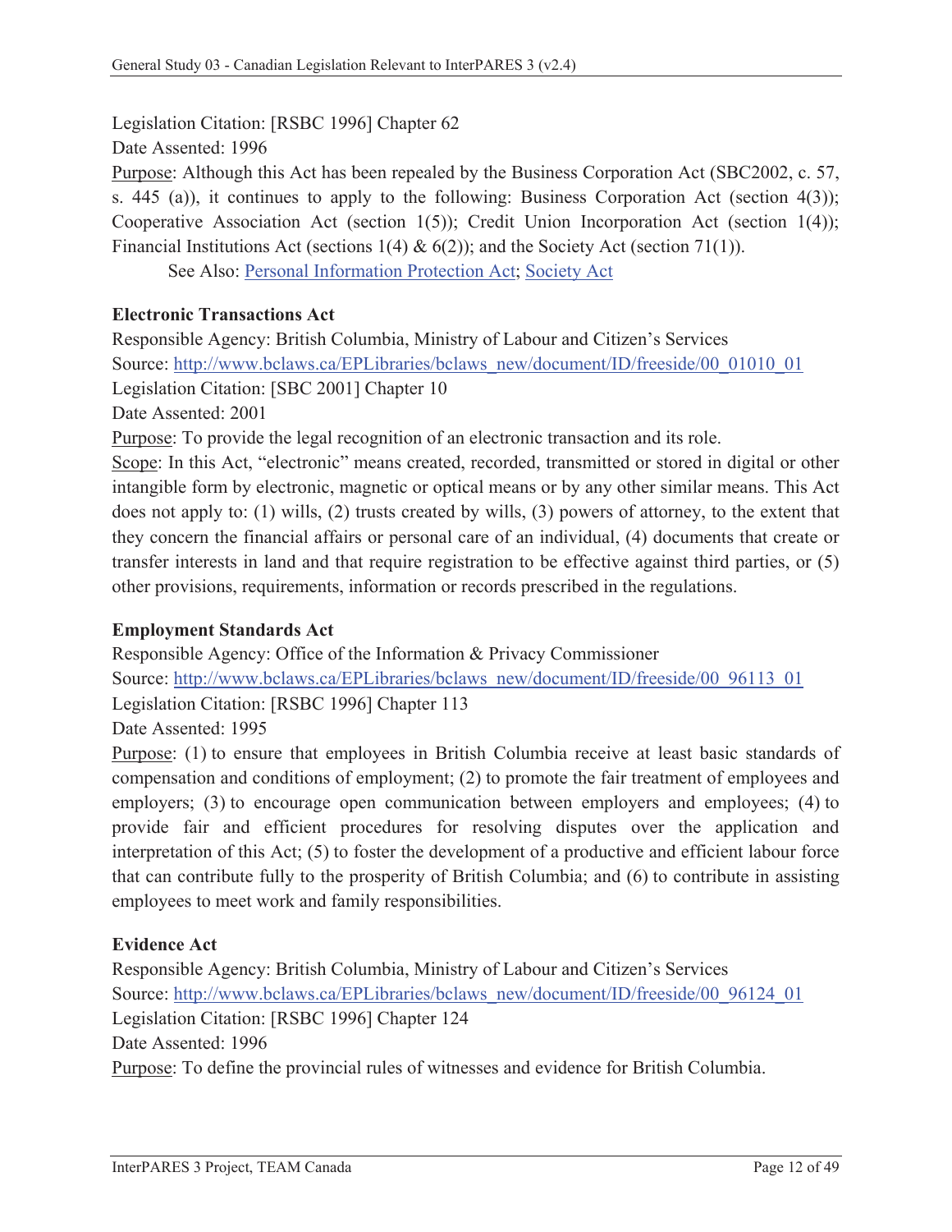Legislation Citation: [RSBC 1996] Chapter 62

Date Assented: 1996

Purpose: Although this Act has been repealed by the Business Corporation Act (SBC2002, c. 57, s. 445 (a)), it continues to apply to the following: Business Corporation Act (section 4(3)); Cooperative Association Act (section 1(5)); Credit Union Incorporation Act (section 1(4)); Financial Institutions Act (sections 1(4) & 6(2)); and the Society Act (section 71(1)).

See Also: Personal Information Protection Act; Society Act

**Electronic Transactions Act**

Responsible Agency: British Columbia, Ministry of Labour and Citizen's Services

Source: http://www.bclaws.ca/EPLibraries/bclaws_new/document/ID/freeside/00_01010_01

Legislation Citation: [SBC 2001] Chapter 10

Date Assented: 2001

Purpose: To provide the legal recognition of an electronic transaction and its role.

Scope: In this Act, "electronic" means created, recorded, transmitted or stored in digital or other intangible form by electronic, magnetic or optical means or by any other similar means. This Act does not apply to: (1) wills, (2) trusts created by wills, (3) powers of attorney, to the extent that they concern the financial affairs or personal care of an individual, (4) documents that create or transfer interests in land and that require registration to be effective against third parties, or (5) other provisions, requirements, information or records prescribed in the regulations.

**Employment Standards Act**

Responsible Agency: Office of the Information & Privacy Commissioner

Source: http://www.bclaws.ca/EPLibraries/bclaws_new/document/ID/freeside/00_96113_01

Legislation Citation: [RSBC 1996] Chapter 113

Date Assented: 1995

Purpose: (1) to ensure that employees in British Columbia receive at least basic standards of compensation and conditions of employment; (2) to promote the fair treatment of employees and employers; (3) to encourage open communication between employers and employees; (4) to provide fair and efficient procedures for resolving disputes over the application and interpretation of this Act; (5) to foster the development of a productive and efficient labour force that can contribute fully to the prosperity of British Columbia; and (6) to contribute in assisting employees to meet work and family responsibilities.

**Evidence Act**

Responsible Agency: British Columbia, Ministry of Labour and Citizen's Services

Source: http://www.bclaws.ca/EPLibraries/bclaws_new/document/ID/freeside/00_96124_01

Legislation Citation: [RSBC 1996] Chapter 124

Date Assented: 1996

Purpose: To define the provincial rules of witnesses and evidence for British Columbia.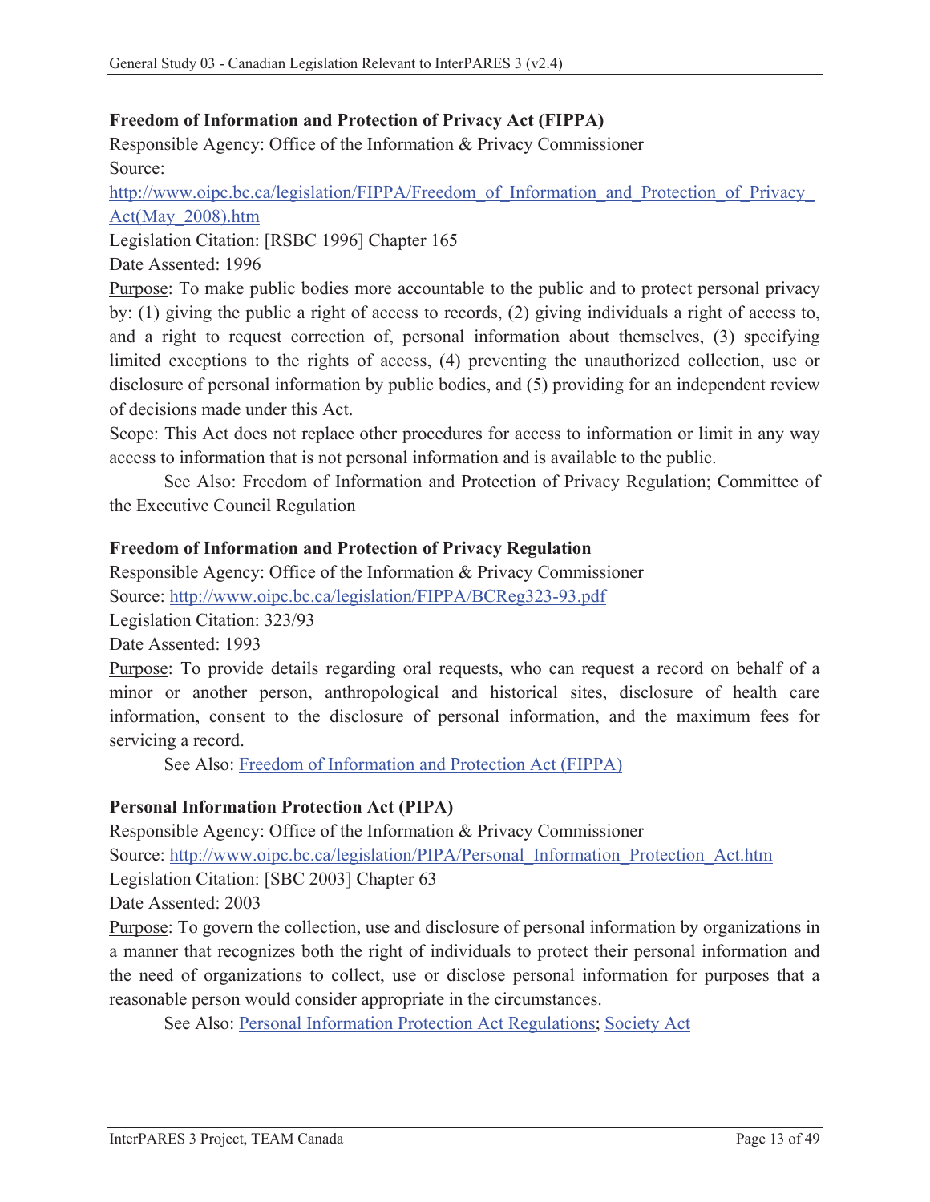**Freedom of Information and Protection of Privacy Act (FIPPA)**

Responsible Agency: Office of the Information & Privacy Commissioner

Source:

http://www.oipc.bc.ca/legislation/FIPPA/Freedom_of_Information_and_Protection_of_Privacy_Act(May_2008).htm

Legislation Citation: [RSBC 1996] Chapter 165

Date Assented: 1996

Purpose: To make public bodies more accountable to the public and to protect personal privacy by: (1) giving the public a right of access to records, (2) giving individuals a right of access to, and a right to request correction of, personal information about themselves, (3) specifying limited exceptions to the rights of access, (4) preventing the unauthorized collection, use or disclosure of personal information by public bodies, and (5) providing for an independent review of decisions made under this Act.

Scope: This Act does not replace other procedures for access to information or limit in any way access to information that is not personal information and is available to the public.

See Also: Freedom of Information and Protection of Privacy Regulation; Committee of the Executive Council Regulation

**Freedom of Information and Protection of Privacy Regulation**

Responsible Agency: Office of the Information & Privacy Commissioner

Source: http://www.oipc.bc.ca/legislation/FIPPA/BCReg323-93.pdf

Legislation Citation: 323/93

Date Assented: 1993

Purpose: To provide details regarding oral requests, who can request a record on behalf of a minor or another person, anthropological and historical sites, disclosure of health care information, consent to the disclosure of personal information, and the maximum fees for servicing a record.

See Also: Freedom of Information and Protection Act (FIPPA)

**Personal Information Protection Act (PIPA)**

Responsible Agency: Office of the Information & Privacy Commissioner

Source: http://www.oipc.bc.ca/legislation/PIPA/Personal_Information_Protection_Act.htm

Legislation Citation: [SBC 2003] Chapter 63

Date Assented: 2003

Purpose: To govern the collection, use and disclosure of personal information by organizations in a manner that recognizes both the right of individuals to protect their personal information and the need of organizations to collect, use or disclose personal information for purposes that a reasonable person would consider appropriate in the circumstances.

See Also: Personal Information Protection Act Regulations; Society Act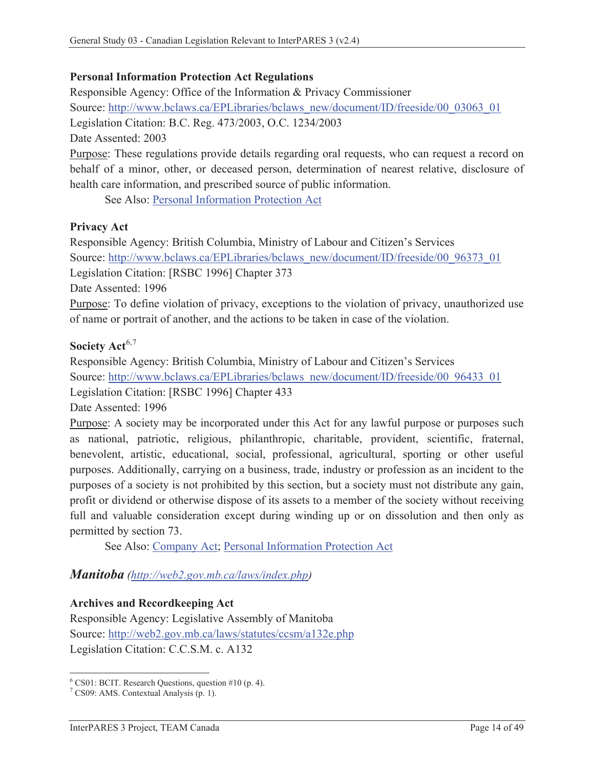**Personal Information Protection Act Regulations**

Responsible Agency: Office of the Information & Privacy Commissioner

Source: [http://www.bclaws.ca/EPLibraries/bclaws_new/document/ID/freeside/00_03063_01](http://www.bclaws.ca/EPLibraries/bclaws_new/document/ID/freeside/00_03063_01)

Legislation Citation: B.C. Reg. 473/2003, O.C. 1234/2003

Date Assented: 2003

Purpose: These regulations provide details regarding oral requests, who can request a record on behalf of a minor, other, or deceased person, determination of nearest relative, disclosure of health care information, and prescribed source of public information.

See Also: Personal Information Protection Act

**Privacy Act**

Responsible Agency: British Columbia, Ministry of Labour and Citizen's Services

Source: [http://www.bclaws.ca/EPLibraries/bclaws_new/document/ID/freeside/00_96373_01](http://www.bclaws.ca/EPLibraries/bclaws_new/document/ID/freeside/00_96373_01)

Legislation Citation: [RSBC 1996] Chapter 373

Date Assented: 1996

Purpose: To define violation of privacy, exceptions to the violation of privacy, unauthorized use of name or portrait of another, and the actions to be taken in case of the violation.

**Society Act**[6,7]

Responsible Agency: British Columbia, Ministry of Labour and Citizen's Services

Source: [http://www.bclaws.ca/EPLibraries/bclaws_new/document/ID/freeside/00_96433_01](http://www.bclaws.ca/EPLibraries/bclaws_new/document/ID/freeside/00_96433_01)

Legislation Citation: [RSBC 1996] Chapter 433

Date Assented: 1996

Purpose: A society may be incorporated under this Act for any lawful purpose or purposes such as national, patriotic, religious, philanthropic, charitable, provident, scientific, fraternal, benevolent, artistic, educational, social, professional, agricultural, sporting or other useful purposes. Additionally, carrying on a business, trade, industry or profession as an incident to the purposes of a society is not prohibited by this section, but a society must not distribute any gain, profit or dividend or otherwise dispose of its assets to a member of the society without receiving full and valuable consideration except during winding up or on dissolution and then only as permitted by section 73.

See Also: Company Act; Personal Information Protection Act

## *Manitoba* *([http://web2.gov.mb.ca/laws/index.php](http://web2.gov.mb.ca/laws/index.php))*

**Archives and Recordkeeping Act**

Responsible Agency: Legislative Assembly of Manitoba

Source: [http://web2.gov.mb.ca/laws/statutes/ccsm/a132e.php](http://web2.gov.mb.ca/laws/statutes/ccsm/a132e.php)

Legislation Citation: C.C.S.M. c. A132

[6] CS01: BCIT. Research Questions, question #10 (p. 4).

[7] CS09: AMS. Contextual Analysis (p. 1).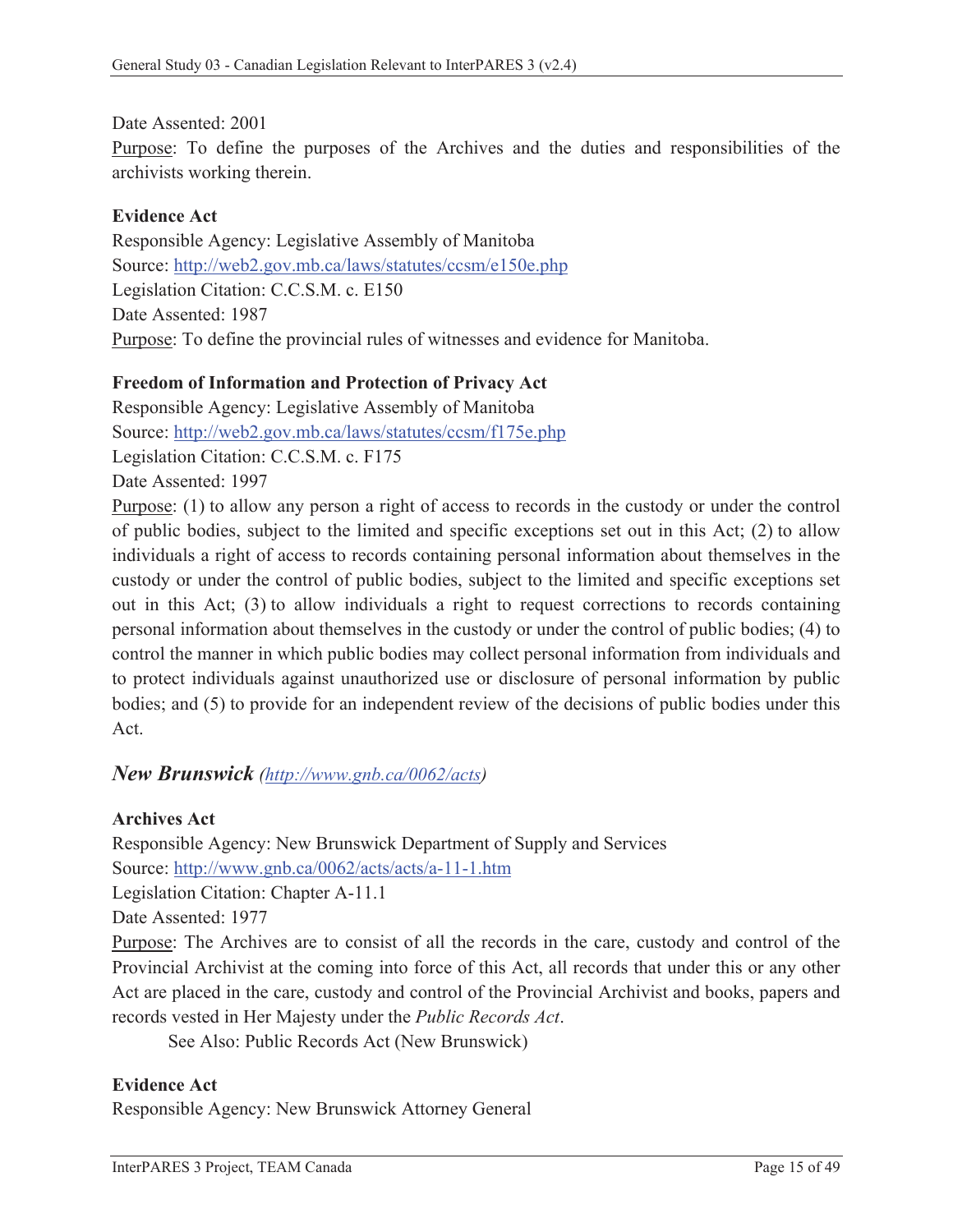Date Assented: 2001

Purpose: To define the purposes of the Archives and the duties and responsibilities of the archivists working therein.

**Evidence Act**

Responsible Agency: Legislative Assembly of Manitoba

Source: http://web2.gov.mb.ca/laws/statutes/ccsm/e150e.php

Legislation Citation: C.C.S.M. c. E150

Date Assented: 1987

Purpose: To define the provincial rules of witnesses and evidence for Manitoba.

**Freedom of Information and Protection of Privacy Act**

Responsible Agency: Legislative Assembly of Manitoba

Source: http://web2.gov.mb.ca/laws/statutes/ccsm/f175e.php

Legislation Citation: C.C.S.M. c. F175

Date Assented: 1997

Purpose: (1) to allow any person a right of access to records in the custody or under the control of public bodies, subject to the limited and specific exceptions set out in this Act; (2) to allow individuals a right of access to records containing personal information about themselves in the custody or under the control of public bodies, subject to the limited and specific exceptions set out in this Act; (3) to allow individuals a right to request corrections to records containing personal information about themselves in the custody or under the control of public bodies; (4) to control the manner in which public bodies may collect personal information from individuals and to protect individuals against unauthorized use or disclosure of personal information by public bodies; and (5) to provide for an independent review of the decisions of public bodies under this Act.

### *New Brunswick (http://www.gnb.ca/0062/acts)*

**Archives Act**

Responsible Agency: New Brunswick Department of Supply and Services

Source: http://www.gnb.ca/0062/acts/acts/a-11-1.htm

Legislation Citation: Chapter A-11.1

Date Assented: 1977

Purpose: The Archives are to consist of all the records in the care, custody and control of the Provincial Archivist at the coming into force of this Act, all records that under this or any other Act are placed in the care, custody and control of the Provincial Archivist and books, papers and records vested in Her Majesty under the *Public Records Act*.

See Also: Public Records Act (New Brunswick)

**Evidence Act**

Responsible Agency: New Brunswick Attorney General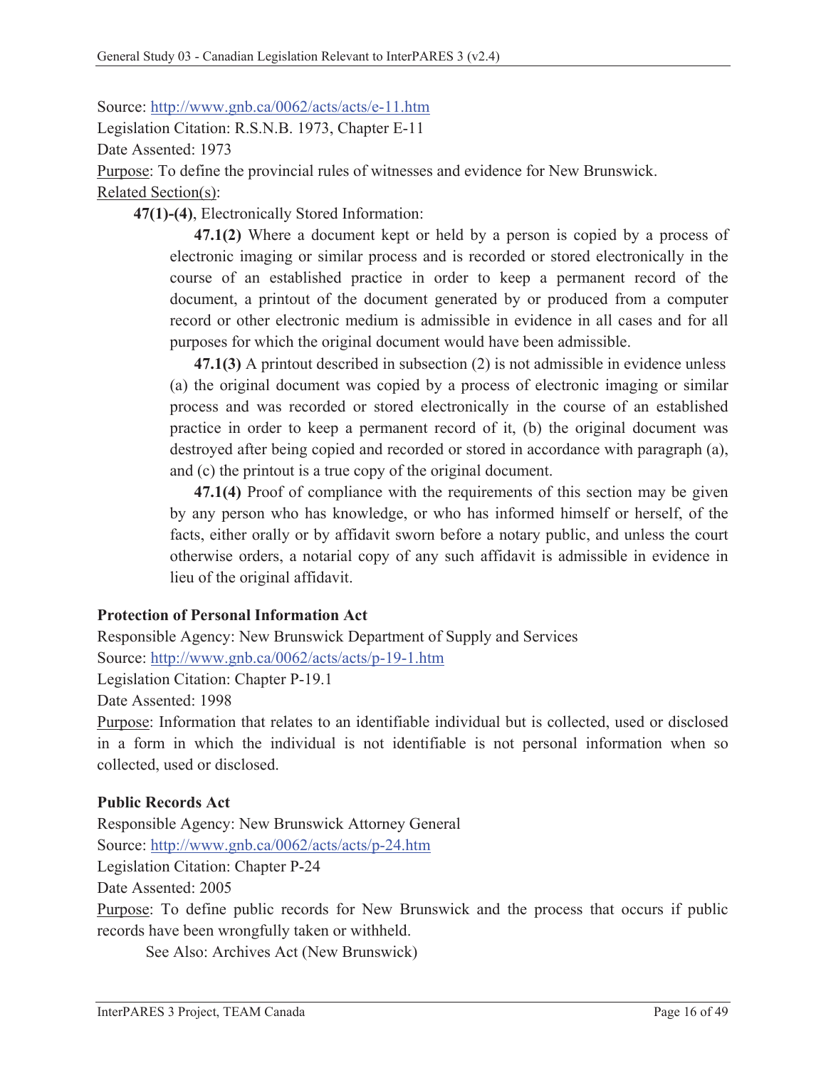Source: http://www.gnb.ca/0062/acts/acts/e-11.htm

Legislation Citation: R.S.N.B. 1973, Chapter E-11

Date Assented: 1973

Purpose: To define the provincial rules of witnesses and evidence for New Brunswick.

Related Section(s):

**47(1)-(4)**, Electronically Stored Information:

> **47.1(2)** Where a document kept or held by a person is copied by a process of electronic imaging or similar process and is recorded or stored electronically in the course of an established practice in order to keep a permanent record of the document, a printout of the document generated by or produced from a computer record or other electronic medium is admissible in evidence in all cases and for all purposes for which the original document would have been admissible.
>
> **47.1(3)** A printout described in subsection (2) is not admissible in evidence unless (a) the original document was copied by a process of electronic imaging or similar process and was recorded or stored electronically in the course of an established practice in order to keep a permanent record of it, (b) the original document was destroyed after being copied and recorded or stored in accordance with paragraph (a), and (c) the printout is a true copy of the original document.
>
> **47.1(4)** Proof of compliance with the requirements of this section may be given by any person who has knowledge, or who has informed himself or herself, of the facts, either orally or by affidavit sworn before a notary public, and unless the court otherwise orders, a notarial copy of any such affidavit is admissible in evidence in lieu of the original affidavit.

**Protection of Personal Information Act**

Responsible Agency: New Brunswick Department of Supply and Services

Source: http://www.gnb.ca/0062/acts/acts/p-19-1.htm

Legislation Citation: Chapter P-19.1

Date Assented: 1998

Purpose: Information that relates to an identifiable individual but is collected, used or disclosed in a form in which the individual is not identifiable is not personal information when so collected, used or disclosed.

**Public Records Act**

Responsible Agency: New Brunswick Attorney General

Source: http://www.gnb.ca/0062/acts/acts/p-24.htm

Legislation Citation: Chapter P-24

Date Assented: 2005

Purpose: To define public records for New Brunswick and the process that occurs if public records have been wrongfully taken or withheld.

See Also: Archives Act (New Brunswick)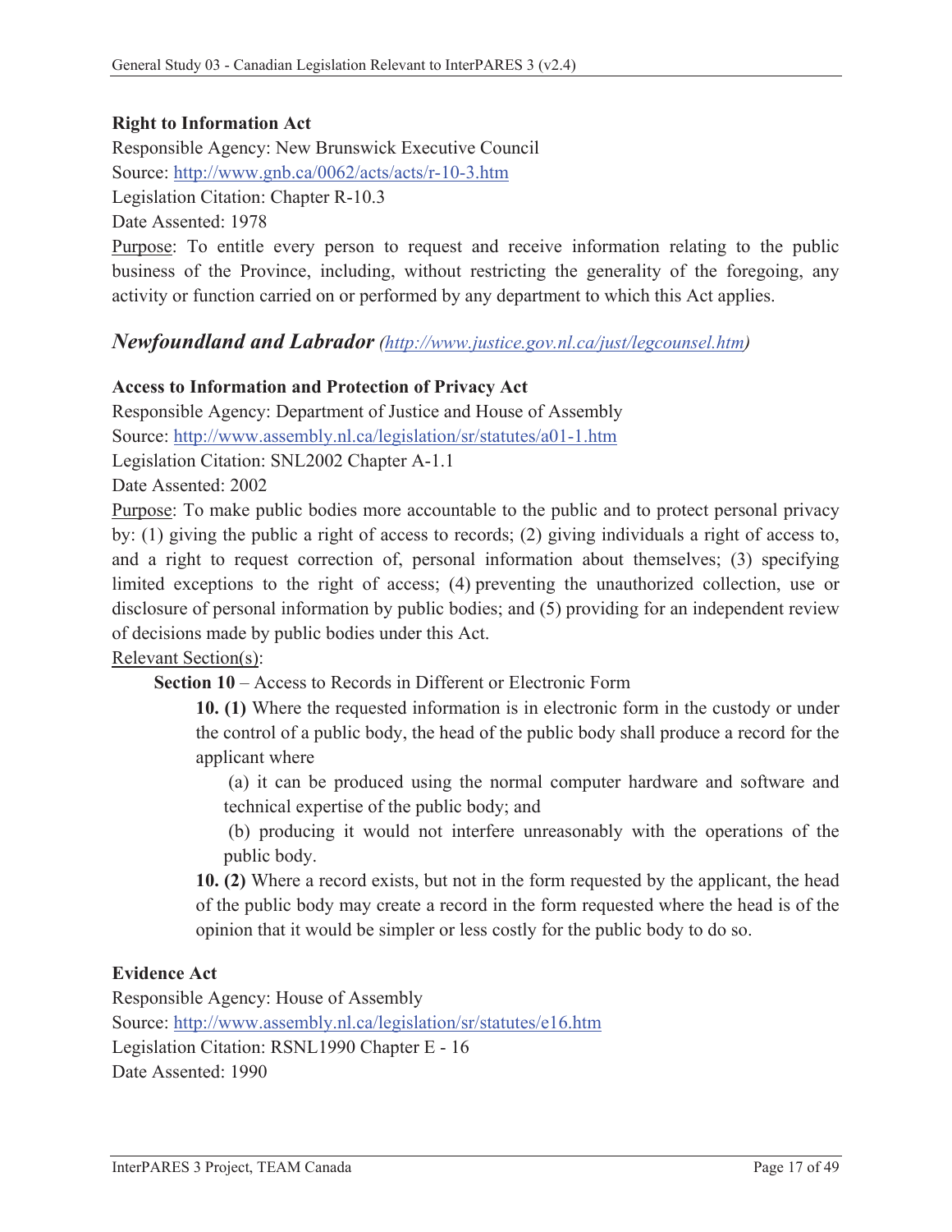**Right to Information Act**

Responsible Agency: New Brunswick Executive Council

Source: [http://www.gnb.ca/0062/acts/acts/r-10-3.htm](http://www.gnb.ca/0062/acts/acts/r-10-3.htm)

Legislation Citation: Chapter R-10.3

Date Assented: 1978

Purpose: To entitle every person to request and receive information relating to the public business of the Province, including, without restricting the generality of the foregoing, any activity or function carried on or performed by any department to which this Act applies.

## *Newfoundland and Labrador* *([http://www.justice.gov.nl.ca/just/legcounsel.htm](http://www.justice.gov.nl.ca/just/legcounsel.htm))*

**Access to Information and Protection of Privacy Act**

Responsible Agency: Department of Justice and House of Assembly

Source: [http://www.assembly.nl.ca/legislation/sr/statutes/a01-1.htm](http://www.assembly.nl.ca/legislation/sr/statutes/a01-1.htm)

Legislation Citation: SNL2002 Chapter A-1.1

Date Assented: 2002

Purpose: To make public bodies more accountable to the public and to protect personal privacy by: (1) giving the public a right of access to records; (2) giving individuals a right of access to, and a right to request correction of, personal information about themselves; (3) specifying limited exceptions to the right of access; (4) preventing the unauthorized collection, use or disclosure of personal information by public bodies; and (5) providing for an independent review of decisions made by public bodies under this Act.

Relevant Section(s):

**Section 10** – Access to Records in Different or Electronic Form

> **10. (1)** Where the requested information is in electronic form in the custody or under the control of a public body, the head of the public body shall produce a record for the applicant where
>
> (a) it can be produced using the normal computer hardware and software and technical expertise of the public body; and
>
> (b) producing it would not interfere unreasonably with the operations of the public body.
>
> **10. (2)** Where a record exists, but not in the form requested by the applicant, the head of the public body may create a record in the form requested where the head is of the opinion that it would be simpler or less costly for the public body to do so.

**Evidence Act**

Responsible Agency: House of Assembly

Source: [http://www.assembly.nl.ca/legislation/sr/statutes/e16.htm](http://www.assembly.nl.ca/legislation/sr/statutes/e16.htm)

Legislation Citation: RSNL1990 Chapter E - 16

Date Assented: 1990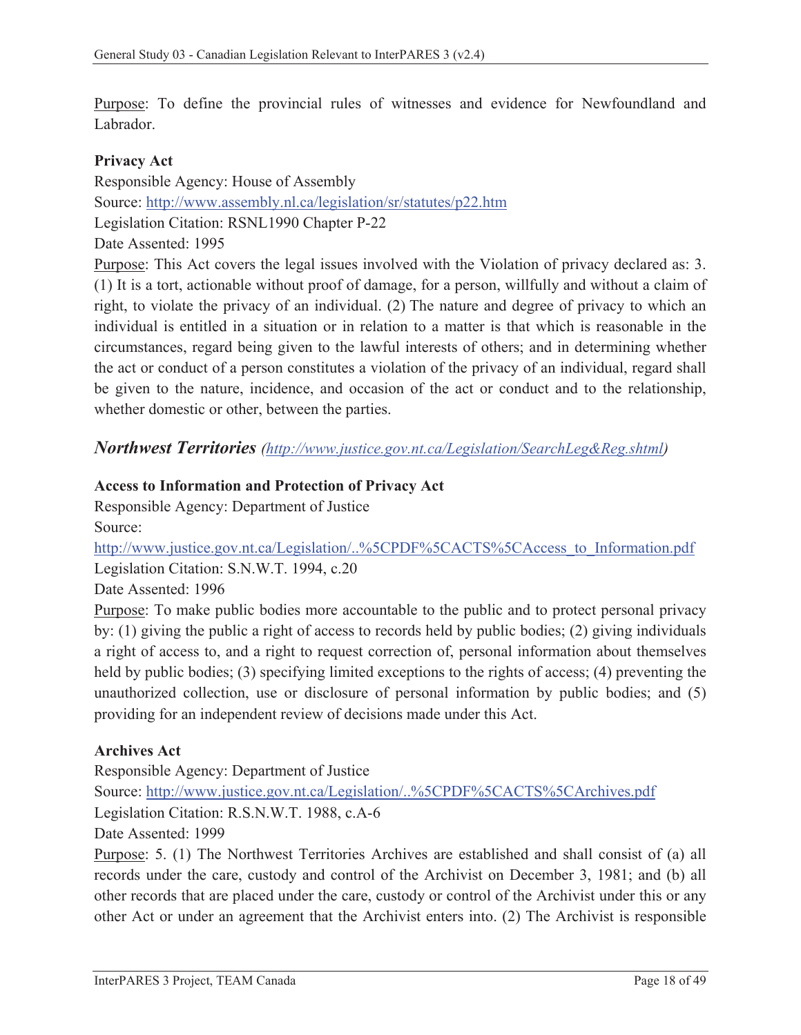Purpose: To define the provincial rules of witnesses and evidence for Newfoundland and Labrador.

**Privacy Act**

Responsible Agency: House of Assembly

Source: http://www.assembly.nl.ca/legislation/sr/statutes/p22.htm

Legislation Citation: RSNL1990 Chapter P-22

Date Assented: 1995

Purpose: This Act covers the legal issues involved with the Violation of privacy declared as: 3. (1) It is a tort, actionable without proof of damage, for a person, willfully and without a claim of right, to violate the privacy of an individual. (2) The nature and degree of privacy to which an individual is entitled in a situation or in relation to a matter is that which is reasonable in the circumstances, regard being given to the lawful interests of others; and in determining whether the act or conduct of a person constitutes a violation of the privacy of an individual, regard shall be given to the nature, incidence, and occasion of the act or conduct and to the relationship, whether domestic or other, between the parties.

## *Northwest Territories (http://www.justice.gov.nt.ca/Legislation/SearchLeg&Reg.shtml)*

**Access to Information and Protection of Privacy Act**

Responsible Agency: Department of Justice

Source:

http://www.justice.gov.nt.ca/Legislation/..%5CPDF%5CACTS%5CAccess_to_Information.pdf

Legislation Citation: S.N.W.T. 1994, c.20

Date Assented: 1996

Purpose: To make public bodies more accountable to the public and to protect personal privacy by: (1) giving the public a right of access to records held by public bodies; (2) giving individuals a right of access to, and a right to request correction of, personal information about themselves held by public bodies; (3) specifying limited exceptions to the rights of access; (4) preventing the unauthorized collection, use or disclosure of personal information by public bodies; and (5) providing for an independent review of decisions made under this Act.

**Archives Act**

Responsible Agency: Department of Justice

Source: http://www.justice.gov.nt.ca/Legislation/..%5CPDF%5CACTS%5CArchives.pdf

Legislation Citation: R.S.N.W.T. 1988, c.A-6

Date Assented: 1999

Purpose: 5. (1) The Northwest Territories Archives are established and shall consist of (a) all records under the care, custody and control of the Archivist on December 3, 1981; and (b) all other records that are placed under the care, custody or control of the Archivist under this or any other Act or under an agreement that the Archivist enters into. (2) The Archivist is responsible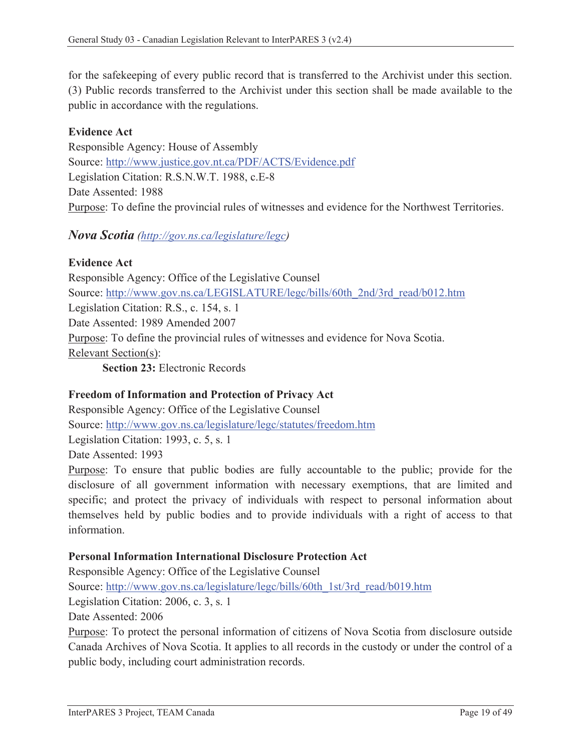for the safekeeping of every public record that is transferred to the Archivist under this section. (3) Public records transferred to the Archivist under this section shall be made available to the public in accordance with the regulations.

**Evidence Act**

Responsible Agency: House of Assembly
Source: http://www.justice.gov.nt.ca/PDF/ACTS/Evidence.pdf
Legislation Citation: R.S.N.W.T. 1988, c.E-8
Date Assented: 1988
Purpose: To define the provincial rules of witnesses and evidence for the Northwest Territories.

## *Nova Scotia* *(http://gov.ns.ca/legislature/legc)*

**Evidence Act**

Responsible Agency: Office of the Legislative Counsel
Source: http://www.gov.ns.ca/LEGISLATURE/legc/bills/60th_2nd/3rd_read/b012.htm
Legislation Citation: R.S., c. 154, s. 1
Date Assented: 1989 Amended 2007
Purpose: To define the provincial rules of witnesses and evidence for Nova Scotia.
Relevant Section(s):

**Section 23:** Electronic Records

**Freedom of Information and Protection of Privacy Act**

Responsible Agency: Office of the Legislative Counsel
Source: http://www.gov.ns.ca/legislature/legc/statutes/freedom.htm
Legislation Citation: 1993, c. 5, s. 1
Date Assented: 1993
Purpose: To ensure that public bodies are fully accountable to the public; provide for the disclosure of all government information with necessary exemptions, that are limited and specific; and protect the privacy of individuals with respect to personal information about themselves held by public bodies and to provide individuals with a right of access to that information.

**Personal Information International Disclosure Protection Act**

Responsible Agency: Office of the Legislative Counsel
Source: http://www.gov.ns.ca/legislature/legc/bills/60th_1st/3rd_read/b019.htm
Legislation Citation: 2006, c. 3, s. 1
Date Assented: 2006
Purpose: To protect the personal information of citizens of Nova Scotia from disclosure outside Canada Archives of Nova Scotia. It applies to all records in the custody or under the control of a public body, including court administration records.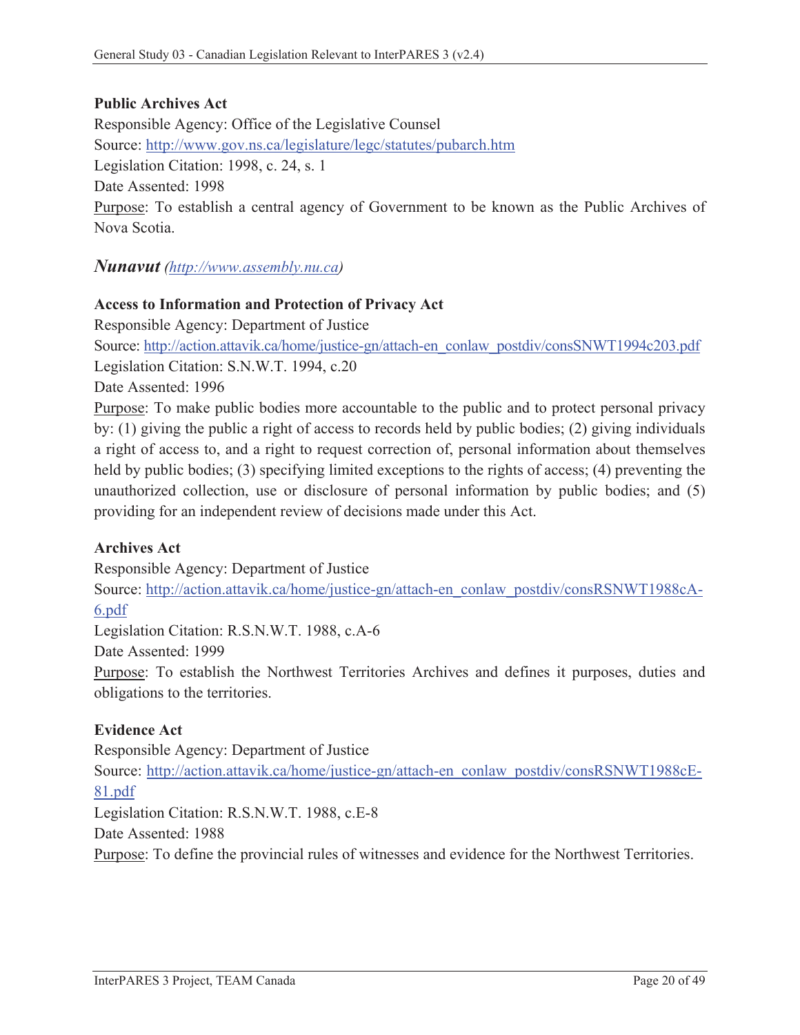**Public Archives Act**

Responsible Agency: Office of the Legislative Counsel

Source: http://www.gov.ns.ca/legislature/legc/statutes/pubarch.htm

Legislation Citation: 1998, c. 24, s. 1

Date Assented: 1998

Purpose: To establish a central agency of Government to be known as the Public Archives of Nova Scotia.

## *Nunavut (http://www.assembly.nu.ca)*

**Access to Information and Protection of Privacy Act**

Responsible Agency: Department of Justice

Source: http://action.attavik.ca/home/justice-gn/attach-en_conlaw_postdiv/consSNWT1994c203.pdf

Legislation Citation: S.N.W.T. 1994, c.20

Date Assented: 1996

Purpose: To make public bodies more accountable to the public and to protect personal privacy by: (1) giving the public a right of access to records held by public bodies; (2) giving individuals a right of access to, and a right to request correction of, personal information about themselves held by public bodies; (3) specifying limited exceptions to the rights of access; (4) preventing the unauthorized collection, use or disclosure of personal information by public bodies; and (5) providing for an independent review of decisions made under this Act.

**Archives Act**

Responsible Agency: Department of Justice

Source: http://action.attavik.ca/home/justice-gn/attach-en_conlaw_postdiv/consRSNWT1988cA-6.pdf

Legislation Citation: R.S.N.W.T. 1988, c.A-6

Date Assented: 1999

Purpose: To establish the Northwest Territories Archives and defines it purposes, duties and obligations to the territories.

**Evidence Act**

Responsible Agency: Department of Justice

Source: http://action.attavik.ca/home/justice-gn/attach-en_conlaw_postdiv/consRSNWT1988cE-81.pdf

Legislation Citation: R.S.N.W.T. 1988, c.E-8

Date Assented: 1988

Purpose: To define the provincial rules of witnesses and evidence for the Northwest Territories.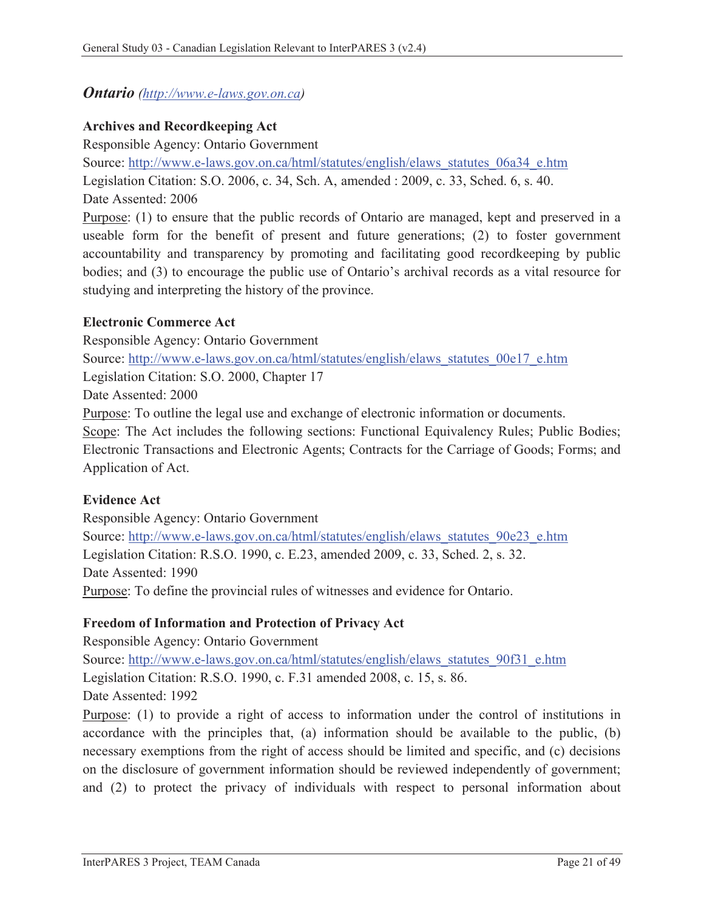## *Ontario* *(http://www.e-laws.gov.on.ca)*

**Archives and Recordkeeping Act**

Responsible Agency: Ontario Government

Source: http://www.e-laws.gov.on.ca/html/statutes/english/elaws_statutes_06a34_e.htm

Legislation Citation: S.O. 2006, c. 34, Sch. A, amended : 2009, c. 33, Sched. 6, s. 40.

Date Assented: 2006

Purpose: (1) to ensure that the public records of Ontario are managed, kept and preserved in a useable form for the benefit of present and future generations; (2) to foster government accountability and transparency by promoting and facilitating good recordkeeping by public bodies; and (3) to encourage the public use of Ontario's archival records as a vital resource for studying and interpreting the history of the province.

**Electronic Commerce Act**

Responsible Agency: Ontario Government

Source: http://www.e-laws.gov.on.ca/html/statutes/english/elaws_statutes_00e17_e.htm

Legislation Citation: S.O. 2000, Chapter 17

Date Assented: 2000

Purpose: To outline the legal use and exchange of electronic information or documents.

Scope: The Act includes the following sections: Functional Equivalency Rules; Public Bodies; Electronic Transactions and Electronic Agents; Contracts for the Carriage of Goods; Forms; and Application of Act.

**Evidence Act**

Responsible Agency: Ontario Government

Source: http://www.e-laws.gov.on.ca/html/statutes/english/elaws_statutes_90e23_e.htm

Legislation Citation: R.S.O. 1990, c. E.23, amended 2009, c. 33, Sched. 2, s. 32.

Date Assented: 1990

Purpose: To define the provincial rules of witnesses and evidence for Ontario.

**Freedom of Information and Protection of Privacy Act**

Responsible Agency: Ontario Government

Source: http://www.e-laws.gov.on.ca/html/statutes/english/elaws_statutes_90f31_e.htm

Legislation Citation: R.S.O. 1990, c. F.31 amended 2008, c. 15, s. 86.

Date Assented: 1992

Purpose: (1) to provide a right of access to information under the control of institutions in accordance with the principles that, (a) information should be available to the public, (b) necessary exemptions from the right of access should be limited and specific, and (c) decisions on the disclosure of government information should be reviewed independently of government; and (2) to protect the privacy of individuals with respect to personal information about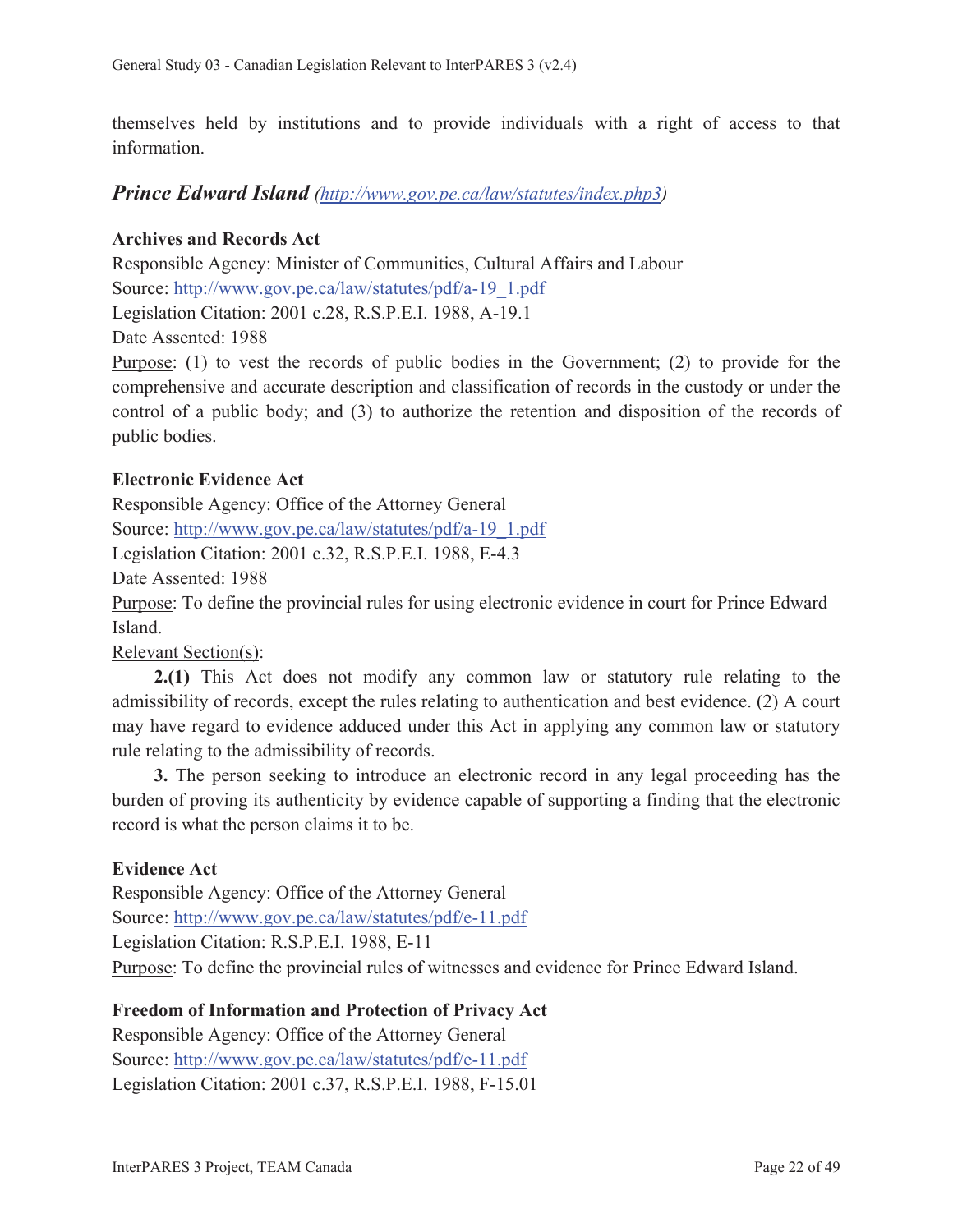themselves held by institutions and to provide individuals with a right of access to that information.

## *Prince Edward Island* *(http://www.gov.pe.ca/law/statutes/index.php3)*

**Archives and Records Act**

Responsible Agency: Minister of Communities, Cultural Affairs and Labour
Source: http://www.gov.pe.ca/law/statutes/pdf/a-19_1.pdf
Legislation Citation: 2001 c.28, R.S.P.E.I. 1988, A-19.1
Date Assented: 1988
Purpose: (1) to vest the records of public bodies in the Government; (2) to provide for the comprehensive and accurate description and classification of records in the custody or under the control of a public body; and (3) to authorize the retention and disposition of the records of public bodies.

**Electronic Evidence Act**

Responsible Agency: Office of the Attorney General
Source: http://www.gov.pe.ca/law/statutes/pdf/a-19_1.pdf
Legislation Citation: 2001 c.32, R.S.P.E.I. 1988, E-4.3
Date Assented: 1988
Purpose: To define the provincial rules for using electronic evidence in court for Prince Edward Island.
Relevant Section(s):

**2.(1)** This Act does not modify any common law or statutory rule relating to the admissibility of records, except the rules relating to authentication and best evidence. (2) A court may have regard to evidence adduced under this Act in applying any common law or statutory rule relating to the admissibility of records.

**3.** The person seeking to introduce an electronic record in any legal proceeding has the burden of proving its authenticity by evidence capable of supporting a finding that the electronic record is what the person claims it to be.

**Evidence Act**

Responsible Agency: Office of the Attorney General
Source: http://www.gov.pe.ca/law/statutes/pdf/e-11.pdf
Legislation Citation: R.S.P.E.I. 1988, E-11
Purpose: To define the provincial rules of witnesses and evidence for Prince Edward Island.

**Freedom of Information and Protection of Privacy Act**

Responsible Agency: Office of the Attorney General
Source: http://www.gov.pe.ca/law/statutes/pdf/e-11.pdf
Legislation Citation: 2001 c.37, R.S.P.E.I. 1988, F-15.01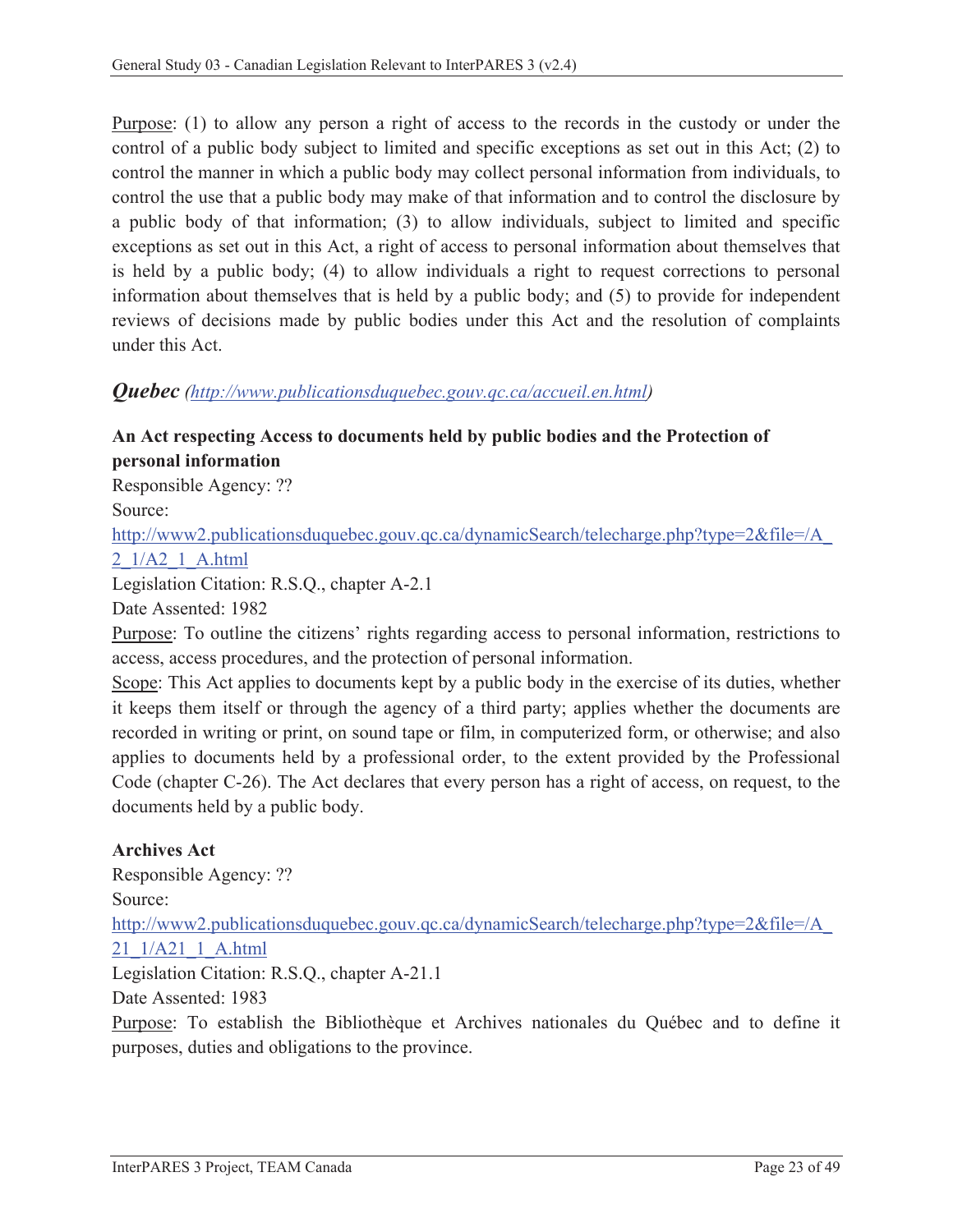Purpose: (1) to allow any person a right of access to the records in the custody or under the control of a public body subject to limited and specific exceptions as set out in this Act; (2) to control the manner in which a public body may collect personal information from individuals, to control the use that a public body may make of that information and to control the disclosure by a public body of that information; (3) to allow individuals, subject to limited and specific exceptions as set out in this Act, a right of access to personal information about themselves that is held by a public body; (4) to allow individuals a right to request corrections to personal information about themselves that is held by a public body; and (5) to provide for independent reviews of decisions made by public bodies under this Act and the resolution of complaints under this Act.

### *Quebec* *(http://www.publicationsduquebec.gouv.qc.ca/accueil.en.html)*

**An Act respecting Access to documents held by public bodies and the Protection of personal information**

Responsible Agency: ??

Source:

http://www2.publicationsduquebec.gouv.qc.ca/dynamicSearch/telecharge.php?type=2&file=/A_2_1/A2_1_A.html

Legislation Citation: R.S.Q., chapter A-2.1

Date Assented: 1982

Purpose: To outline the citizens' rights regarding access to personal information, restrictions to access, access procedures, and the protection of personal information.

Scope: This Act applies to documents kept by a public body in the exercise of its duties, whether it keeps them itself or through the agency of a third party; applies whether the documents are recorded in writing or print, on sound tape or film, in computerized form, or otherwise; and also applies to documents held by a professional order, to the extent provided by the Professional Code (chapter C-26). The Act declares that every person has a right of access, on request, to the documents held by a public body.

**Archives Act**

Responsible Agency: ??

Source:

http://www2.publicationsduquebec.gouv.qc.ca/dynamicSearch/telecharge.php?type=2&file=/A_21_1/A21_1_A.html

Legislation Citation: R.S.Q., chapter A-21.1

Date Assented: 1983

Purpose: To establish the Bibliothèque et Archives nationales du Québec and to define it purposes, duties and obligations to the province.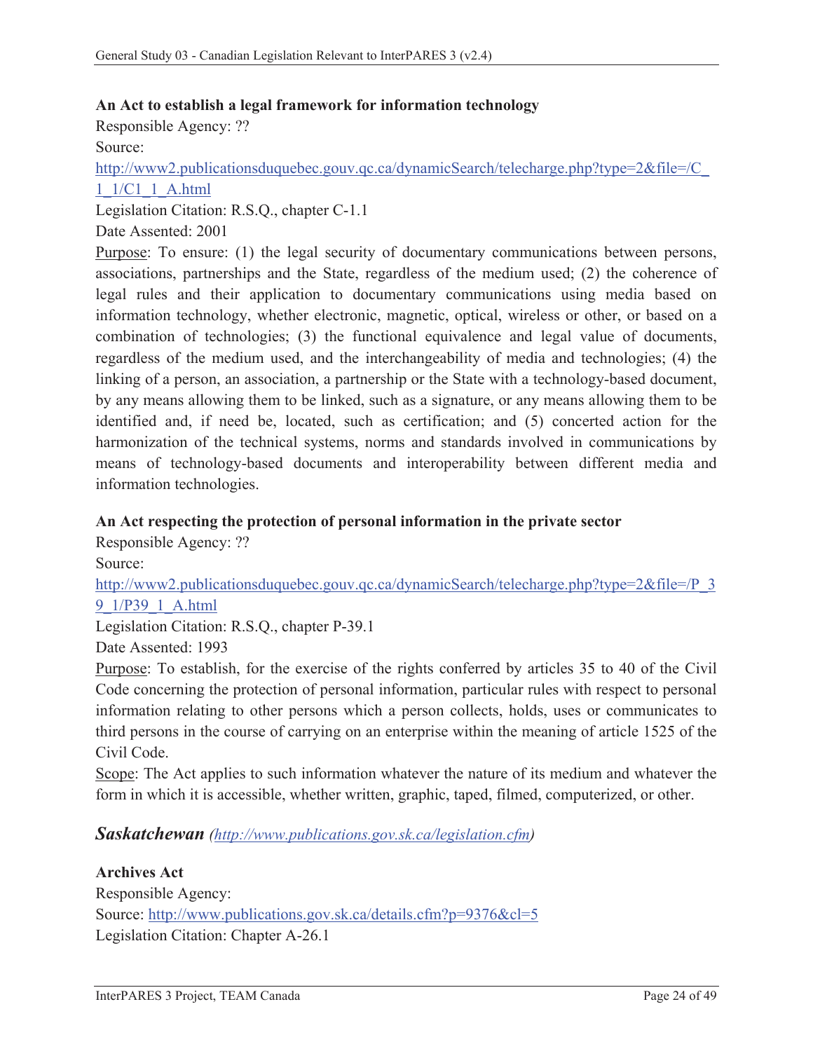**An Act to establish a legal framework for information technology**

Responsible Agency: ??

Source:

http://www2.publicationsduquebec.gouv.qc.ca/dynamicSearch/telecharge.php?type=2&file=/C_1_1/C1_1_A.html

Legislation Citation: R.S.Q., chapter C-1.1

Date Assented: 2001

Purpose: To ensure: (1) the legal security of documentary communications between persons, associations, partnerships and the State, regardless of the medium used; (2) the coherence of legal rules and their application to documentary communications using media based on information technology, whether electronic, magnetic, optical, wireless or other, or based on a combination of technologies; (3) the functional equivalence and legal value of documents, regardless of the medium used, and the interchangeability of media and technologies; (4) the linking of a person, an association, a partnership or the State with a technology-based document, by any means allowing them to be linked, such as a signature, or any means allowing them to be identified and, if need be, located, such as certification; and (5) concerted action for the harmonization of the technical systems, norms and standards involved in communications by means of technology-based documents and interoperability between different media and information technologies.

**An Act respecting the protection of personal information in the private sector**

Responsible Agency: ??

Source:

http://www2.publicationsduquebec.gouv.qc.ca/dynamicSearch/telecharge.php?type=2&file=/P_39_1/P39_1_A.html

Legislation Citation: R.S.Q., chapter P-39.1

Date Assented: 1993

Purpose: To establish, for the exercise of the rights conferred by articles 35 to 40 of the Civil Code concerning the protection of personal information, particular rules with respect to personal information relating to other persons which a person collects, holds, uses or communicates to third persons in the course of carrying on an enterprise within the meaning of article 1525 of the Civil Code.

Scope: The Act applies to such information whatever the nature of its medium and whatever the form in which it is accessible, whether written, graphic, taped, filmed, computerized, or other.

## *Saskatchewan* *(http://www.publications.gov.sk.ca/legislation.cfm)*

**Archives Act**

Responsible Agency:

Source: http://www.publications.gov.sk.ca/details.cfm?p=9376&cl=5

Legislation Citation: Chapter A-26.1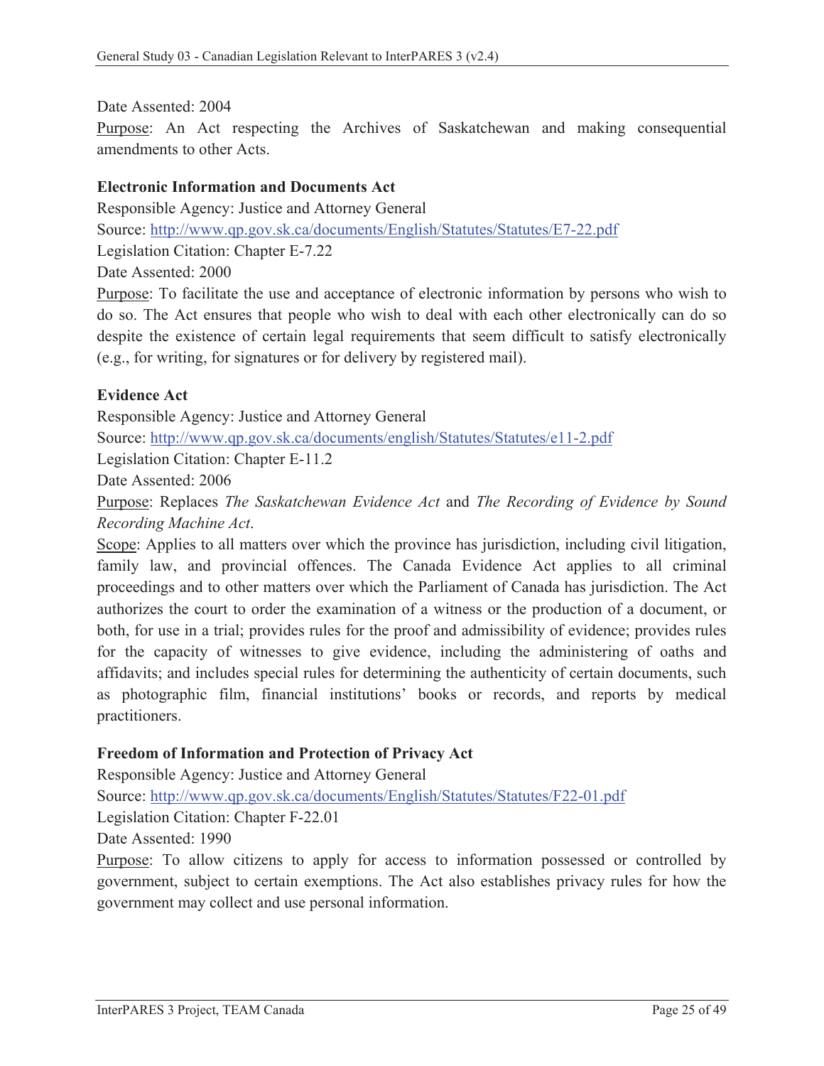Date Assented: 2004

Purpose: An Act respecting the Archives of Saskatchewan and making consequential amendments to other Acts.

**Electronic Information and Documents Act**

Responsible Agency: Justice and Attorney General

Source: http://www.qp.gov.sk.ca/documents/English/Statutes/Statutes/E7-22.pdf

Legislation Citation: Chapter E-7.22

Date Assented: 2000

Purpose: To facilitate the use and acceptance of electronic information by persons who wish to do so. The Act ensures that people who wish to deal with each other electronically can do so despite the existence of certain legal requirements that seem difficult to satisfy electronically (e.g., for writing, for signatures or for delivery by registered mail).

**Evidence Act**

Responsible Agency: Justice and Attorney General

Source: http://www.qp.gov.sk.ca/documents/english/Statutes/Statutes/e11-2.pdf

Legislation Citation: Chapter E-11.2

Date Assented: 2006

Purpose: Replaces *The Saskatchewan Evidence Act* and *The Recording of Evidence by Sound Recording Machine Act*.

Scope: Applies to all matters over which the province has jurisdiction, including civil litigation, family law, and provincial offences. The Canada Evidence Act applies to all criminal proceedings and to other matters over which the Parliament of Canada has jurisdiction. The Act authorizes the court to order the examination of a witness or the production of a document, or both, for use in a trial; provides rules for the proof and admissibility of evidence; provides rules for the capacity of witnesses to give evidence, including the administering of oaths and affidavits; and includes special rules for determining the authenticity of certain documents, such as photographic film, financial institutions' books or records, and reports by medical practitioners.

**Freedom of Information and Protection of Privacy Act**

Responsible Agency: Justice and Attorney General

Source: http://www.qp.gov.sk.ca/documents/English/Statutes/Statutes/F22-01.pdf

Legislation Citation: Chapter F-22.01

Date Assented: 1990

Purpose: To allow citizens to apply for access to information possessed or controlled by government, subject to certain exemptions. The Act also establishes privacy rules for how the government may collect and use personal information.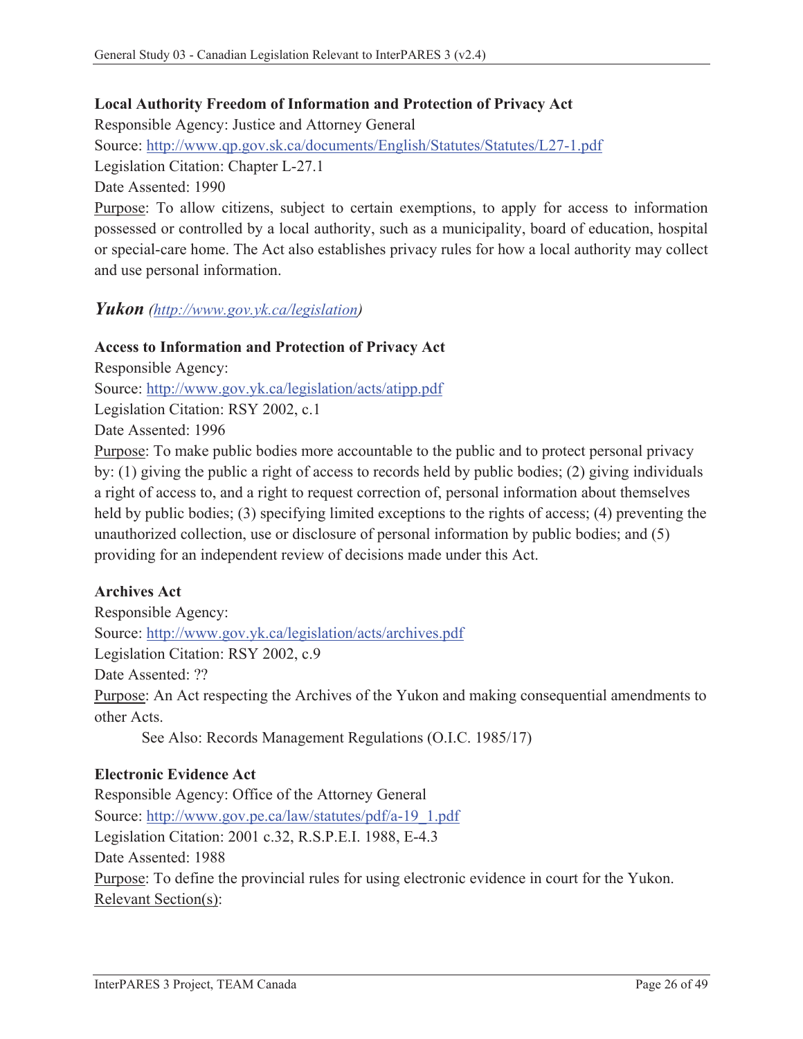**Local Authority Freedom of Information and Protection of Privacy Act**

Responsible Agency: Justice and Attorney General

Source: http://www.qp.gov.sk.ca/documents/English/Statutes/Statutes/L27-1.pdf

Legislation Citation: Chapter L-27.1

Date Assented: 1990

Purpose: To allow citizens, subject to certain exemptions, to apply for access to information possessed or controlled by a local authority, such as a municipality, board of education, hospital or special-care home. The Act also establishes privacy rules for how a local authority may collect and use personal information.

## *Yukon (http://www.gov.yk.ca/legislation)*

**Access to Information and Protection of Privacy Act**

Responsible Agency:

Source: http://www.gov.yk.ca/legislation/acts/atipp.pdf

Legislation Citation: RSY 2002, c.1

Date Assented: 1996

Purpose: To make public bodies more accountable to the public and to protect personal privacy by: (1) giving the public a right of access to records held by public bodies; (2) giving individuals a right of access to, and a right to request correction of, personal information about themselves held by public bodies; (3) specifying limited exceptions to the rights of access; (4) preventing the unauthorized collection, use or disclosure of personal information by public bodies; and (5) providing for an independent review of decisions made under this Act.

**Archives Act**

Responsible Agency:

Source: http://www.gov.yk.ca/legislation/acts/archives.pdf

Legislation Citation: RSY 2002, c.9

Date Assented: ??

Purpose: An Act respecting the Archives of the Yukon and making consequential amendments to other Acts.

See Also: Records Management Regulations (O.I.C. 1985/17)

**Electronic Evidence Act**

Responsible Agency: Office of the Attorney General

Source: http://www.gov.pe.ca/law/statutes/pdf/a-19_1.pdf

Legislation Citation: 2001 c.32, R.S.P.E.I. 1988, E-4.3

Date Assented: 1988

Purpose: To define the provincial rules for using electronic evidence in court for the Yukon.

Relevant Section(s):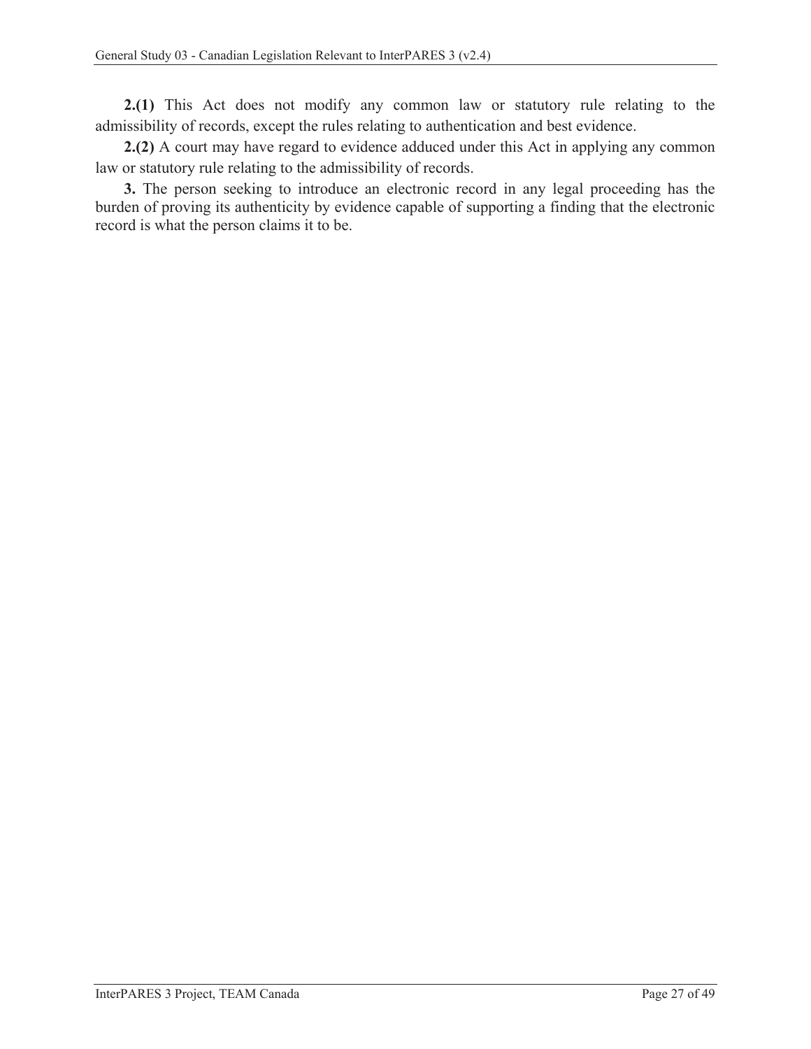**2.(1)** This Act does not modify any common law or statutory rule relating to the admissibility of records, except the rules relating to authentication and best evidence.

**2.(2)** A court may have regard to evidence adduced under this Act in applying any common law or statutory rule relating to the admissibility of records.

**3.** The person seeking to introduce an electronic record in any legal proceeding has the burden of proving its authenticity by evidence capable of supporting a finding that the electronic record is what the person claims it to be.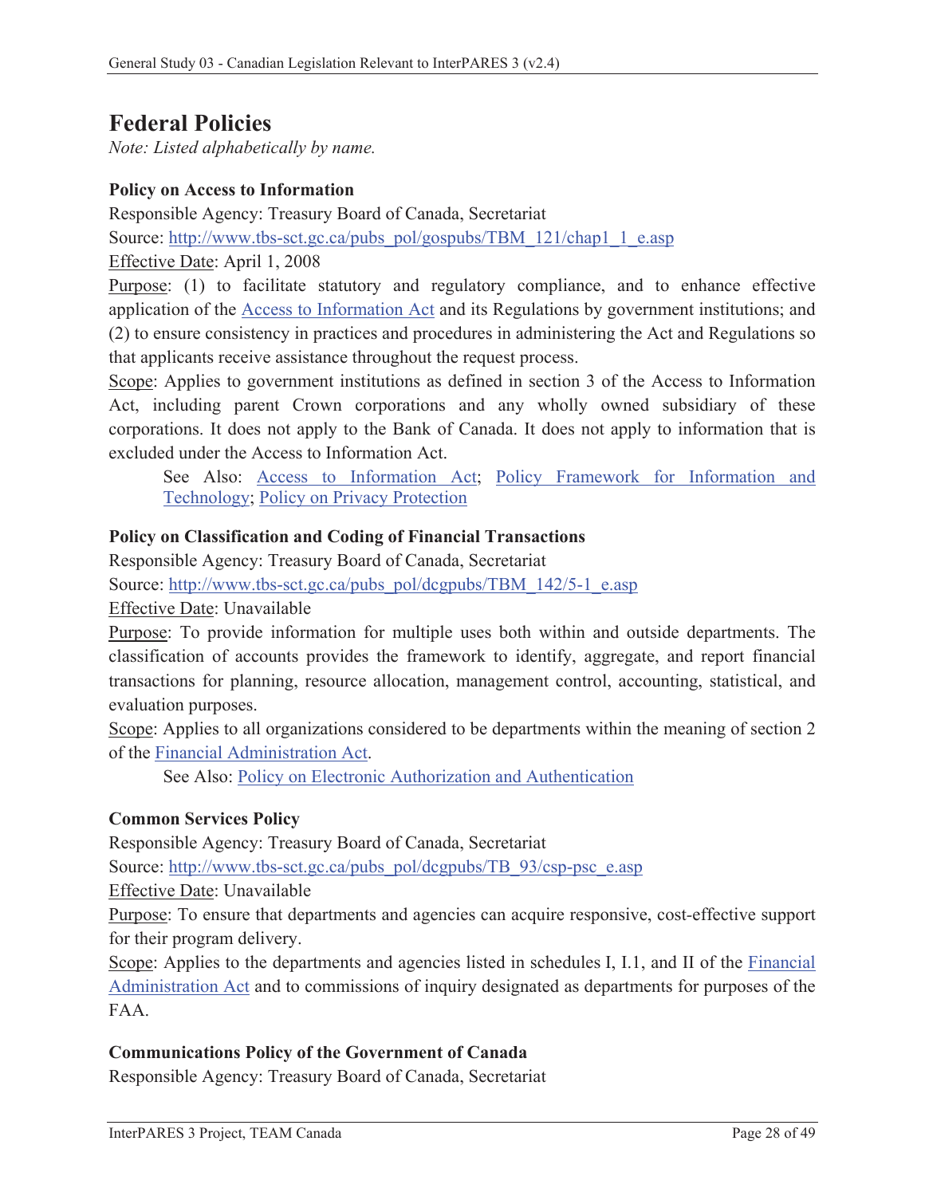# Federal Policies

*Note: Listed alphabetically by name.*

**Policy on Access to Information**

Responsible Agency: Treasury Board of Canada, Secretariat

Source: http://www.tbs-sct.gc.ca/pubs_pol/gospubs/TBM_121/chap1_1_e.asp

Effective Date: April 1, 2008

Purpose: (1) to facilitate statutory and regulatory compliance, and to enhance effective application of the Access to Information Act and its Regulations by government institutions; and (2) to ensure consistency in practices and procedures in administering the Act and Regulations so that applicants receive assistance throughout the request process.

Scope: Applies to government institutions as defined in section 3 of the Access to Information Act, including parent Crown corporations and any wholly owned subsidiary of these corporations. It does not apply to the Bank of Canada. It does not apply to information that is excluded under the Access to Information Act.

> See Also: Access to Information Act; Policy Framework for Information and Technology; Policy on Privacy Protection

**Policy on Classification and Coding of Financial Transactions**

Responsible Agency: Treasury Board of Canada, Secretariat

Source: http://www.tbs-sct.gc.ca/pubs_pol/dcgpubs/TBM_142/5-1_e.asp

Effective Date: Unavailable

Purpose: To provide information for multiple uses both within and outside departments. The classification of accounts provides the framework to identify, aggregate, and report financial transactions for planning, resource allocation, management control, accounting, statistical, and evaluation purposes.

Scope: Applies to all organizations considered to be departments within the meaning of section 2 of the Financial Administration Act.

> See Also: Policy on Electronic Authorization and Authentication

**Common Services Policy**

Responsible Agency: Treasury Board of Canada, Secretariat

Source: http://www.tbs-sct.gc.ca/pubs_pol/dcgpubs/TB_93/csp-psc_e.asp

Effective Date: Unavailable

Purpose: To ensure that departments and agencies can acquire responsive, cost-effective support for their program delivery.

Scope: Applies to the departments and agencies listed in schedules I, I.1, and II of the Financial Administration Act and to commissions of inquiry designated as departments for purposes of the FAA.

**Communications Policy of the Government of Canada**

Responsible Agency: Treasury Board of Canada, Secretariat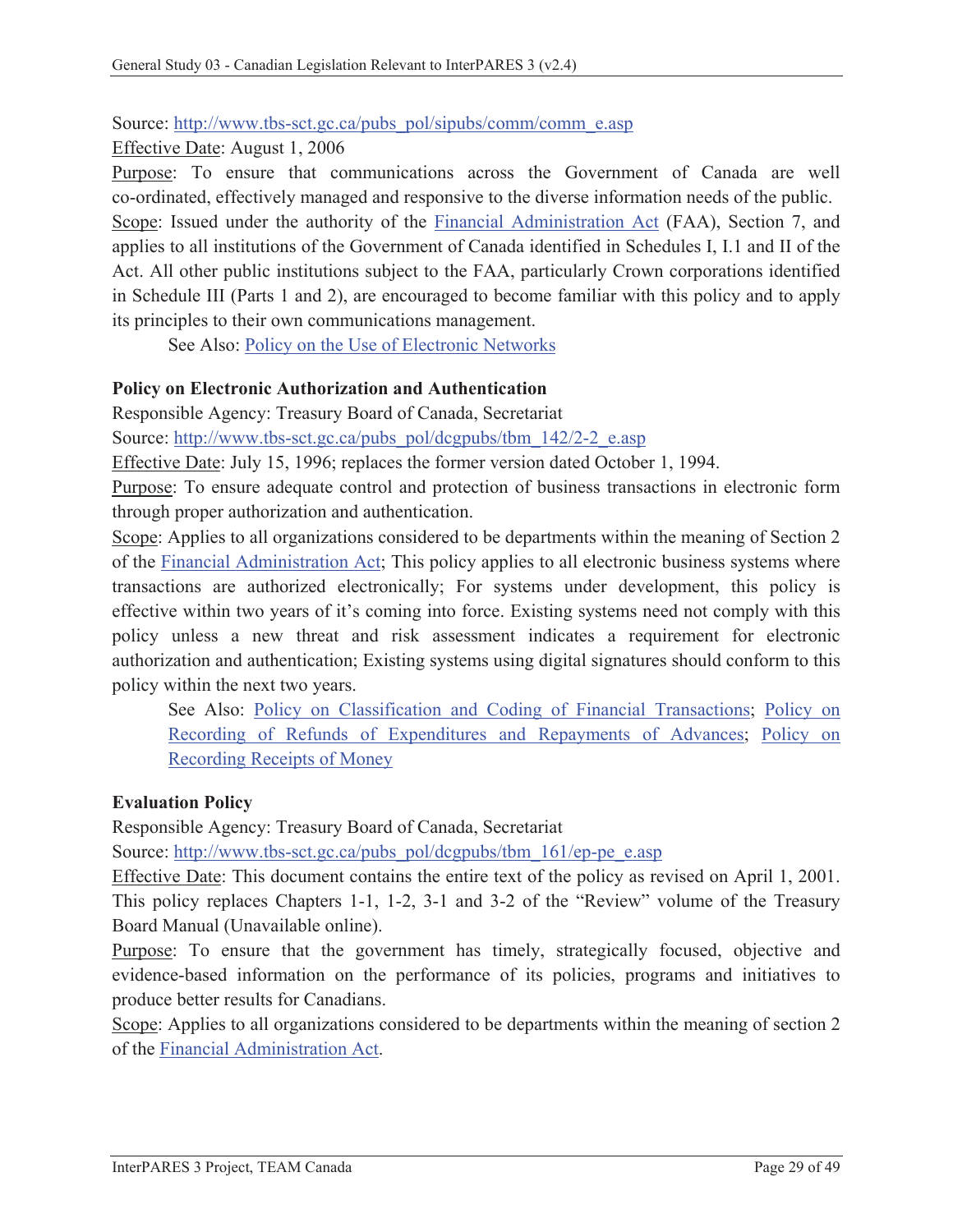Source: [http://www.tbs-sct.gc.ca/pubs_pol/sipubs/comm/comm_e.asp](http://www.tbs-sct.gc.ca/pubs_pol/sipubs/comm/comm_e.asp)

Effective Date: August 1, 2006

Purpose: To ensure that communications across the Government of Canada are well co-ordinated, effectively managed and responsive to the diverse information needs of the public.

Scope: Issued under the authority of the Financial Administration Act (FAA), Section 7, and applies to all institutions of the Government of Canada identified in Schedules I, I.1 and II of the Act. All other public institutions subject to the FAA, particularly Crown corporations identified in Schedule III (Parts 1 and 2), are encouraged to become familiar with this policy and to apply its principles to their own communications management.

See Also: Policy on the Use of Electronic Networks

**Policy on Electronic Authorization and Authentication**

Responsible Agency: Treasury Board of Canada, Secretariat

Source: [http://www.tbs-sct.gc.ca/pubs_pol/dcgpubs/tbm_142/2-2_e.asp](http://www.tbs-sct.gc.ca/pubs_pol/dcgpubs/tbm_142/2-2_e.asp)

Effective Date: July 15, 1996; replaces the former version dated October 1, 1994.

Purpose: To ensure adequate control and protection of business transactions in electronic form through proper authorization and authentication.

Scope: Applies to all organizations considered to be departments within the meaning of Section 2 of the Financial Administration Act; This policy applies to all electronic business systems where transactions are authorized electronically; For systems under development, this policy is effective within two years of it's coming into force. Existing systems need not comply with this policy unless a new threat and risk assessment indicates a requirement for electronic authorization and authentication; Existing systems using digital signatures should conform to this policy within the next two years.

See Also: Policy on Classification and Coding of Financial Transactions; Policy on Recording of Refunds of Expenditures and Repayments of Advances; Policy on Recording Receipts of Money

**Evaluation Policy**

Responsible Agency: Treasury Board of Canada, Secretariat

Source: [http://www.tbs-sct.gc.ca/pubs_pol/dcgpubs/tbm_161/ep-pe_e.asp](http://www.tbs-sct.gc.ca/pubs_pol/dcgpubs/tbm_161/ep-pe_e.asp)

Effective Date: This document contains the entire text of the policy as revised on April 1, 2001. This policy replaces Chapters 1-1, 1-2, 3-1 and 3-2 of the "Review" volume of the Treasury Board Manual (Unavailable online).

Purpose: To ensure that the government has timely, strategically focused, objective and evidence-based information on the performance of its policies, programs and initiatives to produce better results for Canadians.

Scope: Applies to all organizations considered to be departments within the meaning of section 2 of the Financial Administration Act.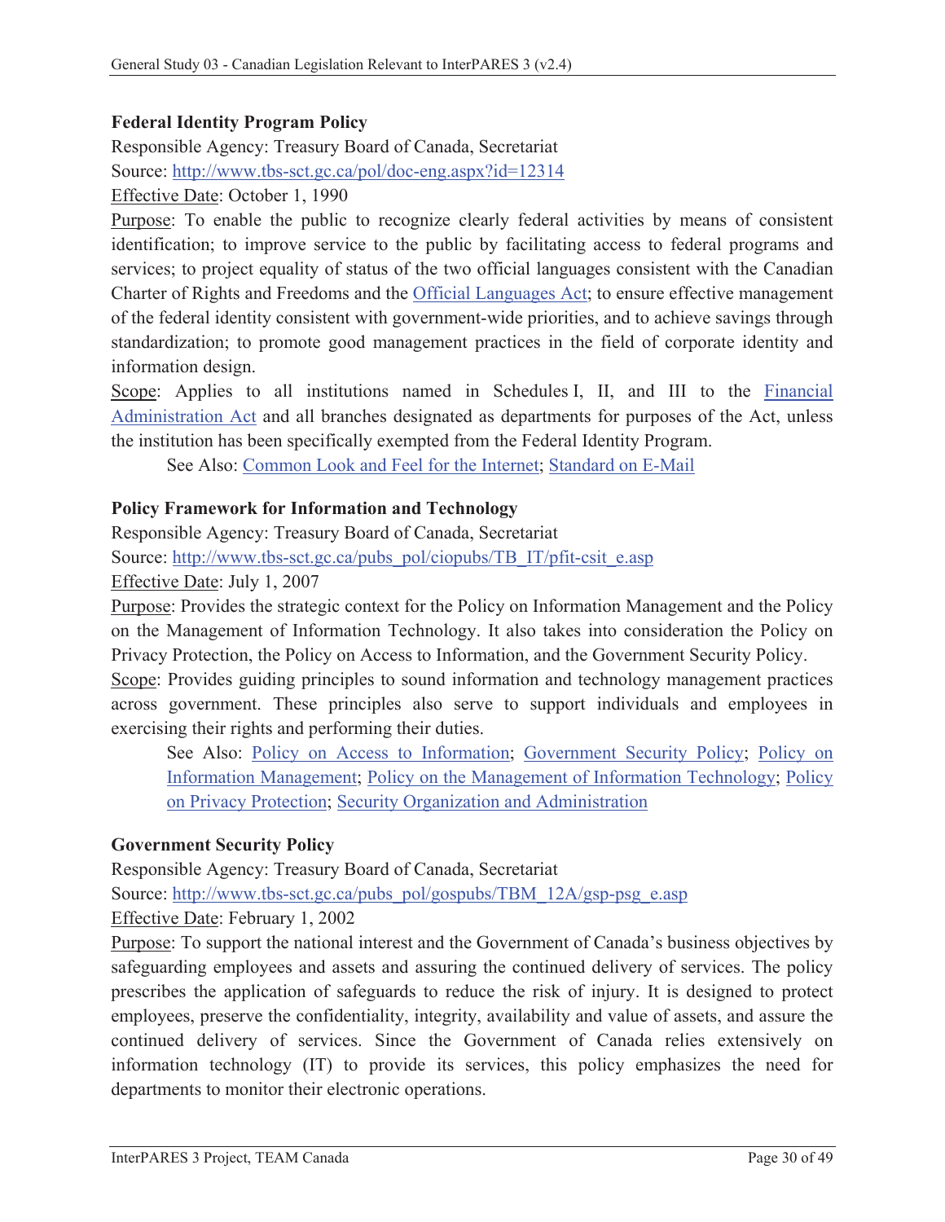**Federal Identity Program Policy**

Responsible Agency: Treasury Board of Canada, Secretariat

Source: [http://www.tbs-sct.gc.ca/pol/doc-eng.aspx?id=12314](http://www.tbs-sct.gc.ca/pol/doc-eng.aspx?id=12314)

Effective Date: October 1, 1990

Purpose: To enable the public to recognize clearly federal activities by means of consistent identification; to improve service to the public by facilitating access to federal programs and services; to project equality of status of the two official languages consistent with the Canadian Charter of Rights and Freedoms and the Official Languages Act; to ensure effective management of the federal identity consistent with government-wide priorities, and to achieve savings through standardization; to promote good management practices in the field of corporate identity and information design.

Scope: Applies to all institutions named in Schedules I, II, and III to the Financial Administration Act and all branches designated as departments for purposes of the Act, unless the institution has been specifically exempted from the Federal Identity Program.

> See Also: Common Look and Feel for the Internet; Standard on E-Mail

**Policy Framework for Information and Technology**

Responsible Agency: Treasury Board of Canada, Secretariat

Source: [http://www.tbs-sct.gc.ca/pubs_pol/ciopubs/TB_IT/pfit-csit_e.asp](http://www.tbs-sct.gc.ca/pubs_pol/ciopubs/TB_IT/pfit-csit_e.asp)

Effective Date: July 1, 2007

Purpose: Provides the strategic context for the Policy on Information Management and the Policy on the Management of Information Technology. It also takes into consideration the Policy on Privacy Protection, the Policy on Access to Information, and the Government Security Policy.

Scope: Provides guiding principles to sound information and technology management practices across government. These principles also serve to support individuals and employees in exercising their rights and performing their duties.

> See Also: Policy on Access to Information; Government Security Policy; Policy on Information Management; Policy on the Management of Information Technology; Policy on Privacy Protection; Security Organization and Administration

**Government Security Policy**

Responsible Agency: Treasury Board of Canada, Secretariat

Source: [http://www.tbs-sct.gc.ca/pubs_pol/gospubs/TBM_12A/gsp-psg_e.asp](http://www.tbs-sct.gc.ca/pubs_pol/gospubs/TBM_12A/gsp-psg_e.asp)

Effective Date: February 1, 2002

Purpose: To support the national interest and the Government of Canada's business objectives by safeguarding employees and assets and assuring the continued delivery of services. The policy prescribes the application of safeguards to reduce the risk of injury. It is designed to protect employees, preserve the confidentiality, integrity, availability and value of assets, and assure the continued delivery of services. Since the Government of Canada relies extensively on information technology (IT) to provide its services, this policy emphasizes the need for departments to monitor their electronic operations.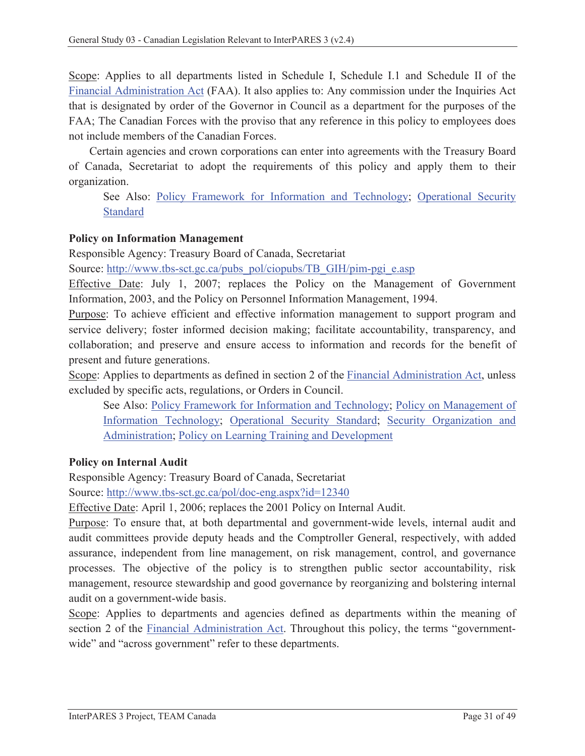Scope: Applies to all departments listed in Schedule I, Schedule I.1 and Schedule II of the Financial Administration Act (FAA). It also applies to: Any commission under the Inquiries Act that is designated by order of the Governor in Council as a department for the purposes of the FAA; The Canadian Forces with the proviso that any reference in this policy to employees does not include members of the Canadian Forces.

Certain agencies and crown corporations can enter into agreements with the Treasury Board of Canada, Secretariat to adopt the requirements of this policy and apply them to their organization.

> See Also: Policy Framework for Information and Technology; Operational Security Standard

**Policy on Information Management**

Responsible Agency: Treasury Board of Canada, Secretariat

Source: http://www.tbs-sct.gc.ca/pubs_pol/ciopubs/TB_GIH/pim-pgi_e.asp

Effective Date: July 1, 2007; replaces the Policy on the Management of Government Information, 2003, and the Policy on Personnel Information Management, 1994.

Purpose: To achieve efficient and effective information management to support program and service delivery; foster informed decision making; facilitate accountability, transparency, and collaboration; and preserve and ensure access to information and records for the benefit of present and future generations.

Scope: Applies to departments as defined in section 2 of the Financial Administration Act, unless excluded by specific acts, regulations, or Orders in Council.

> See Also: Policy Framework for Information and Technology; Policy on Management of Information Technology; Operational Security Standard; Security Organization and Administration; Policy on Learning Training and Development

**Policy on Internal Audit**

Responsible Agency: Treasury Board of Canada, Secretariat

Source: http://www.tbs-sct.gc.ca/pol/doc-eng.aspx?id=12340

Effective Date: April 1, 2006; replaces the 2001 Policy on Internal Audit.

Purpose: To ensure that, at both departmental and government-wide levels, internal audit and audit committees provide deputy heads and the Comptroller General, respectively, with added assurance, independent from line management, on risk management, control, and governance processes. The objective of the policy is to strengthen public sector accountability, risk management, resource stewardship and good governance by reorganizing and bolstering internal audit on a government-wide basis.

Scope: Applies to departments and agencies defined as departments within the meaning of section 2 of the Financial Administration Act. Throughout this policy, the terms "government-wide" and "across government" refer to these departments.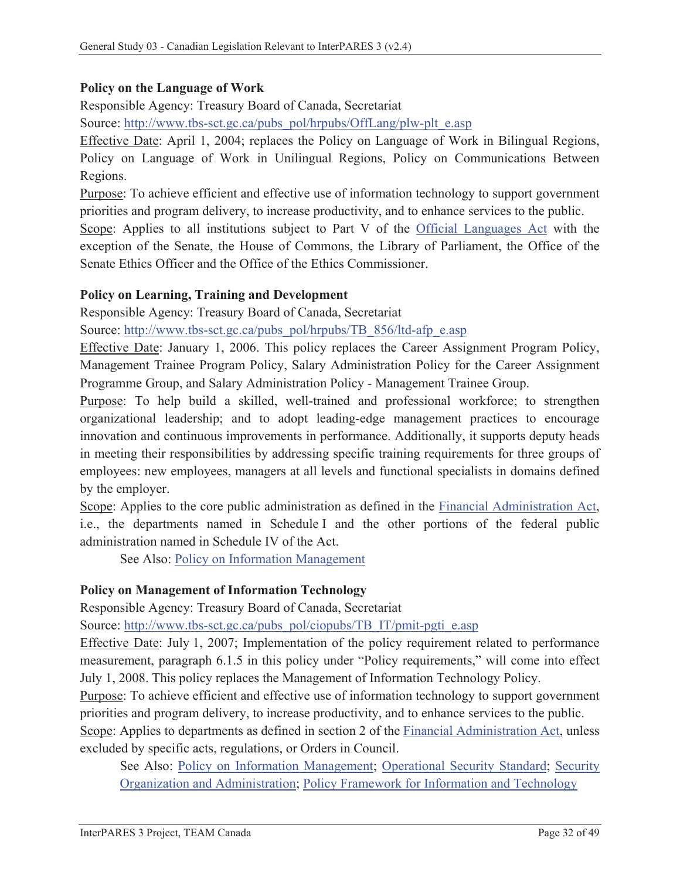**Policy on the Language of Work**

Responsible Agency: Treasury Board of Canada, Secretariat

Source: http://www.tbs-sct.gc.ca/pubs_pol/hrpubs/OffLang/plw-plt_e.asp

Effective Date: April 1, 2004; replaces the Policy on Language of Work in Bilingual Regions, Policy on Language of Work in Unilingual Regions, Policy on Communications Between Regions.

Purpose: To achieve efficient and effective use of information technology to support government priorities and program delivery, to increase productivity, and to enhance services to the public.

Scope: Applies to all institutions subject to Part V of the Official Languages Act with the exception of the Senate, the House of Commons, the Library of Parliament, the Office of the Senate Ethics Officer and the Office of the Ethics Commissioner.

**Policy on Learning, Training and Development**

Responsible Agency: Treasury Board of Canada, Secretariat

Source: http://www.tbs-sct.gc.ca/pubs_pol/hrpubs/TB_856/ltd-afp_e.asp

Effective Date: January 1, 2006. This policy replaces the Career Assignment Program Policy, Management Trainee Program Policy, Salary Administration Policy for the Career Assignment Programme Group, and Salary Administration Policy - Management Trainee Group.

Purpose: To help build a skilled, well-trained and professional workforce; to strengthen organizational leadership; and to adopt leading-edge management practices to encourage innovation and continuous improvements in performance. Additionally, it supports deputy heads in meeting their responsibilities by addressing specific training requirements for three groups of employees: new employees, managers at all levels and functional specialists in domains defined by the employer.

Scope: Applies to the core public administration as defined in the Financial Administration Act, i.e., the departments named in Schedule I and the other portions of the federal public administration named in Schedule IV of the Act.

See Also: Policy on Information Management

**Policy on Management of Information Technology**

Responsible Agency: Treasury Board of Canada, Secretariat

Source: http://www.tbs-sct.gc.ca/pubs_pol/ciopubs/TB_IT/pmit-pgti_e.asp

Effective Date: July 1, 2007; Implementation of the policy requirement related to performance measurement, paragraph 6.1.5 in this policy under "Policy requirements," will come into effect July 1, 2008. This policy replaces the Management of Information Technology Policy.

Purpose: To achieve efficient and effective use of information technology to support government priorities and program delivery, to increase productivity, and to enhance services to the public.

Scope: Applies to departments as defined in section 2 of the Financial Administration Act, unless excluded by specific acts, regulations, or Orders in Council.

See Also: Policy on Information Management; Operational Security Standard; Security Organization and Administration; Policy Framework for Information and Technology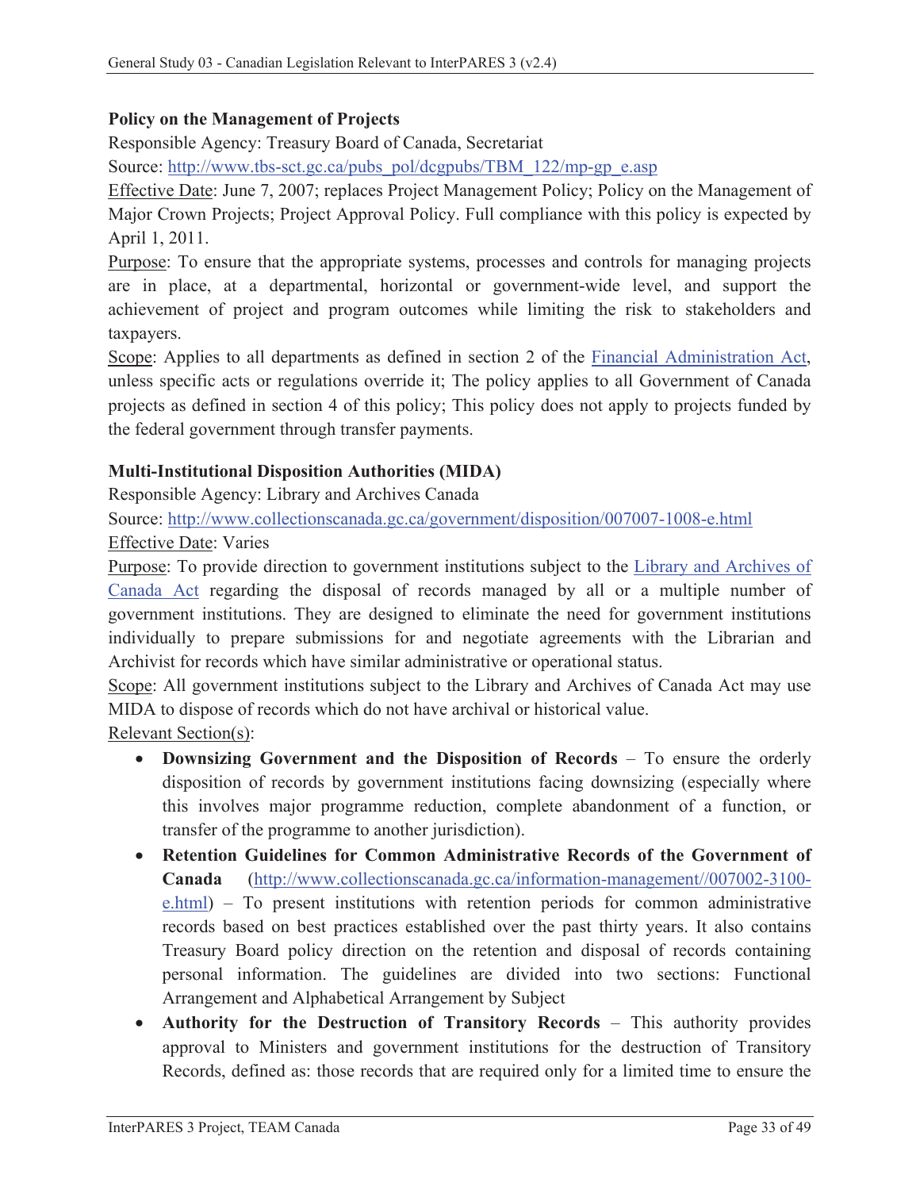**Policy on the Management of Projects**

Responsible Agency: Treasury Board of Canada, Secretariat

Source: http://www.tbs-sct.gc.ca/pubs_pol/dcgpubs/TBM_122/mp-gp_e.asp

Effective Date: June 7, 2007; replaces Project Management Policy; Policy on the Management of Major Crown Projects; Project Approval Policy. Full compliance with this policy is expected by April 1, 2011.

Purpose: To ensure that the appropriate systems, processes and controls for managing projects are in place, at a departmental, horizontal or government-wide level, and support the achievement of project and program outcomes while limiting the risk to stakeholders and taxpayers.

Scope: Applies to all departments as defined in section 2 of the Financial Administration Act, unless specific acts or regulations override it; The policy applies to all Government of Canada projects as defined in section 4 of this policy; This policy does not apply to projects funded by the federal government through transfer payments.

**Multi-Institutional Disposition Authorities (MIDA)**

Responsible Agency: Library and Archives Canada

Source: http://www.collectionscanada.gc.ca/government/disposition/007007-1008-e.html

Effective Date: Varies

Purpose: To provide direction to government institutions subject to the Library and Archives of Canada Act regarding the disposal of records managed by all or a multiple number of government institutions. They are designed to eliminate the need for government institutions individually to prepare submissions for and negotiate agreements with the Librarian and Archivist for records which have similar administrative or operational status.

Scope: All government institutions subject to the Library and Archives of Canada Act may use MIDA to dispose of records which do not have archival or historical value.

Relevant Section(s):

- **Downsizing Government and the Disposition of Records** – To ensure the orderly disposition of records by government institutions facing downsizing (especially where this involves major programme reduction, complete abandonment of a function, or transfer of the programme to another jurisdiction).
- **Retention Guidelines for Common Administrative Records of the Government of Canada** (http://www.collectionscanada.gc.ca/information-management//007002-3100-e.html) – To present institutions with retention periods for common administrative records based on best practices established over the past thirty years. It also contains Treasury Board policy direction on the retention and disposal of records containing personal information. The guidelines are divided into two sections: Functional Arrangement and Alphabetical Arrangement by Subject
- **Authority for the Destruction of Transitory Records** – This authority provides approval to Ministers and government institutions for the destruction of Transitory Records, defined as: those records that are required only for a limited time to ensure the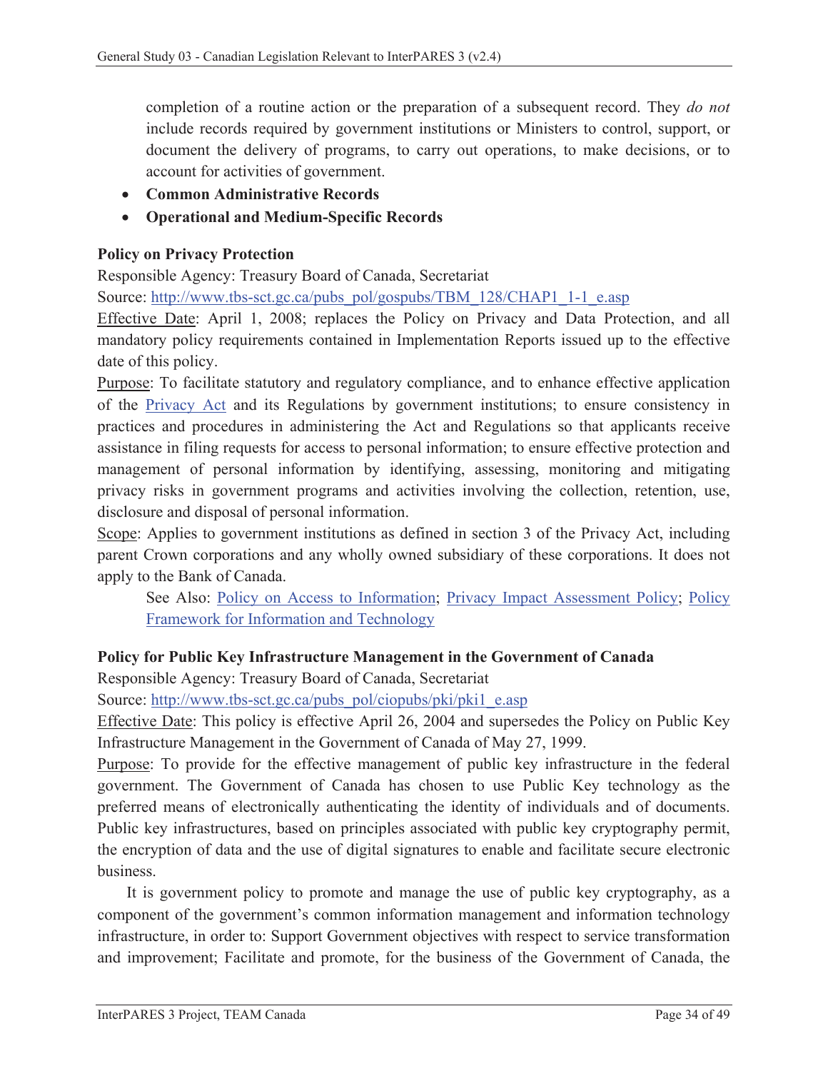completion of a routine action or the preparation of a subsequent record. They *do not* include records required by government institutions or Ministers to control, support, or document the delivery of programs, to carry out operations, to make decisions, or to account for activities of government.

- **Common Administrative Records**
- **Operational and Medium-Specific Records**

**Policy on Privacy Protection**

Responsible Agency: Treasury Board of Canada, Secretariat

Source: [http://www.tbs-sct.gc.ca/pubs_pol/gospubs/TBM_128/CHAP1_1-1_e.asp](http://www.tbs-sct.gc.ca/pubs_pol/gospubs/TBM_128/CHAP1_1-1_e.asp)

Effective Date: April 1, 2008; replaces the Policy on Privacy and Data Protection, and all mandatory policy requirements contained in Implementation Reports issued up to the effective date of this policy.

Purpose: To facilitate statutory and regulatory compliance, and to enhance effective application of the Privacy Act and its Regulations by government institutions; to ensure consistency in practices and procedures in administering the Act and Regulations so that applicants receive assistance in filing requests for access to personal information; to ensure effective protection and management of personal information by identifying, assessing, monitoring and mitigating privacy risks in government programs and activities involving the collection, retention, use, disclosure and disposal of personal information.

Scope: Applies to government institutions as defined in section 3 of the Privacy Act, including parent Crown corporations and any wholly owned subsidiary of these corporations. It does not apply to the Bank of Canada.

> See Also: Policy on Access to Information; Privacy Impact Assessment Policy; Policy Framework for Information and Technology

**Policy for Public Key Infrastructure Management in the Government of Canada**

Responsible Agency: Treasury Board of Canada, Secretariat

Source: [http://www.tbs-sct.gc.ca/pubs_pol/ciopubs/pki/pki1_e.asp](http://www.tbs-sct.gc.ca/pubs_pol/ciopubs/pki/pki1_e.asp)

Effective Date: This policy is effective April 26, 2004 and supersedes the Policy on Public Key Infrastructure Management in the Government of Canada of May 27, 1999.

Purpose: To provide for the effective management of public key infrastructure in the federal government. The Government of Canada has chosen to use Public Key technology as the preferred means of electronically authenticating the identity of individuals and of documents. Public key infrastructures, based on principles associated with public key cryptography permit, the encryption of data and the use of digital signatures to enable and facilitate secure electronic business.

It is government policy to promote and manage the use of public key cryptography, as a component of the government's common information management and information technology infrastructure, in order to: Support Government objectives with respect to service transformation and improvement; Facilitate and promote, for the business of the Government of Canada, the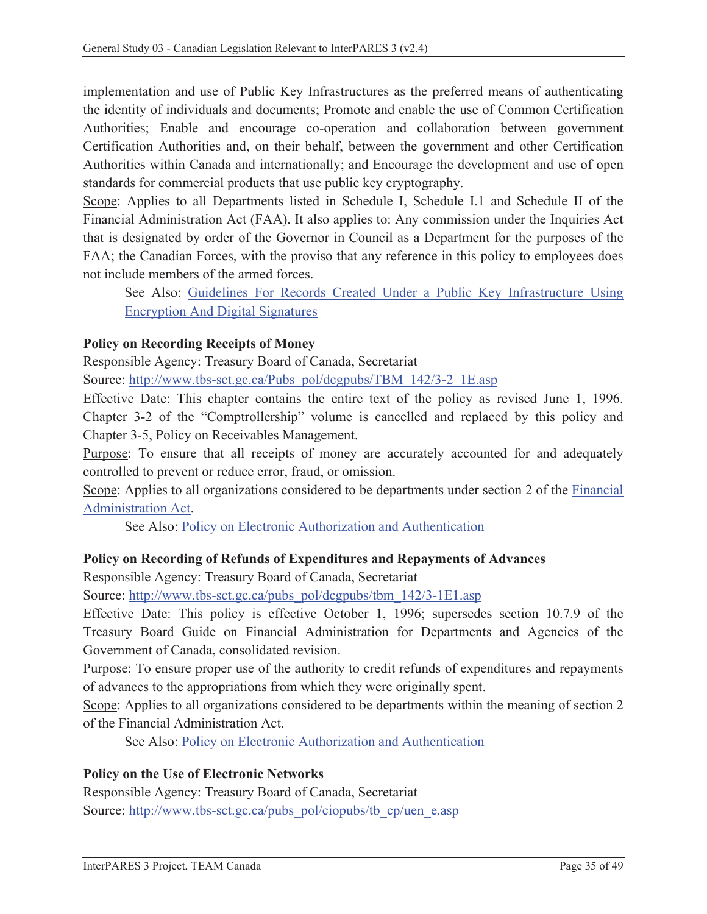implementation and use of Public Key Infrastructures as the preferred means of authenticating the identity of individuals and documents; Promote and enable the use of Common Certification Authorities; Enable and encourage co-operation and collaboration between government Certification Authorities and, on their behalf, between the government and other Certification Authorities within Canada and internationally; and Encourage the development and use of open standards for commercial products that use public key cryptography.

Scope: Applies to all Departments listed in Schedule I, Schedule I.1 and Schedule II of the Financial Administration Act (FAA). It also applies to: Any commission under the Inquiries Act that is designated by order of the Governor in Council as a Department for the purposes of the FAA; the Canadian Forces, with the proviso that any reference in this policy to employees does not include members of the armed forces.

See Also: Guidelines For Records Created Under a Public Key Infrastructure Using Encryption And Digital Signatures

**Policy on Recording Receipts of Money**

Responsible Agency: Treasury Board of Canada, Secretariat

Source: http://www.tbs-sct.gc.ca/Pubs_pol/dcgpubs/TBM_142/3-2_1E.asp

Effective Date: This chapter contains the entire text of the policy as revised June 1, 1996. Chapter 3-2 of the "Comptrollership" volume is cancelled and replaced by this policy and Chapter 3-5, Policy on Receivables Management.

Purpose: To ensure that all receipts of money are accurately accounted for and adequately controlled to prevent or reduce error, fraud, or omission.

Scope: Applies to all organizations considered to be departments under section 2 of the Financial Administration Act.

See Also: Policy on Electronic Authorization and Authentication

**Policy on Recording of Refunds of Expenditures and Repayments of Advances**

Responsible Agency: Treasury Board of Canada, Secretariat

Source: http://www.tbs-sct.gc.ca/pubs_pol/dcgpubs/tbm_142/3-1E1.asp

Effective Date: This policy is effective October 1, 1996; supersedes section 10.7.9 of the Treasury Board Guide on Financial Administration for Departments and Agencies of the Government of Canada, consolidated revision.

Purpose: To ensure proper use of the authority to credit refunds of expenditures and repayments of advances to the appropriations from which they were originally spent.

Scope: Applies to all organizations considered to be departments within the meaning of section 2 of the Financial Administration Act.

See Also: Policy on Electronic Authorization and Authentication

**Policy on the Use of Electronic Networks**

Responsible Agency: Treasury Board of Canada, Secretariat

Source: http://www.tbs-sct.gc.ca/pubs_pol/ciopubs/tb_cp/uen_e.asp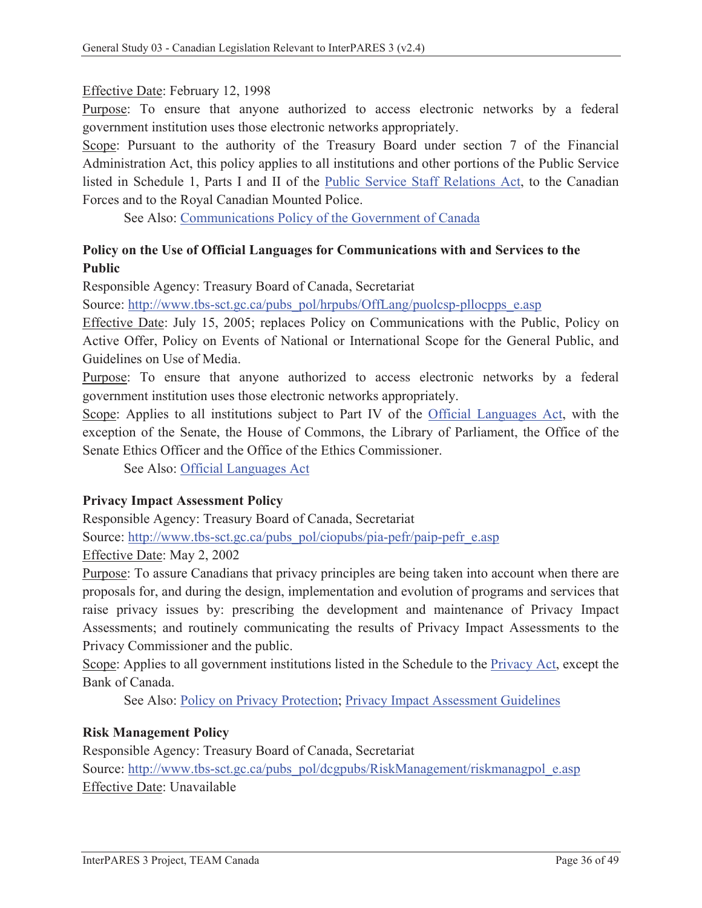Effective Date: February 12, 1998

Purpose: To ensure that anyone authorized to access electronic networks by a federal government institution uses those electronic networks appropriately.

Scope: Pursuant to the authority of the Treasury Board under section 7 of the Financial Administration Act, this policy applies to all institutions and other portions of the Public Service listed in Schedule 1, Parts I and II of the Public Service Staff Relations Act, to the Canadian Forces and to the Royal Canadian Mounted Police.

See Also: Communications Policy of the Government of Canada

**Policy on the Use of Official Languages for Communications with and Services to the Public**

Responsible Agency: Treasury Board of Canada, Secretariat

Source: http://www.tbs-sct.gc.ca/pubs_pol/hrpubs/OffLang/puolcsp-pllocpps_e.asp

Effective Date: July 15, 2005; replaces Policy on Communications with the Public, Policy on Active Offer, Policy on Events of National or International Scope for the General Public, and Guidelines on Use of Media.

Purpose: To ensure that anyone authorized to access electronic networks by a federal government institution uses those electronic networks appropriately.

Scope: Applies to all institutions subject to Part IV of the Official Languages Act, with the exception of the Senate, the House of Commons, the Library of Parliament, the Office of the Senate Ethics Officer and the Office of the Ethics Commissioner.

See Also: Official Languages Act

**Privacy Impact Assessment Policy**

Responsible Agency: Treasury Board of Canada, Secretariat

Source: http://www.tbs-sct.gc.ca/pubs_pol/ciopubs/pia-pefr/paip-pefr_e.asp

Effective Date: May 2, 2002

Purpose: To assure Canadians that privacy principles are being taken into account when there are proposals for, and during the design, implementation and evolution of programs and services that raise privacy issues by: prescribing the development and maintenance of Privacy Impact Assessments; and routinely communicating the results of Privacy Impact Assessments to the Privacy Commissioner and the public.

Scope: Applies to all government institutions listed in the Schedule to the Privacy Act, except the Bank of Canada.

See Also: Policy on Privacy Protection; Privacy Impact Assessment Guidelines

**Risk Management Policy**

Responsible Agency: Treasury Board of Canada, Secretariat

Source: http://www.tbs-sct.gc.ca/pubs_pol/dcgpubs/RiskManagement/riskmanagpol_e.asp

Effective Date: Unavailable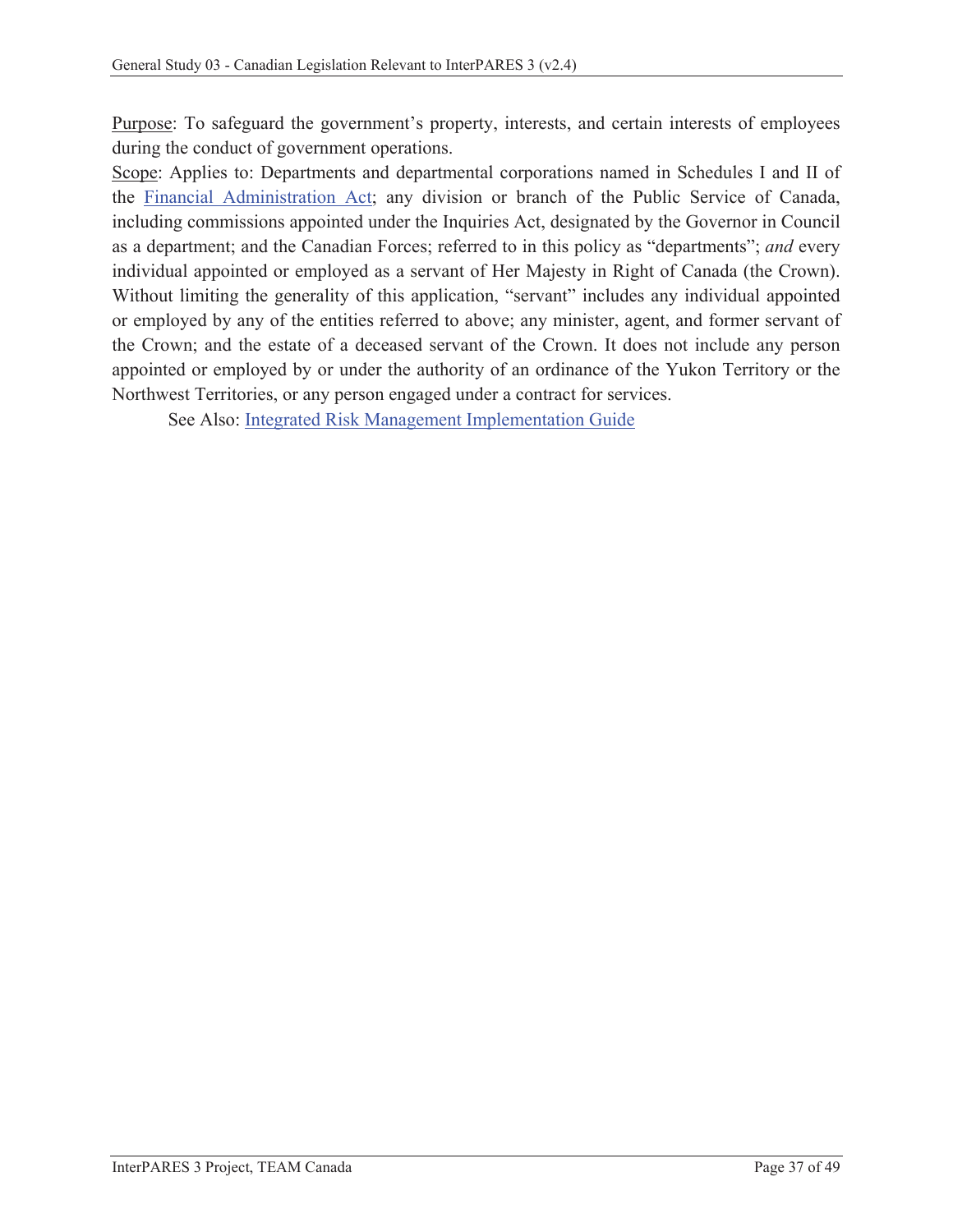Purpose: To safeguard the government's property, interests, and certain interests of employees during the conduct of government operations.

Scope: Applies to: Departments and departmental corporations named in Schedules I and II of the Financial Administration Act; any division or branch of the Public Service of Canada, including commissions appointed under the Inquiries Act, designated by the Governor in Council as a department; and the Canadian Forces; referred to in this policy as "departments"; *and* every individual appointed or employed as a servant of Her Majesty in Right of Canada (the Crown). Without limiting the generality of this application, "servant" includes any individual appointed or employed by any of the entities referred to above; any minister, agent, and former servant of the Crown; and the estate of a deceased servant of the Crown. It does not include any person appointed or employed by or under the authority of an ordinance of the Yukon Territory or the Northwest Territories, or any person engaged under a contract for services.

See Also: Integrated Risk Management Implementation Guide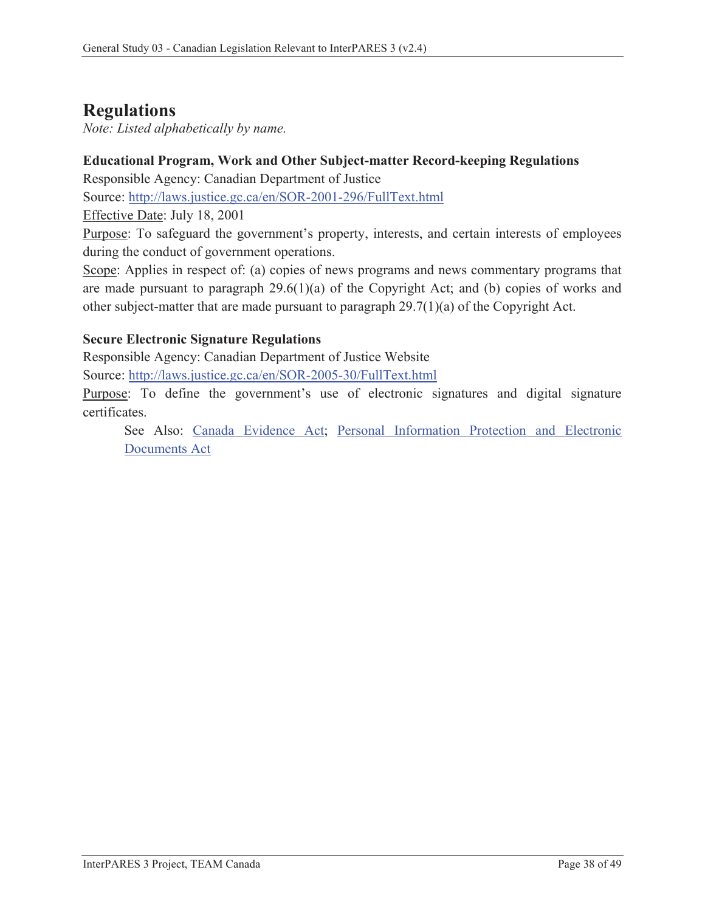# Regulations

*Note: Listed alphabetically by name.*

**Educational Program, Work and Other Subject-matter Record-keeping Regulations**

Responsible Agency: Canadian Department of Justice

Source: [http://laws.justice.gc.ca/en/SOR-2001-296/FullText.html](http://laws.justice.gc.ca/en/SOR-2001-296/FullText.html)

Effective Date: July 18, 2001

Purpose: To safeguard the government's property, interests, and certain interests of employees during the conduct of government operations.

Scope: Applies in respect of: (a) copies of news programs and news commentary programs that are made pursuant to paragraph 29.6(1)(a) of the Copyright Act; and (b) copies of works and other subject-matter that are made pursuant to paragraph 29.7(1)(a) of the Copyright Act.

**Secure Electronic Signature Regulations**

Responsible Agency: Canadian Department of Justice Website

Source: [http://laws.justice.gc.ca/en/SOR-2005-30/FullText.html](http://laws.justice.gc.ca/en/SOR-2005-30/FullText.html)

Purpose: To define the government's use of electronic signatures and digital signature certificates.

> See Also: Canada Evidence Act; Personal Information Protection and Electronic Documents Act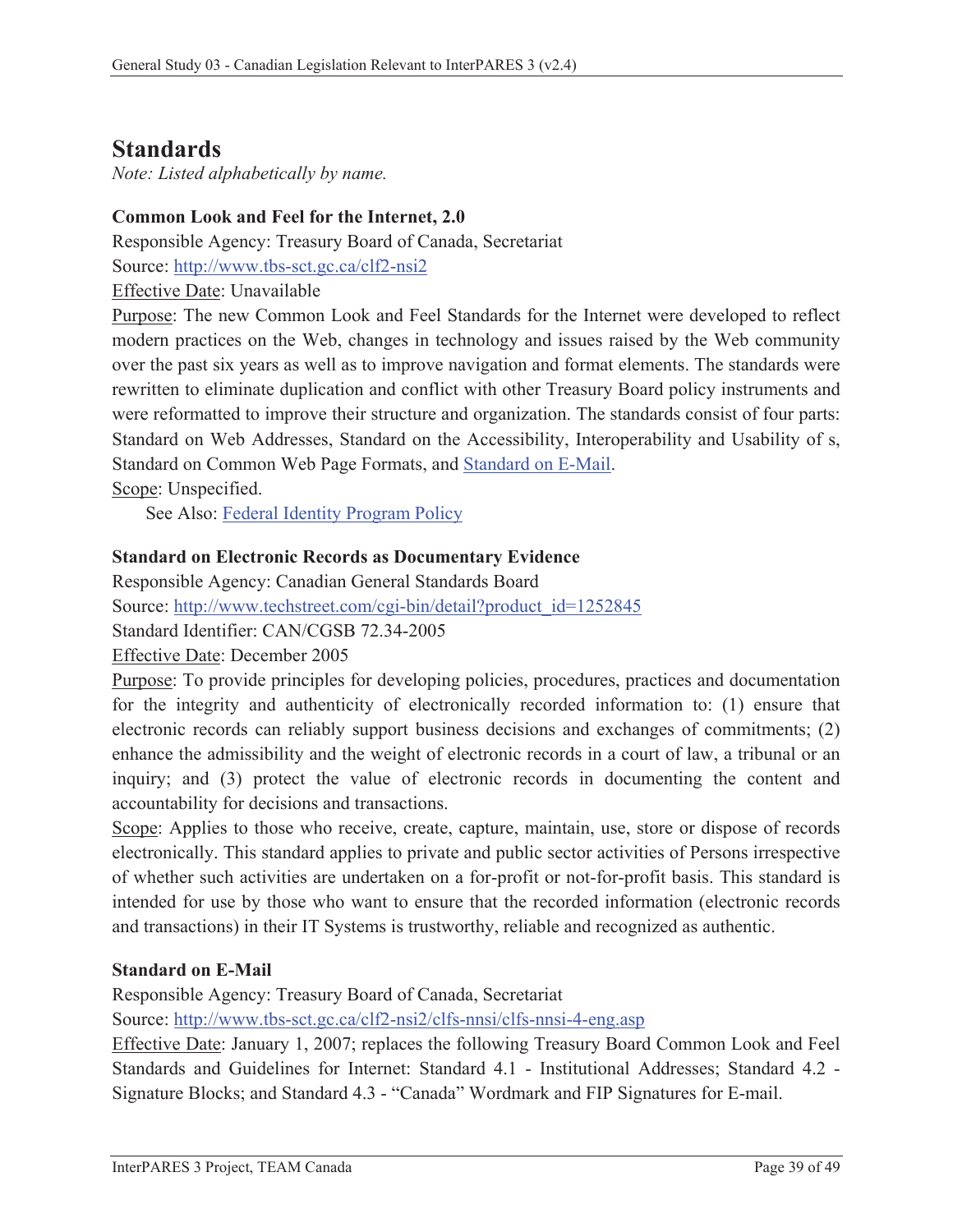## Standards

*Note: Listed alphabetically by name.*

**Common Look and Feel for the Internet, 2.0**

Responsible Agency: Treasury Board of Canada, Secretariat

Source: http://www.tbs-sct.gc.ca/clf2-nsi2

Effective Date: Unavailable

Purpose: The new Common Look and Feel Standards for the Internet were developed to reflect modern practices on the Web, changes in technology and issues raised by the Web community over the past six years as well as to improve navigation and format elements. The standards were rewritten to eliminate duplication and conflict with other Treasury Board policy instruments and were reformatted to improve their structure and organization. The standards consist of four parts: Standard on Web Addresses, Standard on the Accessibility, Interoperability and Usability of s, Standard on Common Web Page Formats, and Standard on E-Mail.

Scope: Unspecified.

See Also: Federal Identity Program Policy

**Standard on Electronic Records as Documentary Evidence**

Responsible Agency: Canadian General Standards Board

Source: http://www.techstreet.com/cgi-bin/detail?product_id=1252845

Standard Identifier: CAN/CGSB 72.34-2005

Effective Date: December 2005

Purpose: To provide principles for developing policies, procedures, practices and documentation for the integrity and authenticity of electronically recorded information to: (1) ensure that electronic records can reliably support business decisions and exchanges of commitments; (2) enhance the admissibility and the weight of electronic records in a court of law, a tribunal or an inquiry; and (3) protect the value of electronic records in documenting the content and accountability for decisions and transactions.

Scope: Applies to those who receive, create, capture, maintain, use, store or dispose of records electronically. This standard applies to private and public sector activities of Persons irrespective of whether such activities are undertaken on a for-profit or not-for-profit basis. This standard is intended for use by those who want to ensure that the recorded information (electronic records and transactions) in their IT Systems is trustworthy, reliable and recognized as authentic.

**Standard on E-Mail**

Responsible Agency: Treasury Board of Canada, Secretariat

Source: http://www.tbs-sct.gc.ca/clf2-nsi2/clfs-nnsi/clfs-nnsi-4-eng.asp

Effective Date: January 1, 2007; replaces the following Treasury Board Common Look and Feel Standards and Guidelines for Internet: Standard 4.1 - Institutional Addresses; Standard 4.2 - Signature Blocks; and Standard 4.3 - "Canada" Wordmark and FIP Signatures for E-mail.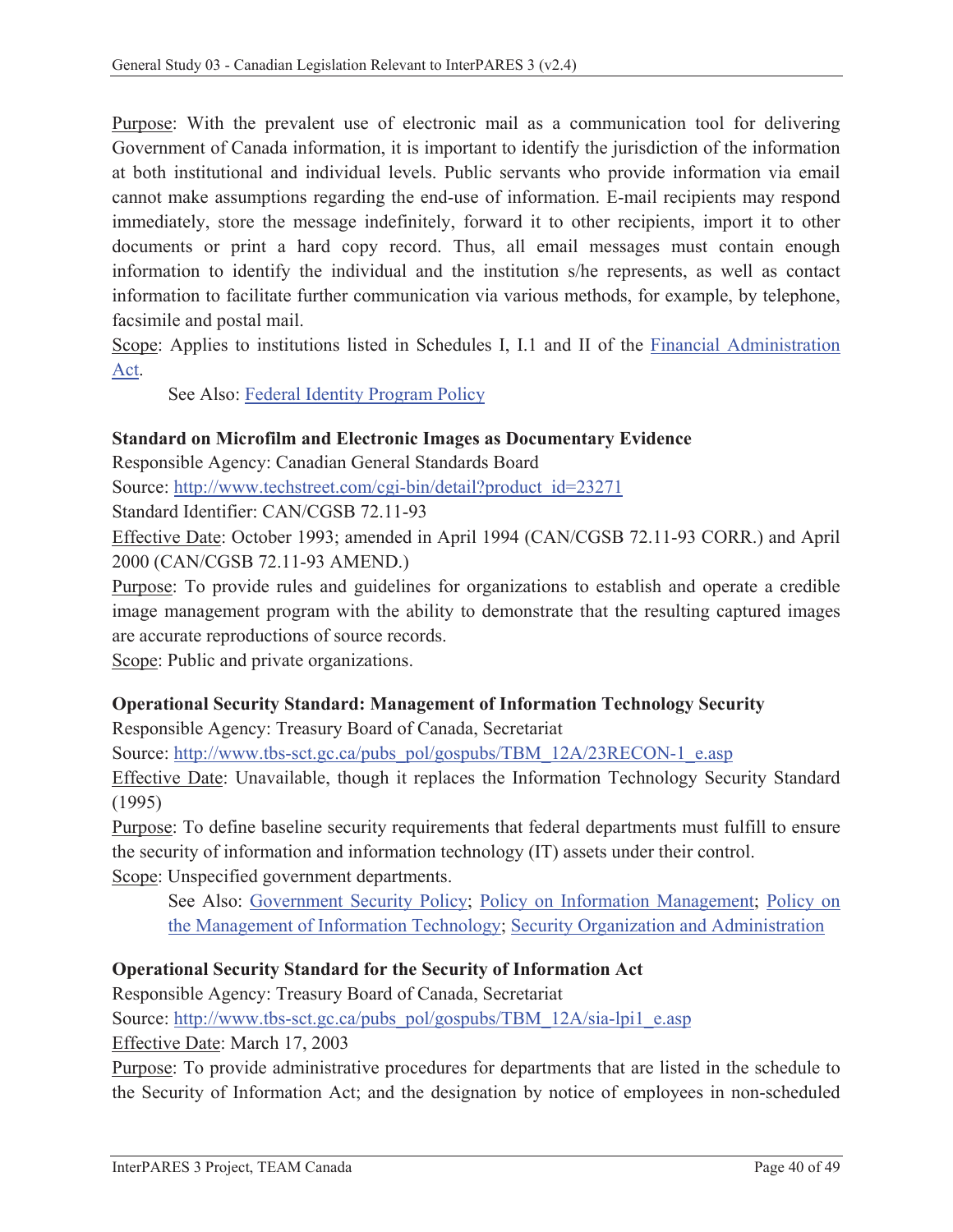Purpose: With the prevalent use of electronic mail as a communication tool for delivering Government of Canada information, it is important to identify the jurisdiction of the information at both institutional and individual levels. Public servants who provide information via email cannot make assumptions regarding the end-use of information. E-mail recipients may respond immediately, store the message indefinitely, forward it to other recipients, import it to other documents or print a hard copy record. Thus, all email messages must contain enough information to identify the individual and the institution s/he represents, as well as contact information to facilitate further communication via various methods, for example, by telephone, facsimile and postal mail.

Scope: Applies to institutions listed in Schedules I, I.1 and II of the Financial Administration Act.

See Also: Federal Identity Program Policy

**Standard on Microfilm and Electronic Images as Documentary Evidence**

Responsible Agency: Canadian General Standards Board

Source: http://www.techstreet.com/cgi-bin/detail?product_id=23271

Standard Identifier: CAN/CGSB 72.11-93

Effective Date: October 1993; amended in April 1994 (CAN/CGSB 72.11-93 CORR.) and April 2000 (CAN/CGSB 72.11-93 AMEND.)

Purpose: To provide rules and guidelines for organizations to establish and operate a credible image management program with the ability to demonstrate that the resulting captured images are accurate reproductions of source records.

Scope: Public and private organizations.

**Operational Security Standard: Management of Information Technology Security**

Responsible Agency: Treasury Board of Canada, Secretariat

Source: http://www.tbs-sct.gc.ca/pubs_pol/gospubs/TBM_12A/23RECON-1_e.asp

Effective Date: Unavailable, though it replaces the Information Technology Security Standard (1995)

Purpose: To define baseline security requirements that federal departments must fulfill to ensure the security of information and information technology (IT) assets under their control.

Scope: Unspecified government departments.

See Also: Government Security Policy; Policy on Information Management; Policy on the Management of Information Technology; Security Organization and Administration

**Operational Security Standard for the Security of Information Act**

Responsible Agency: Treasury Board of Canada, Secretariat

Source: http://www.tbs-sct.gc.ca/pubs_pol/gospubs/TBM_12A/sia-lpi1_e.asp

Effective Date: March 17, 2003

Purpose: To provide administrative procedures for departments that are listed in the schedule to the Security of Information Act; and the designation by notice of employees in non-scheduled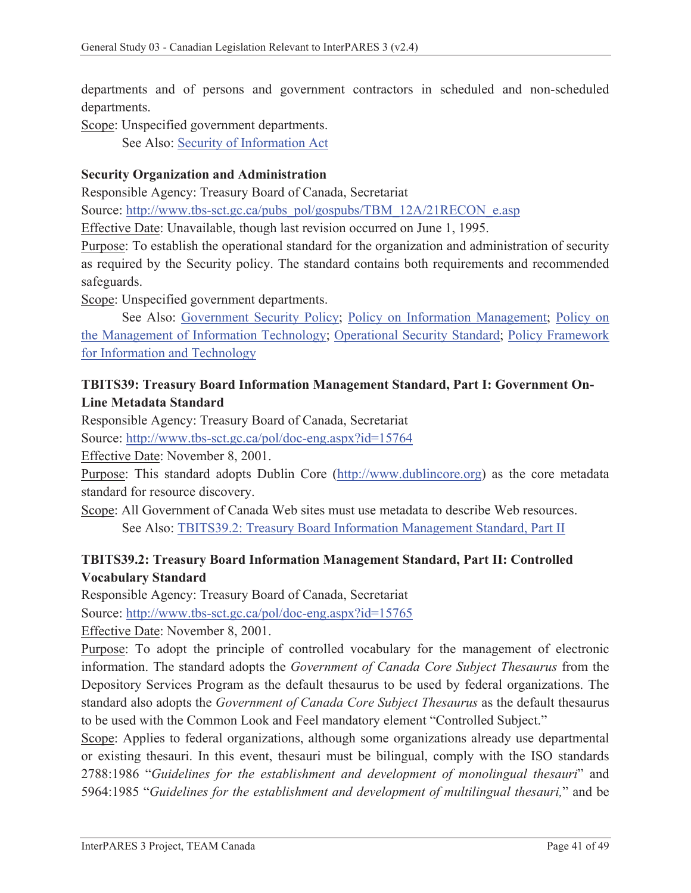departments and of persons and government contractors in scheduled and non-scheduled departments.

Scope: Unspecified government departments.

See Also: Security of Information Act

**Security Organization and Administration**

Responsible Agency: Treasury Board of Canada, Secretariat

Source: http://www.tbs-sct.gc.ca/pubs_pol/gospubs/TBM_12A/21RECON_e.asp

Effective Date: Unavailable, though last revision occurred on June 1, 1995.

Purpose: To establish the operational standard for the organization and administration of security as required by the Security policy. The standard contains both requirements and recommended safeguards.

Scope: Unspecified government departments.

See Also: Government Security Policy; Policy on Information Management; Policy on the Management of Information Technology; Operational Security Standard; Policy Framework for Information and Technology

**TBITS39: Treasury Board Information Management Standard, Part I: Government On-Line Metadata Standard**

Responsible Agency: Treasury Board of Canada, Secretariat

Source: http://www.tbs-sct.gc.ca/pol/doc-eng.aspx?id=15764

Effective Date: November 8, 2001.

Purpose: This standard adopts Dublin Core (http://www.dublincore.org) as the core metadata standard for resource discovery.

Scope: All Government of Canada Web sites must use metadata to describe Web resources.

See Also: TBITS39.2: Treasury Board Information Management Standard, Part II

**TBITS39.2: Treasury Board Information Management Standard, Part II: Controlled Vocabulary Standard**

Responsible Agency: Treasury Board of Canada, Secretariat

Source: http://www.tbs-sct.gc.ca/pol/doc-eng.aspx?id=15765

Effective Date: November 8, 2001.

Purpose: To adopt the principle of controlled vocabulary for the management of electronic information. The standard adopts the *Government of Canada Core Subject Thesaurus* from the Depository Services Program as the default thesaurus to be used by federal organizations. The standard also adopts the *Government of Canada Core Subject Thesaurus* as the default thesaurus to be used with the Common Look and Feel mandatory element "Controlled Subject."

Scope: Applies to federal organizations, although some organizations already use departmental or existing thesauri. In this event, thesauri must be bilingual, comply with the ISO standards 2788:1986 "*Guidelines for the establishment and development of monolingual thesauri*" and 5964:1985 "*Guidelines for the establishment and development of multilingual thesauri,*" and be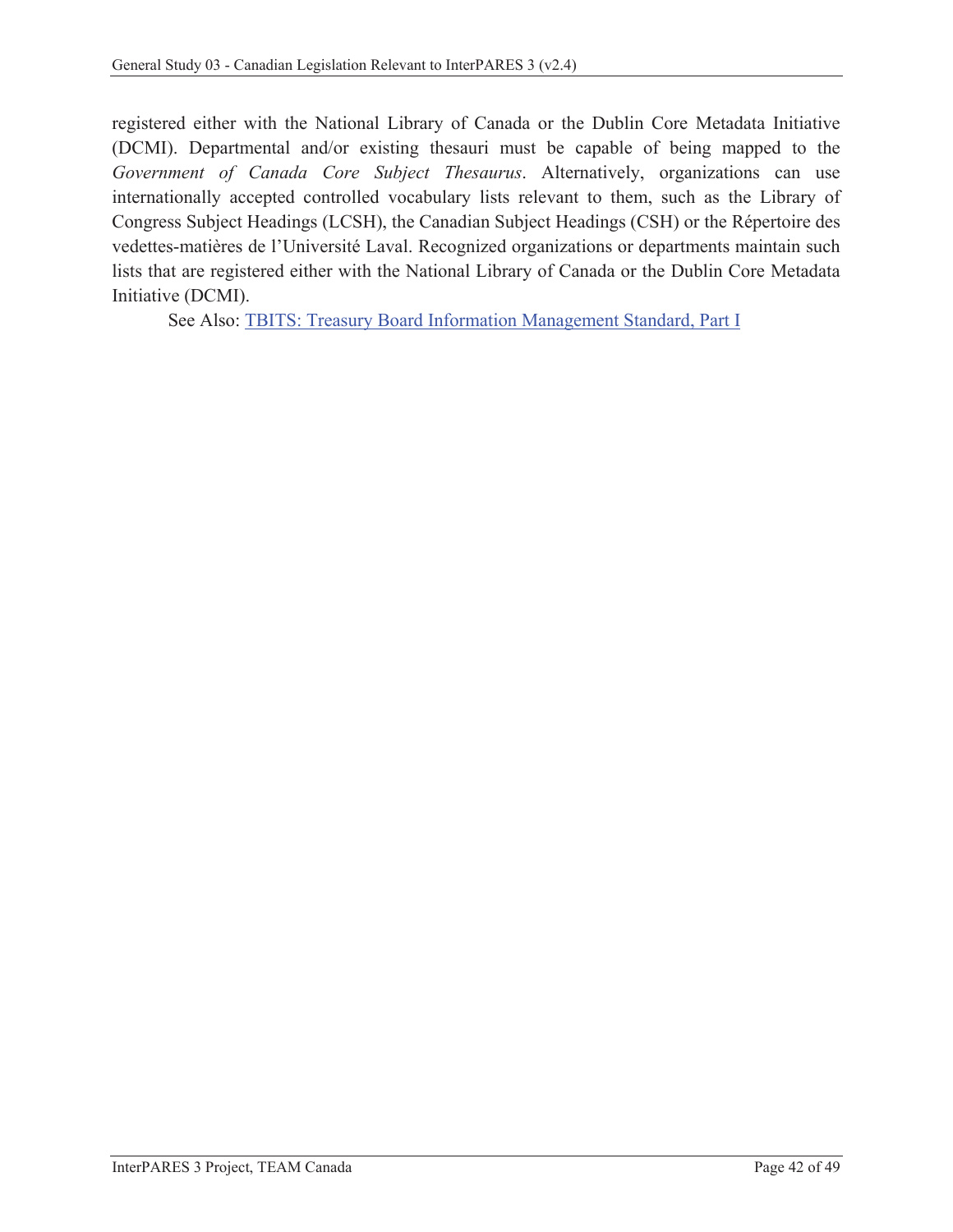registered either with the National Library of Canada or the Dublin Core Metadata Initiative (DCMI). Departmental and/or existing thesauri must be capable of being mapped to the *Government of Canada Core Subject Thesaurus*. Alternatively, organizations can use internationally accepted controlled vocabulary lists relevant to them, such as the Library of Congress Subject Headings (LCSH), the Canadian Subject Headings (CSH) or the Répertoire des vedettes-matières de l'Université Laval. Recognized organizations or departments maintain such lists that are registered either with the National Library of Canada or the Dublin Core Metadata Initiative (DCMI).

See Also: TBITS: Treasury Board Information Management Standard, Part I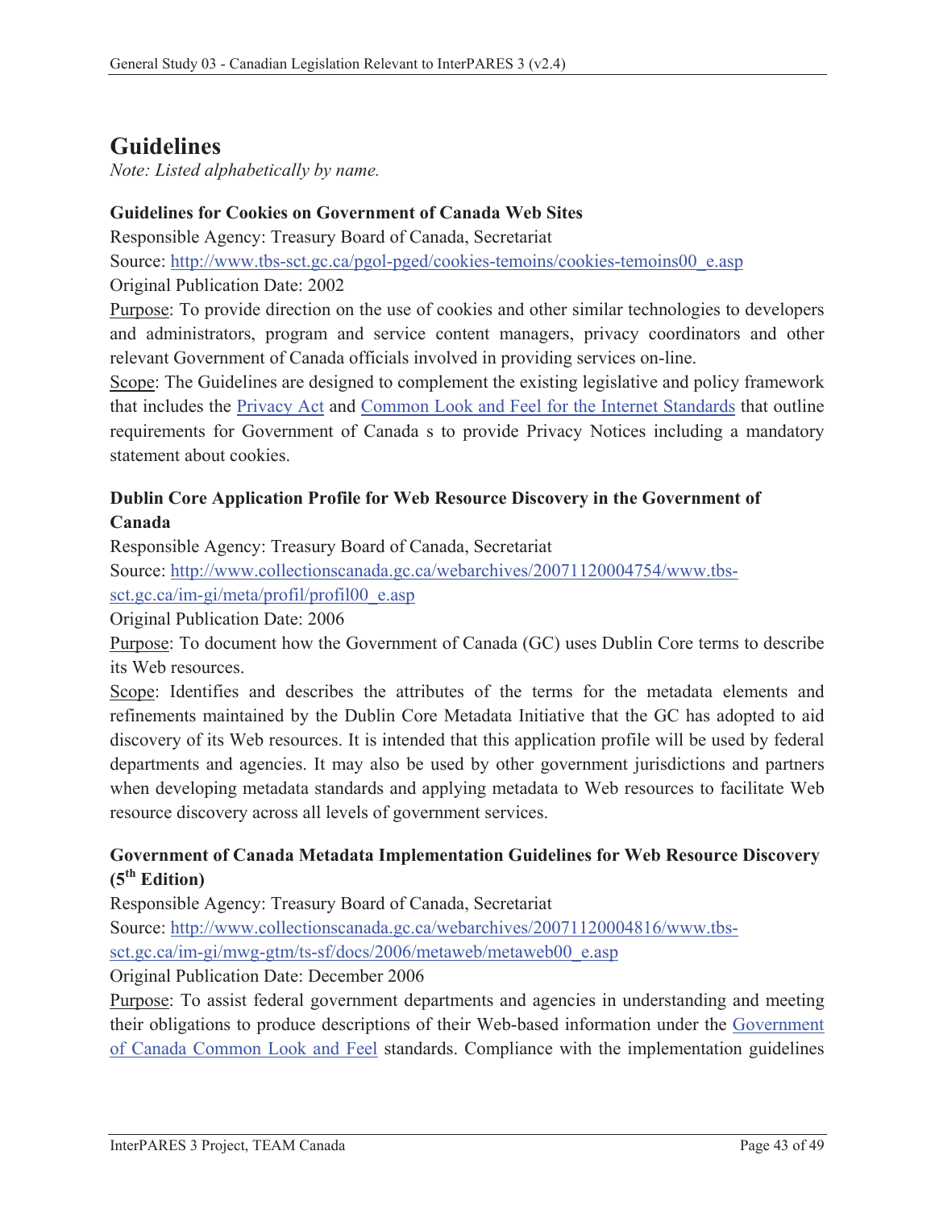# Guidelines

*Note: Listed alphabetically by name.*

**Guidelines for Cookies on Government of Canada Web Sites**

Responsible Agency: Treasury Board of Canada, Secretariat

Source: http://www.tbs-sct.gc.ca/pgol-pged/cookies-temoins/cookies-temoins00_e.asp

Original Publication Date: 2002

Purpose: To provide direction on the use of cookies and other similar technologies to developers and administrators, program and service content managers, privacy coordinators and other relevant Government of Canada officials involved in providing services on-line.

Scope: The Guidelines are designed to complement the existing legislative and policy framework that includes the Privacy Act and Common Look and Feel for the Internet Standards that outline requirements for Government of Canada s to provide Privacy Notices including a mandatory statement about cookies.

**Dublin Core Application Profile for Web Resource Discovery in the Government of Canada**

Responsible Agency: Treasury Board of Canada, Secretariat

Source: http://www.collectionscanada.gc.ca/webarchives/20071120004754/www.tbs-sct.gc.ca/im-gi/meta/profil/profil00_e.asp

Original Publication Date: 2006

Purpose: To document how the Government of Canada (GC) uses Dublin Core terms to describe its Web resources.

Scope: Identifies and describes the attributes of the terms for the metadata elements and refinements maintained by the Dublin Core Metadata Initiative that the GC has adopted to aid discovery of its Web resources. It is intended that this application profile will be used by federal departments and agencies. It may also be used by other government jurisdictions and partners when developing metadata standards and applying metadata to Web resources to facilitate Web resource discovery across all levels of government services.

**Government of Canada Metadata Implementation Guidelines for Web Resource Discovery (5th Edition)**

Responsible Agency: Treasury Board of Canada, Secretariat

Source: http://www.collectionscanada.gc.ca/webarchives/20071120004816/www.tbs-sct.gc.ca/im-gi/mwg-gtm/ts-sf/docs/2006/metaweb/metaweb00_e.asp

Original Publication Date: December 2006

Purpose: To assist federal government departments and agencies in understanding and meeting their obligations to produce descriptions of their Web-based information under the Government of Canada Common Look and Feel standards. Compliance with the implementation guidelines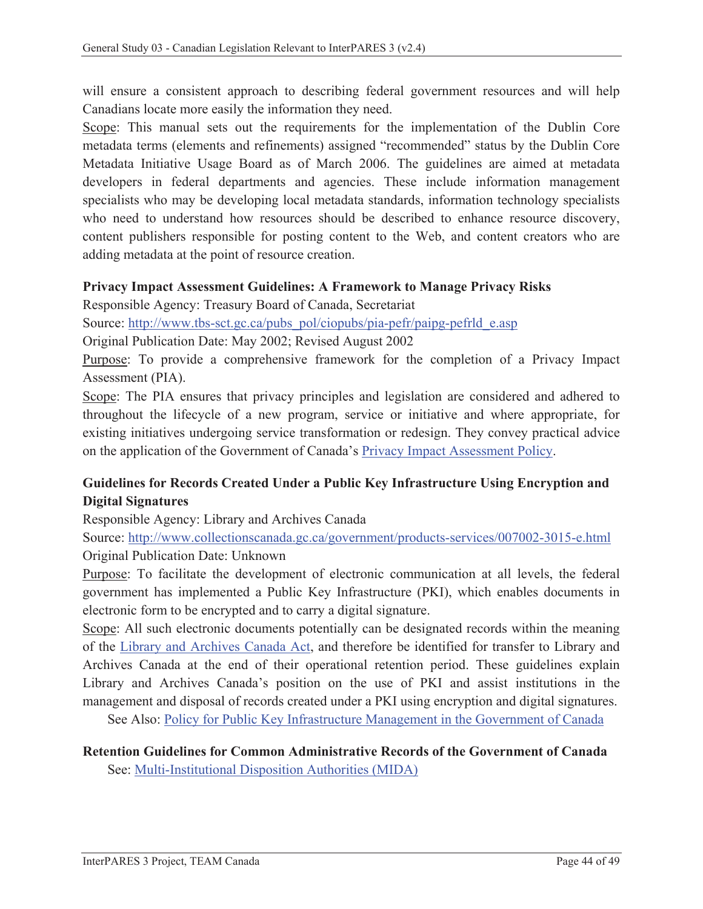will ensure a consistent approach to describing federal government resources and will help Canadians locate more easily the information they need.

Scope: This manual sets out the requirements for the implementation of the Dublin Core metadata terms (elements and refinements) assigned "recommended" status by the Dublin Core Metadata Initiative Usage Board as of March 2006. The guidelines are aimed at metadata developers in federal departments and agencies. These include information management specialists who may be developing local metadata standards, information technology specialists who need to understand how resources should be described to enhance resource discovery, content publishers responsible for posting content to the Web, and content creators who are adding metadata at the point of resource creation.

**Privacy Impact Assessment Guidelines: A Framework to Manage Privacy Risks**

Responsible Agency: Treasury Board of Canada, Secretariat

Source: http://www.tbs-sct.gc.ca/pubs_pol/ciopubs/pia-pefr/paipg-pefrld_e.asp

Original Publication Date: May 2002; Revised August 2002

Purpose: To provide a comprehensive framework for the completion of a Privacy Impact Assessment (PIA).

Scope: The PIA ensures that privacy principles and legislation are considered and adhered to throughout the lifecycle of a new program, service or initiative and where appropriate, for existing initiatives undergoing service transformation or redesign. They convey practical advice on the application of the Government of Canada's Privacy Impact Assessment Policy.

**Guidelines for Records Created Under a Public Key Infrastructure Using Encryption and Digital Signatures**

Responsible Agency: Library and Archives Canada

Source: http://www.collectionscanada.gc.ca/government/products-services/007002-3015-e.html

Original Publication Date: Unknown

Purpose: To facilitate the development of electronic communication at all levels, the federal government has implemented a Public Key Infrastructure (PKI), which enables documents in electronic form to be encrypted and to carry a digital signature.

Scope: All such electronic documents potentially can be designated records within the meaning of the Library and Archives Canada Act, and therefore be identified for transfer to Library and Archives Canada at the end of their operational retention period. These guidelines explain Library and Archives Canada's position on the use of PKI and assist institutions in the management and disposal of records created under a PKI using encryption and digital signatures.

See Also: Policy for Public Key Infrastructure Management in the Government of Canada

**Retention Guidelines for Common Administrative Records of the Government of Canada**

See: Multi-Institutional Disposition Authorities (MIDA)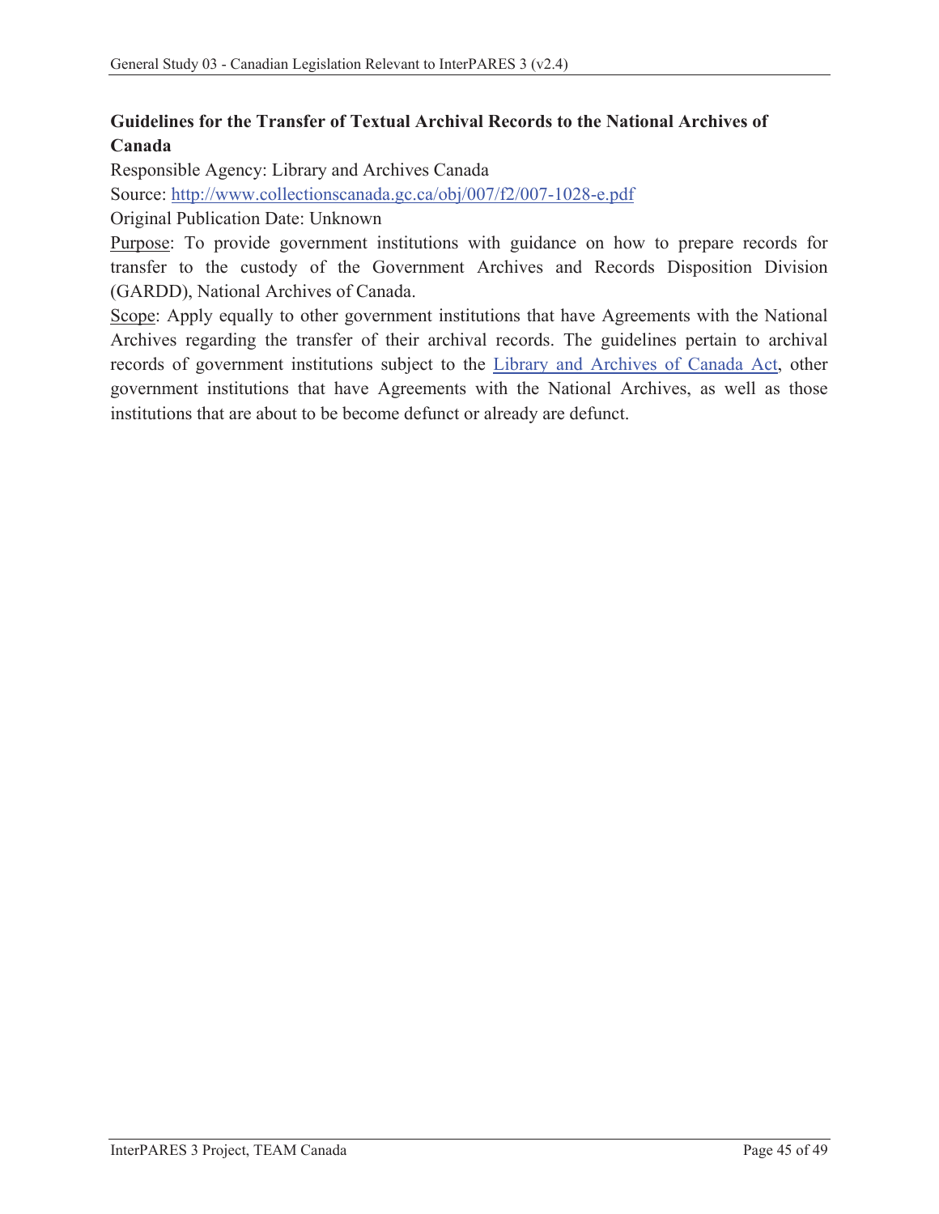**Guidelines for the Transfer of Textual Archival Records to the National Archives of Canada**

Responsible Agency: Library and Archives Canada

Source: [http://www.collectionscanada.gc.ca/obj/007/f2/007-1028-e.pdf](http://www.collectionscanada.gc.ca/obj/007/f2/007-1028-e.pdf)

Original Publication Date: Unknown

Purpose: To provide government institutions with guidance on how to prepare records for transfer to the custody of the Government Archives and Records Disposition Division (GARDD), National Archives of Canada.

Scope: Apply equally to other government institutions that have Agreements with the National Archives regarding the transfer of their archival records. The guidelines pertain to archival records of government institutions subject to the Library and Archives of Canada Act, other government institutions that have Agreements with the National Archives, as well as those institutions that are about to be become defunct or already are defunct.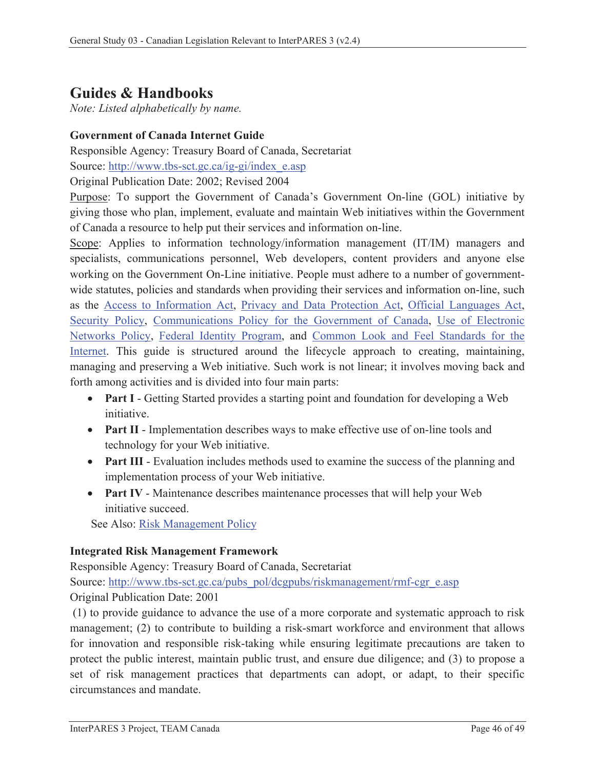## Guides & Handbooks

*Note: Listed alphabetically by name.*

**Government of Canada Internet Guide**

Responsible Agency: Treasury Board of Canada, Secretariat

Source: http://www.tbs-sct.gc.ca/ig-gi/index_e.asp

Original Publication Date: 2002; Revised 2004

Purpose: To support the Government of Canada's Government On-line (GOL) initiative by giving those who plan, implement, evaluate and maintain Web initiatives within the Government of Canada a resource to help put their services and information on-line.

Scope: Applies to information technology/information management (IT/IM) managers and specialists, communications personnel, Web developers, content providers and anyone else working on the Government On-Line initiative. People must adhere to a number of government-wide statutes, policies and standards when providing their services and information on-line, such as the Access to Information Act, Privacy and Data Protection Act, Official Languages Act, Security Policy, Communications Policy for the Government of Canada, Use of Electronic Networks Policy, Federal Identity Program, and Common Look and Feel Standards for the Internet. This guide is structured around the lifecycle approach to creating, maintaining, managing and preserving a Web initiative. Such work is not linear; it involves moving back and forth among activities and is divided into four main parts:

- **Part I** - Getting Started provides a starting point and foundation for developing a Web initiative.
- **Part II** - Implementation describes ways to make effective use of on-line tools and technology for your Web initiative.
- **Part III** - Evaluation includes methods used to examine the success of the planning and implementation process of your Web initiative.
- **Part IV** - Maintenance describes maintenance processes that will help your Web initiative succeed.

See Also: Risk Management Policy

**Integrated Risk Management Framework**

Responsible Agency: Treasury Board of Canada, Secretariat

Source: http://www.tbs-sct.gc.ca/pubs_pol/dcgpubs/riskmanagement/rmf-cgr_e.asp

Original Publication Date: 2001

(1) to provide guidance to advance the use of a more corporate and systematic approach to risk management; (2) to contribute to building a risk-smart workforce and environment that allows for innovation and responsible risk-taking while ensuring legitimate precautions are taken to protect the public interest, maintain public trust, and ensure due diligence; and (3) to propose a set of risk management practices that departments can adopt, or adapt, to their specific circumstances and mandate.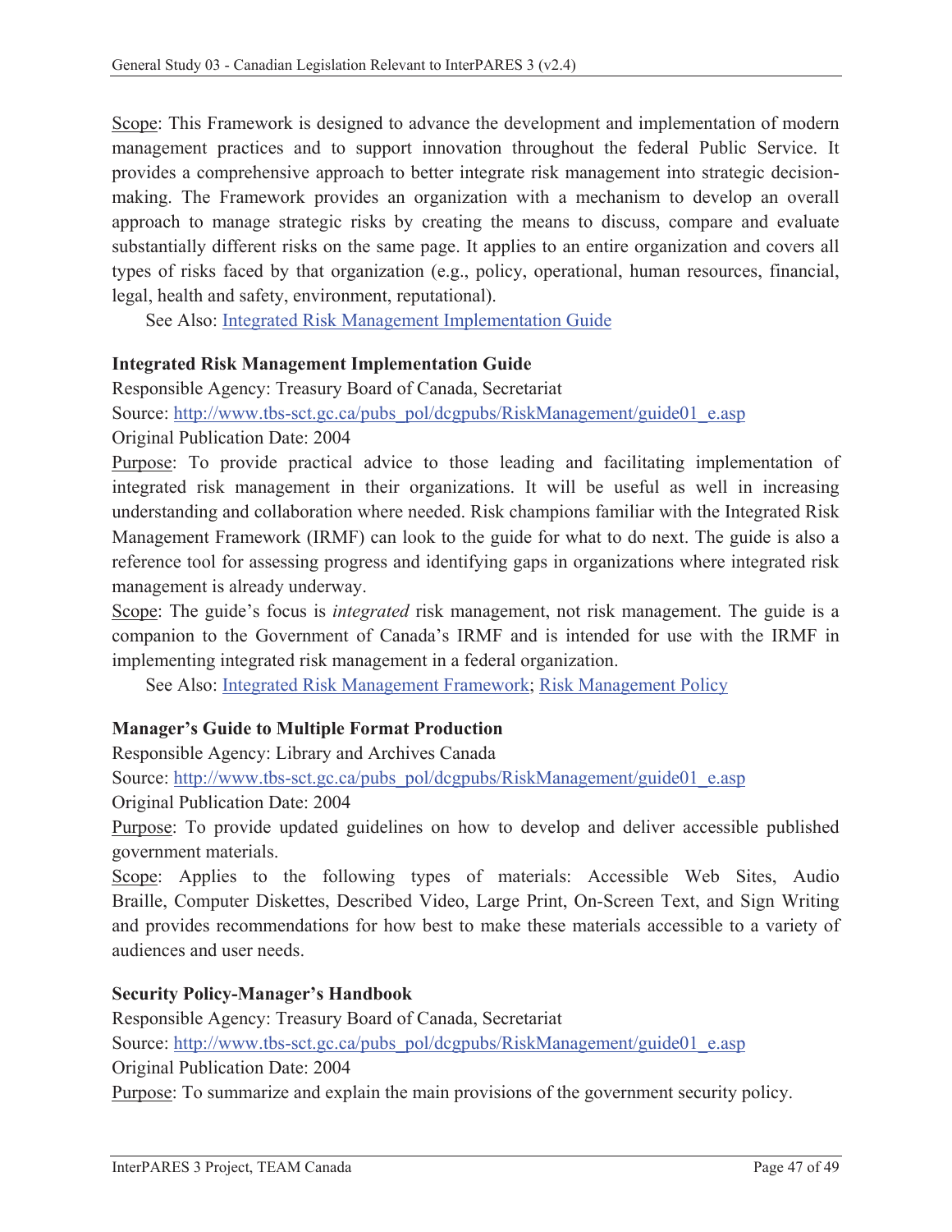Scope: This Framework is designed to advance the development and implementation of modern management practices and to support innovation throughout the federal Public Service. It provides a comprehensive approach to better integrate risk management into strategic decision-making. The Framework provides an organization with a mechanism to develop an overall approach to manage strategic risks by creating the means to discuss, compare and evaluate substantially different risks on the same page. It applies to an entire organization and covers all types of risks faced by that organization (e.g., policy, operational, human resources, financial, legal, health and safety, environment, reputational).

See Also: Integrated Risk Management Implementation Guide

**Integrated Risk Management Implementation Guide**

Responsible Agency: Treasury Board of Canada, Secretariat

Source: http://www.tbs-sct.gc.ca/pubs_pol/dcgpubs/RiskManagement/guide01_e.asp

Original Publication Date: 2004

Purpose: To provide practical advice to those leading and facilitating implementation of integrated risk management in their organizations. It will be useful as well in increasing understanding and collaboration where needed. Risk champions familiar with the Integrated Risk Management Framework (IRMF) can look to the guide for what to do next. The guide is also a reference tool for assessing progress and identifying gaps in organizations where integrated risk management is already underway.

Scope: The guide's focus is *integrated* risk management, not risk management. The guide is a companion to the Government of Canada's IRMF and is intended for use with the IRMF in implementing integrated risk management in a federal organization.

See Also: Integrated Risk Management Framework; Risk Management Policy

**Manager's Guide to Multiple Format Production**

Responsible Agency: Library and Archives Canada

Source: http://www.tbs-sct.gc.ca/pubs_pol/dcgpubs/RiskManagement/guide01_e.asp

Original Publication Date: 2004

Purpose: To provide updated guidelines on how to develop and deliver accessible published government materials.

Scope: Applies to the following types of materials: Accessible Web Sites, Audio Braille, Computer Diskettes, Described Video, Large Print, On-Screen Text, and Sign Writing and provides recommendations for how best to make these materials accessible to a variety of audiences and user needs.

**Security Policy-Manager's Handbook**

Responsible Agency: Treasury Board of Canada, Secretariat

Source: http://www.tbs-sct.gc.ca/pubs_pol/dcgpubs/RiskManagement/guide01_e.asp

Original Publication Date: 2004

Purpose: To summarize and explain the main provisions of the government security policy.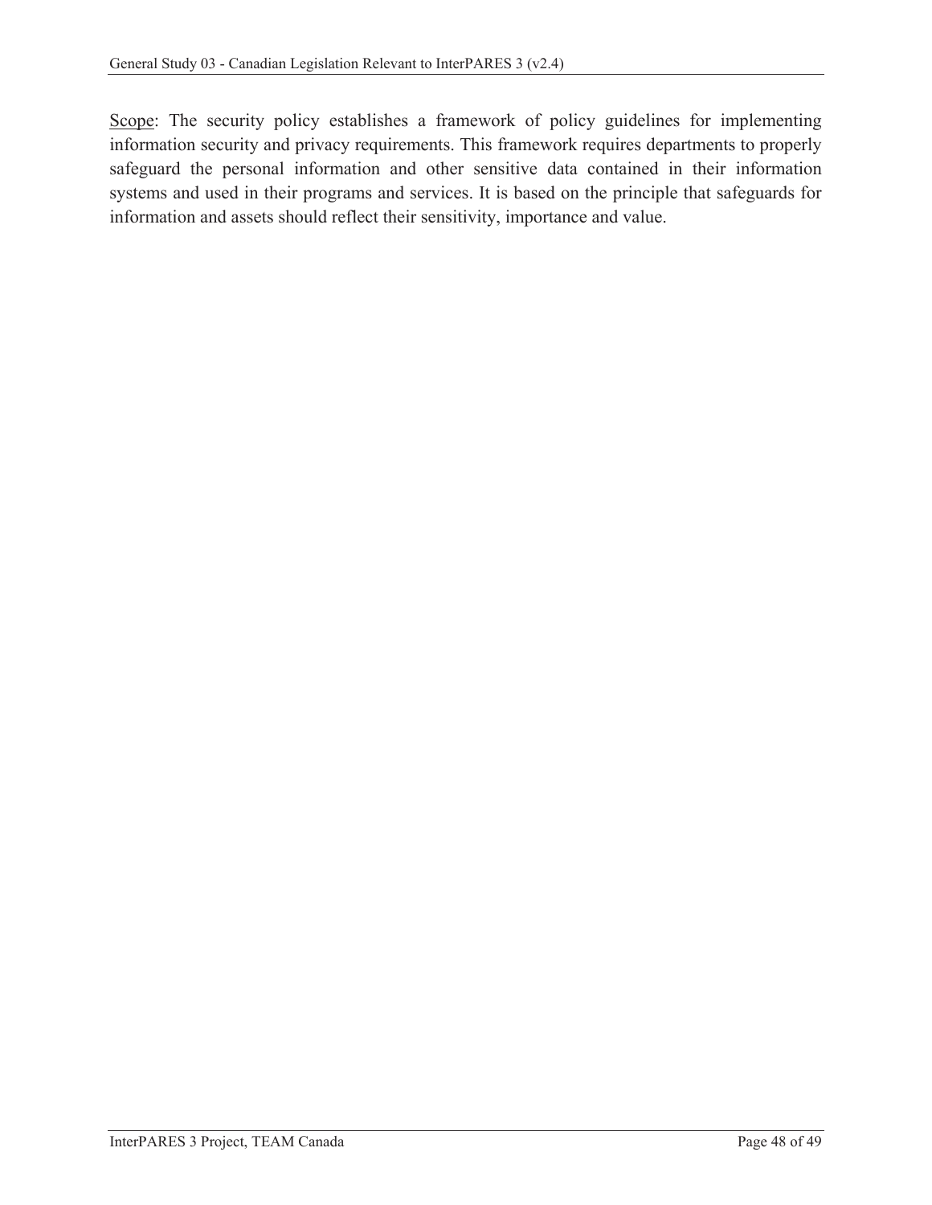Scope: The security policy establishes a framework of policy guidelines for implementing information security and privacy requirements. This framework requires departments to properly safeguard the personal information and other sensitive data contained in their information systems and used in their programs and services. It is based on the principle that safeguards for information and assets should reflect their sensitivity, importance and value.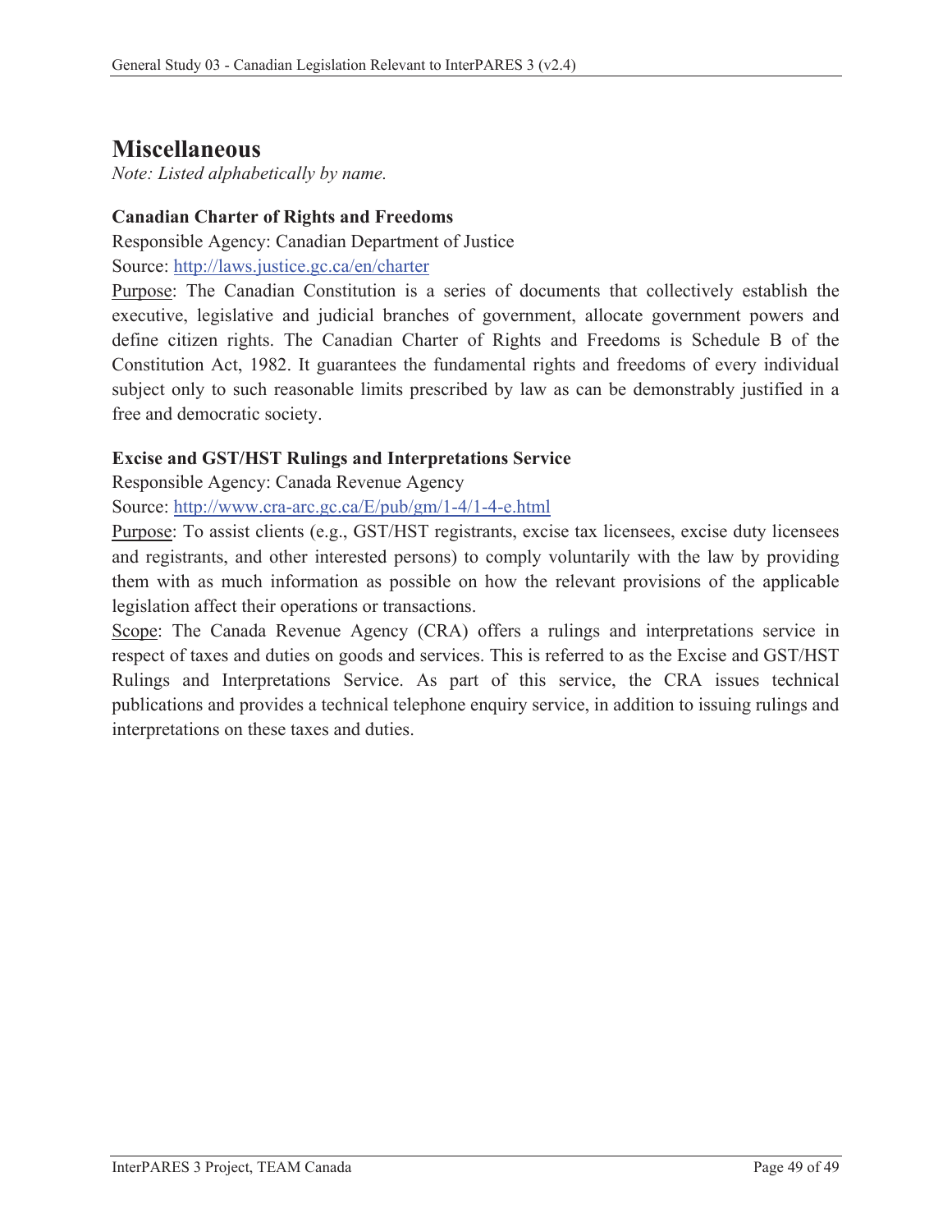# Miscellaneous

*Note: Listed alphabetically by name.*

**Canadian Charter of Rights and Freedoms**

Responsible Agency: Canadian Department of Justice

Source: http://laws.justice.gc.ca/en/charter

Purpose: The Canadian Constitution is a series of documents that collectively establish the executive, legislative and judicial branches of government, allocate government powers and define citizen rights. The Canadian Charter of Rights and Freedoms is Schedule B of the Constitution Act, 1982. It guarantees the fundamental rights and freedoms of every individual subject only to such reasonable limits prescribed by law as can be demonstrably justified in a free and democratic society.

**Excise and GST/HST Rulings and Interpretations Service**

Responsible Agency: Canada Revenue Agency

Source: http://www.cra-arc.gc.ca/E/pub/gm/1-4/1-4-e.html

Purpose: To assist clients (e.g., GST/HST registrants, excise tax licensees, excise duty licensees and registrants, and other interested persons) to comply voluntarily with the law by providing them with as much information as possible on how the relevant provisions of the applicable legislation affect their operations or transactions.

Scope: The Canada Revenue Agency (CRA) offers a rulings and interpretations service in respect of taxes and duties on goods and services. This is referred to as the Excise and GST/HST Rulings and Interpretations Service. As part of this service, the CRA issues technical publications and provides a technical telephone enquiry service, in addition to issuing rulings and interpretations on these taxes and duties.